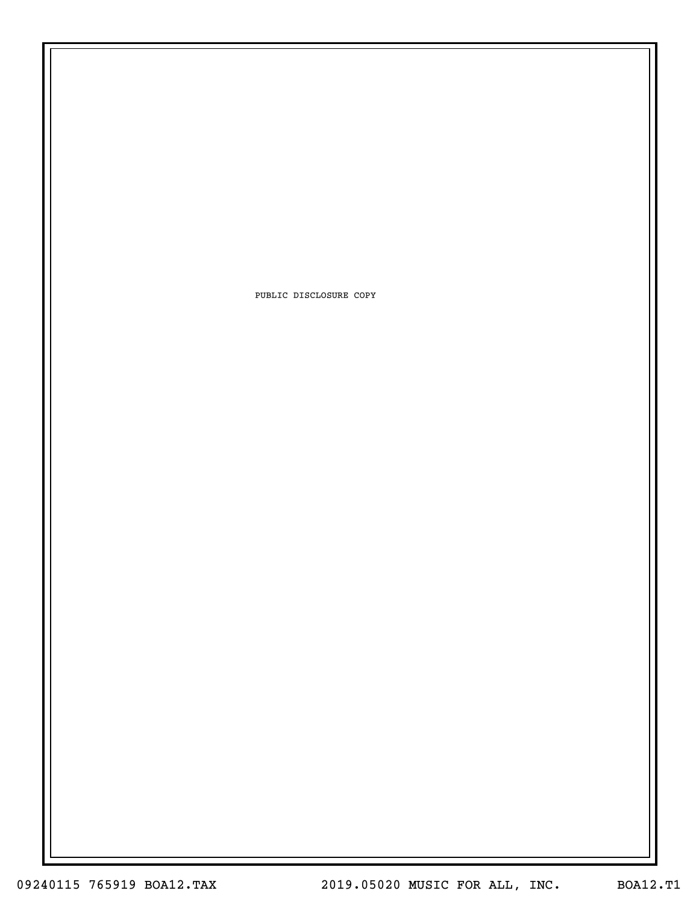PUBLIC DISCLOSURE COPY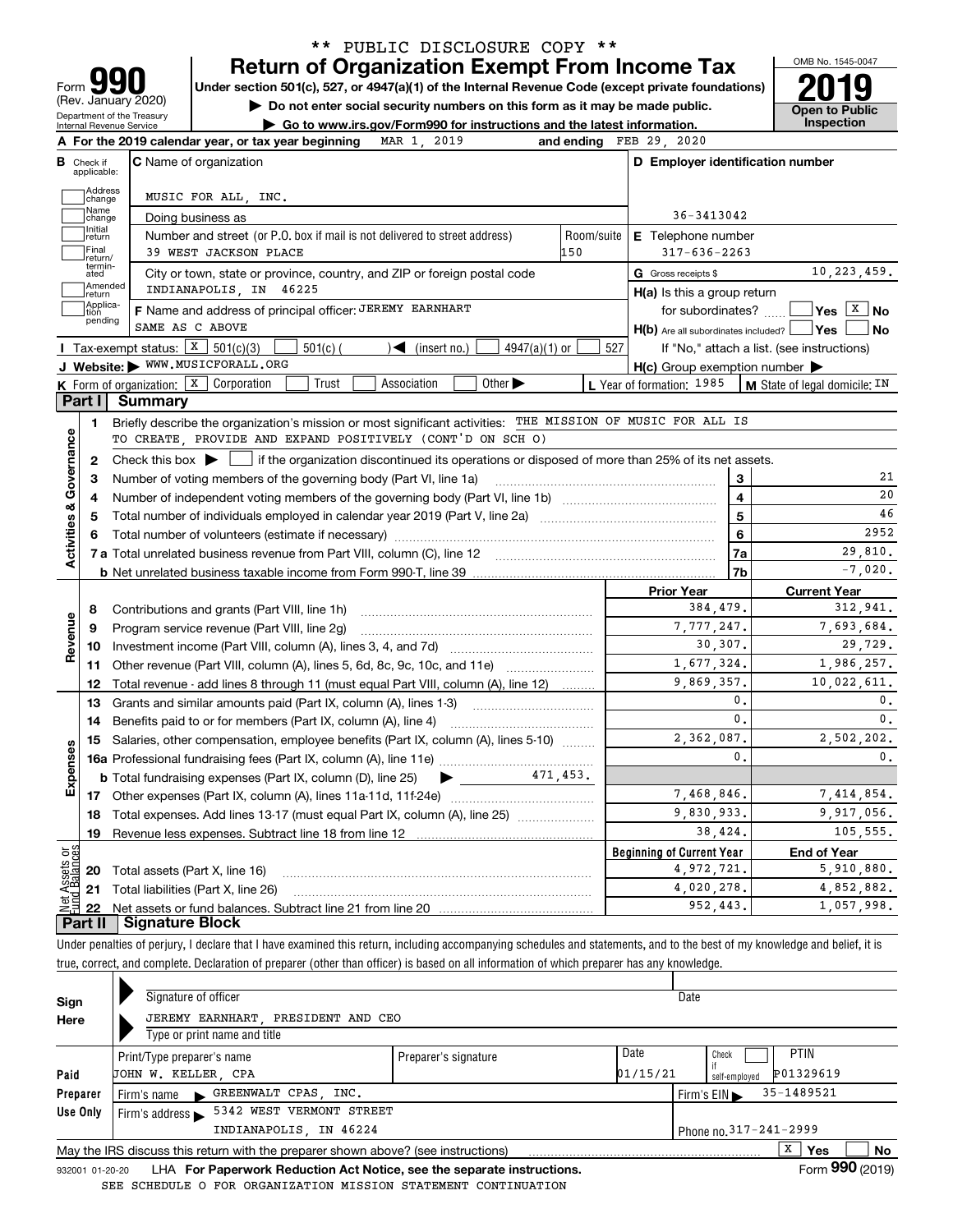\*\* PUBLIC DISCLOSURE COPY \*\*

# Form 990 Return of Organization Exempt From Income Tax

(Rev. January 2020)

Department of the Treasury
Internal Revenue Service

**Under section 501(c), 527, or 4947(a)(1) of the Internal Revenue Code (except private foundations)**

▶ **Do not enter social security numbers on this form as it may be made public.**

▶ **Go to www.irs.gov/Form990 for instructions and the latest information.**

OMB No. 1545-0047

**2019**

**Open to Public Inspection**

**A For the 2019 calendar year, or tax year beginning** MAR 1, 2019 **and ending** FEB 29, 2020

**B** Check if applicable:
- Address change
- Name change
- Initial return
- Final return/terminated
- Amended return
- Application pending

**C** Name of organization: MUSIC FOR ALL, INC.

Doing business as

Number and street (or P.O. box if mail is not delivered to street address): 39 WEST JACKSON PLACE — Room/suite: 150

City or town, state or province, country, and ZIP or foreign postal code: INDIANAPOLIS, IN 46225

**F** Name and address of principal officer: JEREMY EARNHART, SAME AS C ABOVE

**D Employer identification number:** 36-3413042

**E** Telephone number: 317-636-2263

**G** Gross receipts $ 10,223,459.

**H(a)** Is this a group return for subordinates? ☐ Yes ☒ No

**H(b)** Are all subordinates included? ☐ Yes ☐ No — If "No," attach a list. (see instructions)

**H(c)** Group exemption number ▶

**I** Tax-exempt status: ☒ 501(c)(3) ☐ 501(c) ( ) ◀ (insert no.) ☐ 4947(a)(1) or ☐ 527

**J** Website: ▶ WWW.MUSICFORALL.ORG

**K** Form of organization: ☒ Corporation ☐ Trust ☐ Association ☐ Other ▶

**L** Year of formation: 1985 **M** State of legal domicile: IN

## Part I Summary

**Activities & Governance**

1. Briefly describe the organization's mission or most significant activities: THE MISSION OF MUSIC FOR ALL IS TO CREATE, PROVIDE AND EXPAND POSITIVELY (CONT'D ON SCH O)
2. Check this box ▶ ☐ if the organization discontinued its operations or disposed of more than 25% of its net assets.

| Line | Description | No. | Amount |
|---|---|---|---|
| 3 | Number of voting members of the governing body (Part VI, line 1a) | 3 | 21 |
| 4 | Number of independent voting members of the governing body (Part VI, line 1b) | 4 | 20 |
| 5 | Total number of individuals employed in calendar year 2019 (Part V, line 2a) | 5 | 46 |
| 6 | Total number of volunteers (estimate if necessary) | 6 | 2952 |
| 7a | Total unrelated business revenue from Part VIII, column (C), line 12 | 7a | 29,810. |
| 7b | Net unrelated business taxable income from Form 990-T, line 39 | 7b | -7,020. |

| Section | Line | Description | Prior Year | Current Year |
|---|---|---|---|---|
| Revenue | 8 | Contributions and grants (Part VIII, line 1h) | 384,479. | 312,941. |
| | 9 | Program service revenue (Part VIII, line 2g) | 7,777,247. | 7,693,684. |
| | 10 | Investment income (Part VIII, column (A), lines 3, 4, and 7d) | 30,307. | 29,729. |
| | 11 | Other revenue (Part VIII, column (A), lines 5, 6d, 8c, 9c, 10c, and 11e) | 1,677,324. | 1,986,257. |
| | 12 | Total revenue - add lines 8 through 11 (must equal Part VIII, column (A), line 12) | 9,869,357. | 10,022,611. |
| Expenses | 13 | Grants and similar amounts paid (Part IX, column (A), lines 1-3) | 0. | 0. |
| | 14 | Benefits paid to or for members (Part IX, column (A), line 4) | 0. | 0. |
| | 15 | Salaries, other compensation, employee benefits (Part IX, column (A), lines 5-10) | 2,362,087. | 2,502,202. |
| | 16a | Professional fundraising fees (Part IX, column (A), line 11e) | 0. | 0. |
| | b | Total fundraising expenses (Part IX, column (D), line 25) ▶ 471,453. | | |
| | 17 | Other expenses (Part IX, column (A), lines 11a-11d, 11f-24e) | 7,468,846. | 7,414,854. |
| | 18 | Total expenses. Add lines 13-17 (must equal Part IX, column (A), line 25) | 9,830,933. | 9,917,056. |
| | 19 | Revenue less expenses. Subtract line 18 from line 12 | 38,424. | 105,555. |

| Section | Line | Description | Beginning of Current Year | End of Year |
|---|---|---|---|---|
| Net Assets or Fund Balances | 20 | Total assets (Part X, line 16) | 4,972,721. | 5,910,880. |
| | 21 | Total liabilities (Part X, line 26) | 4,020,278. | 4,852,882. |
| | 22 | Net assets or fund balances. Subtract line 21 from line 20 | 952,443. | 1,057,998. |

## Part II Signature Block

Under penalties of perjury, I declare that I have examined this return, including accompanying schedules and statements, and to the best of my knowledge and belief, it is true, correct, and complete. Declaration of preparer (other than officer) is based on all information of which preparer has any knowledge.

**Sign Here**

Signature of officer — Date

JEREMY EARNHART, PRESIDENT AND CEO
Type or print name and title

**Paid Preparer Use Only**

| Print/Type preparer's name | Preparer's signature | Date | Check if self-employed | PTIN |
|---|---|---|---|---|
| JOHN W. KELLER, CPA | | 01/15/21 | ☐ | P01329619 |

Firm's name ▶ GREENWALT CPAS, INC. — Firm's EIN ▶ 35-1489521

Firm's address ▶ 5342 WEST VERMONT STREET, INDIANAPOLIS, IN 46224 — Phone no. 317-241-2999

May the IRS discuss this return with the preparer shown above? (see instructions) ☒ Yes ☐ No

932001 01-20-20 LHA **For Paperwork Reduction Act Notice, see the separate instructions.** Form **990** (2019)

SEE SCHEDULE O FOR ORGANIZATION MISSION STATEMENT CONTINUATION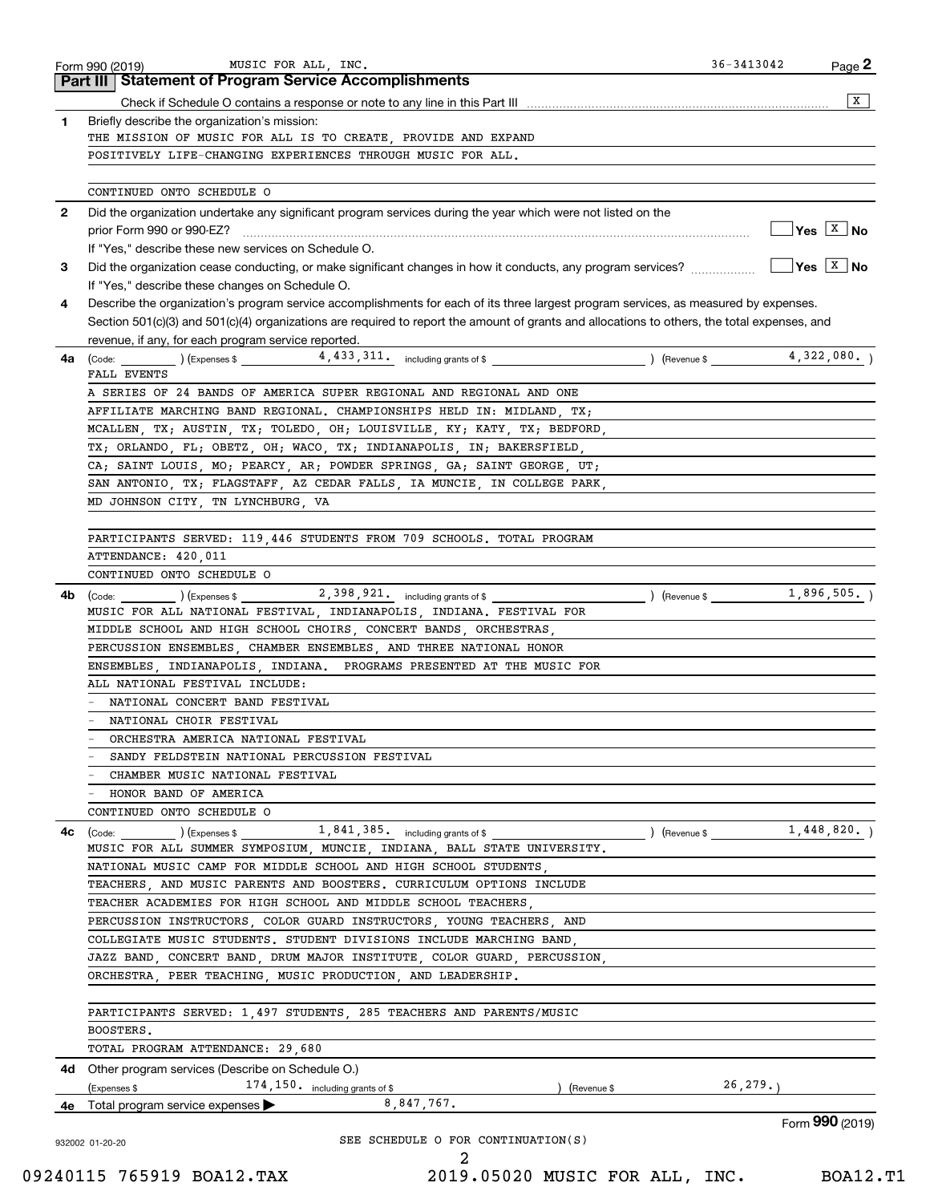Form 990 (2019) MUSIC FOR ALL, INC. 36-3413042 Page 2

## Part III Statement of Program Service Accomplishments

Check if Schedule O contains a response or note to any line in this Part III ..... [X]

**1** Briefly describe the organization's mission:

THE MISSION OF MUSIC FOR ALL IS TO CREATE, PROVIDE AND EXPAND POSITIVELY LIFE-CHANGING EXPERIENCES THROUGH MUSIC FOR ALL.

CONTINUED ONTO SCHEDULE O

**2** Did the organization undertake any significant program services during the year which were not listed on the prior Form 990 or 990-EZ? ..... [ ] Yes [X] No

If "Yes," describe these new services on Schedule O.

**3** Did the organization cease conducting, or make significant changes in how it conducts, any program services? ..... [ ] Yes [X] No

If "Yes," describe these changes on Schedule O.

**4** Describe the organization's program service accomplishments for each of its three largest program services, as measured by expenses. Section 501(c)(3) and 501(c)(4) organizations are required to report the amount of grants and allocations to others, the total expenses, and revenue, if any, for each program service reported.

**4a** (Code: ) (Expenses $ 4,433,311. including grants of $ ) (Revenue $ 4,322,080. )

FALL EVENTS

A SERIES OF 24 BANDS OF AMERICA SUPER REGIONAL AND REGIONAL AND ONE AFFILIATE MARCHING BAND REGIONAL. CHAMPIONSHIPS HELD IN: MIDLAND, TX; MCALLEN, TX; AUSTIN, TX; TOLEDO, OH; LOUISVILLE, KY; KATY, TX; BEDFORD, TX; ORLANDO, FL; OBETZ, OH; WACO, TX; INDIANAPOLIS, IN; BAKERSFIELD, CA; SAINT LOUIS, MO; PEARCY, AR; POWDER SPRINGS, GA; SAINT GEORGE, UT; SAN ANTONIO, TX; FLAGSTAFF, AZ CEDAR FALLS, IA MUNCIE, IN COLLEGE PARK, MD JOHNSON CITY, TN LYNCHBURG, VA

PARTICIPANTS SERVED: 119,446 STUDENTS FROM 709 SCHOOLS. TOTAL PROGRAM ATTENDANCE: 420,011

CONTINUED ONTO SCHEDULE O

**4b** (Code: ) (Expenses $ 2,398,921. including grants of $ ) (Revenue $ 1,896,505. )

MUSIC FOR ALL NATIONAL FESTIVAL, INDIANAPOLIS, INDIANA. FESTIVAL FOR MIDDLE SCHOOL AND HIGH SCHOOL CHOIRS, CONCERT BANDS, ORCHESTRAS, PERCUSSION ENSEMBLES, CHAMBER ENSEMBLES, AND THREE NATIONAL HONOR ENSEMBLES, INDIANAPOLIS, INDIANA. PROGRAMS PRESENTED AT THE MUSIC FOR ALL NATIONAL FESTIVAL INCLUDE:

- NATIONAL CONCERT BAND FESTIVAL
- NATIONAL CHOIR FESTIVAL
- ORCHESTRA AMERICA NATIONAL FESTIVAL
- SANDY FELDSTEIN NATIONAL PERCUSSION FESTIVAL
- CHAMBER MUSIC NATIONAL FESTIVAL
- HONOR BAND OF AMERICA

CONTINUED ONTO SCHEDULE O

**4c** (Code: ) (Expenses $ 1,841,385. including grants of $ ) (Revenue $ 1,448,820. )

MUSIC FOR ALL SUMMER SYMPOSIUM, MUNCIE, INDIANA, BALL STATE UNIVERSITY. NATIONAL MUSIC CAMP FOR MIDDLE SCHOOL AND HIGH SCHOOL STUDENTS, TEACHERS, AND MUSIC PARENTS AND BOOSTERS. CURRICULUM OPTIONS INCLUDE TEACHER ACADEMIES FOR HIGH SCHOOL AND MIDDLE SCHOOL TEACHERS, PERCUSSION INSTRUCTORS, COLOR GUARD INSTRUCTORS, YOUNG TEACHERS, AND COLLEGIATE MUSIC STUDENTS. STUDENT DIVISIONS INCLUDE MARCHING BAND, JAZZ BAND, CONCERT BAND, DRUM MAJOR INSTITUTE, COLOR GUARD, PERCUSSION, ORCHESTRA, PEER TEACHING, MUSIC PRODUCTION, AND LEADERSHIP.

PARTICIPANTS SERVED: 1,497 STUDENTS, 285 TEACHERS AND PARENTS/MUSIC BOOSTERS.

TOTAL PROGRAM ATTENDANCE: 29,680

**4d** Other program services (Describe on Schedule O.)

(Expenses $ 174,150. including grants of $ ) (Revenue $ 26,279. )

**4e** Total program service expenses ▶ 8,847,767.

Form **990** (2019)

932002 01-20-20

SEE SCHEDULE O FOR CONTINUATION(S)

09240115 765919 BOA12.TAX 2019.05020 MUSIC FOR ALL, INC. BOA12.T1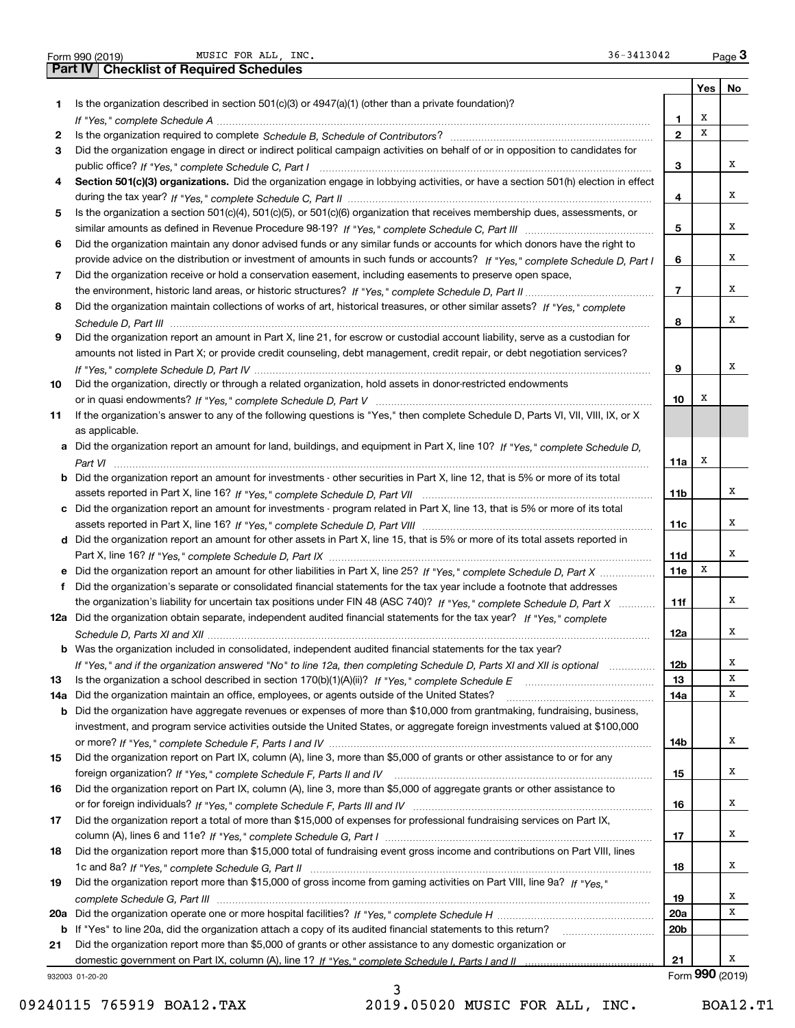Form 990 (2019) MUSIC FOR ALL, INC. 36-3413042 Page 3

## Part IV | Checklist of Required Schedules

| | | | Yes | No |
|---|---|---|---|---|
| 1 | Is the organization described in section 501(c)(3) or 4947(a)(1) (other than a private foundation)? *If "Yes," complete Schedule A* | 1 | X | |
| 2 | Is the organization required to complete *Schedule B, Schedule of Contributors*? | 2 | X | |
| 3 | Did the organization engage in direct or indirect political campaign activities on behalf of or in opposition to candidates for public office? *If "Yes," complete Schedule C, Part I* | 3 | | X |
| 4 | **Section 501(c)(3) organizations.** Did the organization engage in lobbying activities, or have a section 501(h) election in effect during the tax year? *If "Yes," complete Schedule C, Part II* | 4 | | X |
| 5 | Is the organization a section 501(c)(4), 501(c)(5), or 501(c)(6) organization that receives membership dues, assessments, or similar amounts as defined in Revenue Procedure 98-19? *If "Yes," complete Schedule C, Part III* | 5 | | X |
| 6 | Did the organization maintain any donor advised funds or any similar funds or accounts for which donors have the right to provide advice on the distribution or investment of amounts in such funds or accounts? *If "Yes," complete Schedule D, Part I* | 6 | | X |
| 7 | Did the organization receive or hold a conservation easement, including easements to preserve open space, the environment, historic land areas, or historic structures? *If "Yes," complete Schedule D, Part II* | 7 | | X |
| 8 | Did the organization maintain collections of works of art, historical treasures, or other similar assets? *If "Yes," complete Schedule D, Part III* | 8 | | X |
| 9 | Did the organization report an amount in Part X, line 21, for escrow or custodial account liability, serve as a custodian for amounts not listed in Part X; or provide credit counseling, debt management, credit repair, or debt negotiation services? *If "Yes," complete Schedule D, Part IV* | 9 | | X |
| 10 | Did the organization, directly or through a related organization, hold assets in donor-restricted endowments or in quasi endowments? *If "Yes," complete Schedule D, Part V* | 10 | X | |
| 11 | If the organization's answer to any of the following questions is "Yes," then complete Schedule D, Parts VI, VII, VIII, IX, or X as applicable. | | | |
| a | Did the organization report an amount for land, buildings, and equipment in Part X, line 10? *If "Yes," complete Schedule D, Part VI* | 11a | X | |
| b | Did the organization report an amount for investments - other securities in Part X, line 12, that is 5% or more of its total assets reported in Part X, line 16? *If "Yes," complete Schedule D, Part VII* | 11b | | X |
| c | Did the organization report an amount for investments - program related in Part X, line 13, that is 5% or more of its total assets reported in Part X, line 16? *If "Yes," complete Schedule D, Part VIII* | 11c | | X |
| d | Did the organization report an amount for other assets in Part X, line 15, that is 5% or more of its total assets reported in Part X, line 16? *If "Yes," complete Schedule D, Part IX* | 11d | | X |
| e | Did the organization report an amount for other liabilities in Part X, line 25? *If "Yes," complete Schedule D, Part X* | 11e | X | |
| f | Did the organization's separate or consolidated financial statements for the tax year include a footnote that addresses the organization's liability for uncertain tax positions under FIN 48 (ASC 740)? *If "Yes," complete Schedule D, Part X* | 11f | | X |
| 12a | Did the organization obtain separate, independent audited financial statements for the tax year? *If "Yes," complete Schedule D, Parts XI and XII* | 12a | | X |
| b | Was the organization included in consolidated, independent audited financial statements for the tax year? *If "Yes," and if the organization answered "No" to line 12a, then completing Schedule D, Parts XI and XII is optional* | 12b | | X |
| 13 | Is the organization a school described in section 170(b)(1)(A)(ii)? *If "Yes," complete Schedule E* | 13 | | X |
| 14a | Did the organization maintain an office, employees, or agents outside of the United States? | 14a | | X |
| b | Did the organization have aggregate revenues or expenses of more than $10,000 from grantmaking, fundraising, business, investment, and program service activities outside the United States, or aggregate foreign investments valued at $100,000 or more? *If "Yes," complete Schedule F, Parts I and IV* | 14b | | X |
| 15 | Did the organization report on Part IX, column (A), line 3, more than $5,000 of grants or other assistance to or for any foreign organization? *If "Yes," complete Schedule F, Parts II and IV* | 15 | | X |
| 16 | Did the organization report on Part IX, column (A), line 3, more than $5,000 of aggregate grants or other assistance to or for foreign individuals? *If "Yes," complete Schedule F, Parts III and IV* | 16 | | X |
| 17 | Did the organization report a total of more than $15,000 of expenses for professional fundraising services on Part IX, column (A), lines 6 and 11e? *If "Yes," complete Schedule G, Part I* | 17 | | X |
| 18 | Did the organization report more than $15,000 total of fundraising event gross income and contributions on Part VIII, lines 1c and 8a? *If "Yes," complete Schedule G, Part II* | 18 | | X |
| 19 | Did the organization report more than $15,000 of gross income from gaming activities on Part VIII, line 9a? *If "Yes," complete Schedule G, Part III* | 19 | | X |
| 20a | Did the organization operate one or more hospital facilities? *If "Yes," complete Schedule H* | 20a | | X |
| b | If "Yes" to line 20a, did the organization attach a copy of its audited financial statements to this return? | 20b | | |
| 21 | Did the organization report more than $5,000 of grants or other assistance to any domestic organization or domestic government on Part IX, column (A), line 1? *If "Yes," complete Schedule I, Parts I and II* | 21 | | X |

932003 01-20-20 Form **990** (2019)

09240115 765919 BOA12.TAX 2019.05020 MUSIC FOR ALL, INC. BOA12.T1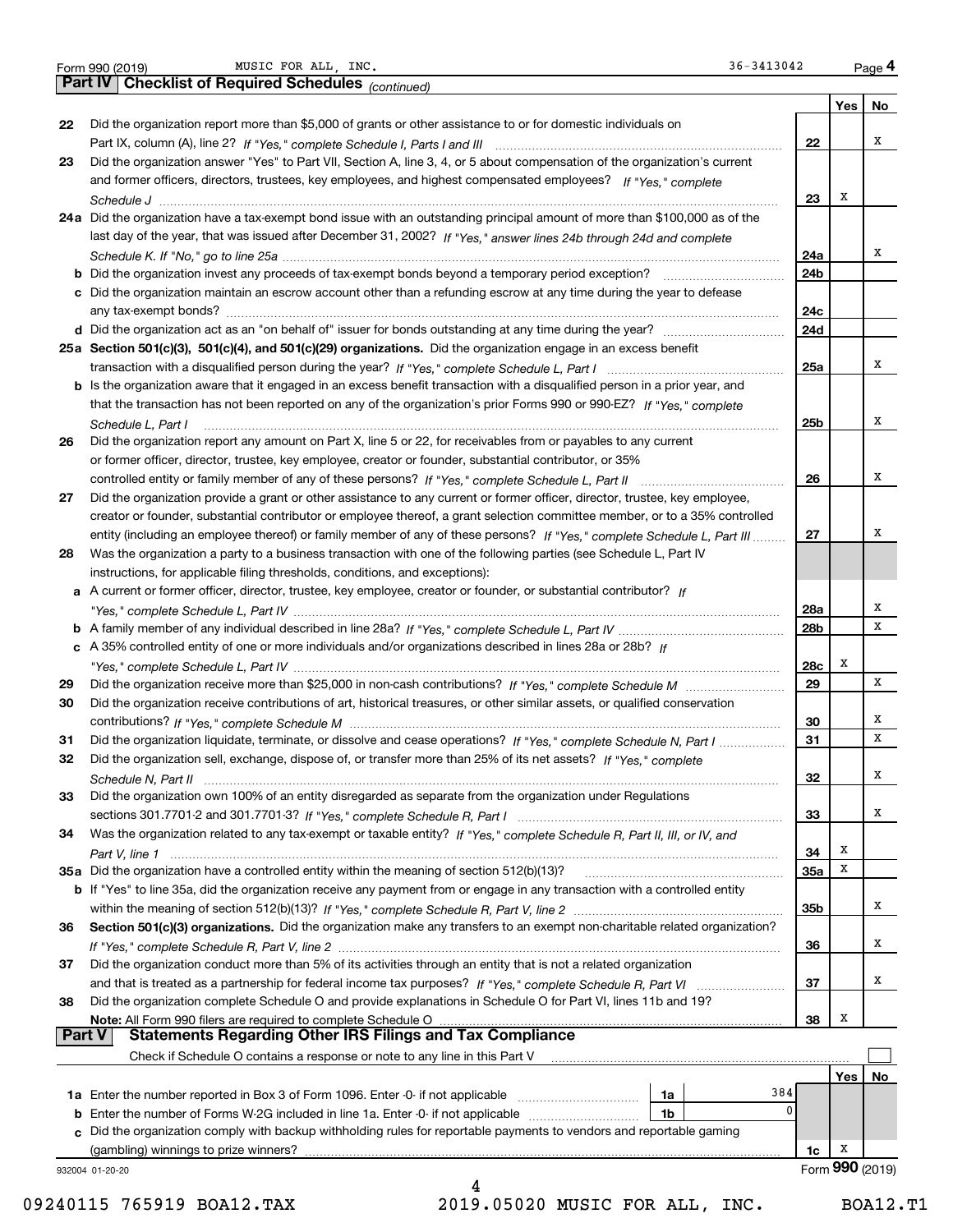Form 990 (2019) MUSIC FOR ALL, INC. 36-3413042 Page 4

**Part IV Checklist of Required Schedules** *(continued)*

| | | | Yes | No |
|---|---|---|---|---|
| 22 | Did the organization report more than $5,000 of grants or other assistance to or for domestic individuals on Part IX, column (A), line 2? *If "Yes," complete Schedule I, Parts I and III* | 22 | | X |
| 23 | Did the organization answer "Yes" to Part VII, Section A, line 3, 4, or 5 about compensation of the organization's current and former officers, directors, trustees, key employees, and highest compensated employees? *If "Yes," complete Schedule J* | 23 | X | |
| 24a | Did the organization have a tax-exempt bond issue with an outstanding principal amount of more than $100,000 as of the last day of the year, that was issued after December 31, 2002? *If "Yes," answer lines 24b through 24d and complete Schedule K. If "No," go to line 25a* | 24a | | X |
| b | Did the organization invest any proceeds of tax-exempt bonds beyond a temporary period exception? | 24b | | |
| c | Did the organization maintain an escrow account other than a refunding escrow at any time during the year to defease any tax-exempt bonds? | 24c | | |
| d | Did the organization act as an "on behalf of" issuer for bonds outstanding at any time during the year? | 24d | | |
| 25a | **Section 501(c)(3), 501(c)(4), and 501(c)(29) organizations.** Did the organization engage in an excess benefit transaction with a disqualified person during the year? *If "Yes," complete Schedule L, Part I* | 25a | | X |
| b | Is the organization aware that it engaged in an excess benefit transaction with a disqualified person in a prior year, and that the transaction has not been reported on any of the organization's prior Forms 990 or 990-EZ? *If "Yes," complete Schedule L, Part I* | 25b | | X |
| 26 | Did the organization report any amount on Part X, line 5 or 22, for receivables from or payables to any current or former officer, director, trustee, key employee, creator or founder, substantial contributor, or 35% controlled entity or family member of any of these persons? *If "Yes," complete Schedule L, Part II* | 26 | | X |
| 27 | Did the organization provide a grant or other assistance to any current or former officer, director, trustee, key employee, creator or founder, substantial contributor or employee thereof, a grant selection committee member, or to a 35% controlled entity (including an employee thereof) or family member of any of these persons? *If "Yes," complete Schedule L, Part III* | 27 | | X |
| 28 | Was the organization a party to a business transaction with one of the following parties (see Schedule L, Part IV instructions, for applicable filing thresholds, conditions, and exceptions): | | | |
| a | A current or former officer, director, trustee, key employee, creator or founder, or substantial contributor? *If "Yes," complete Schedule L, Part IV* | 28a | | X |
| b | A family member of any individual described in line 28a? *If "Yes," complete Schedule L, Part IV* | 28b | | X |
| c | A 35% controlled entity of one or more individuals and/or organizations described in lines 28a or 28b? *If "Yes," complete Schedule L, Part IV* | 28c | X | |
| 29 | Did the organization receive more than $25,000 in non-cash contributions? *If "Yes," complete Schedule M* | 29 | | X |
| 30 | Did the organization receive contributions of art, historical treasures, or other similar assets, or qualified conservation contributions? *If "Yes," complete Schedule M* | 30 | | X |
| 31 | Did the organization liquidate, terminate, or dissolve and cease operations? *If "Yes," complete Schedule N, Part I* | 31 | | X |
| 32 | Did the organization sell, exchange, dispose of, or transfer more than 25% of its net assets? *If "Yes," complete Schedule N, Part II* | 32 | | X |
| 33 | Did the organization own 100% of an entity disregarded as separate from the organization under Regulations sections 301.7701-2 and 301.7701-3? *If "Yes," complete Schedule R, Part I* | 33 | | X |
| 34 | Was the organization related to any tax-exempt or taxable entity? *If "Yes," complete Schedule R, Part II, III, or IV, and Part V, line 1* | 34 | X | |
| 35a | Did the organization have a controlled entity within the meaning of section 512(b)(13)? | 35a | X | |
| b | If "Yes" to line 35a, did the organization receive any payment from or engage in any transaction with a controlled entity within the meaning of section 512(b)(13)? *If "Yes," complete Schedule R, Part V, line 2* | 35b | | X |
| 36 | **Section 501(c)(3) organizations.** Did the organization make any transfers to an exempt non-charitable related organization? *If "Yes," complete Schedule R, Part V, line 2* | 36 | | X |
| 37 | Did the organization conduct more than 5% of its activities through an entity that is not a related organization and that is treated as a partnership for federal income tax purposes? *If "Yes," complete Schedule R, Part VI* | 37 | | X |
| 38 | Did the organization complete Schedule O and provide explanations in Schedule O for Part VI, lines 11b and 19? **Note:** All Form 990 filers are required to complete Schedule O | 38 | X | |

**Part V Statements Regarding Other IRS Filings and Tax Compliance**

Check if Schedule O contains a response or note to any line in this Part V ☐

| | | | | | Yes | No |
|---|---|---|---|---|---|---|
| 1a | Enter the number reported in Box 3 of Form 1096. Enter -0- if not applicable | 1a | 384 | | | |
| b | Enter the number of Forms W-2G included in line 1a. Enter -0- if not applicable | 1b | 0 | | | |
| c | Did the organization comply with backup withholding rules for reportable payments to vendors and reportable gaming (gambling) winnings to prize winners? | | | 1c | X | |

932004 01-20-20 Form **990** (2019)

09240115 765919 BOA12.TAX 2019.05020 MUSIC FOR ALL, INC. BOA12.T1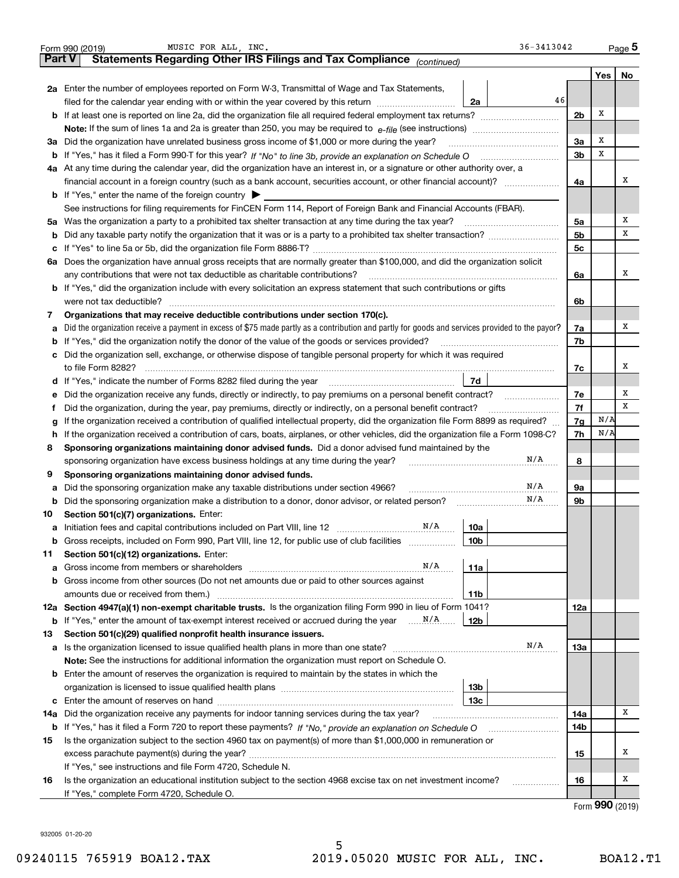Form 990 (2019) MUSIC FOR ALL, INC. 36-3413042 Page **5**

## Part V Statements Regarding Other IRS Filings and Tax Compliance *(continued)*

| | | | | Yes | No |
|---|---|---|---|---|---|
| **2a** | Enter the number of employees reported on Form W-3, Transmittal of Wage and Tax Statements, filed for the calendar year ending with or within the year covered by this return | **2a** 46 | | | |
| **b** | If at least one is reported on line 2a, did the organization file all required federal employment tax returns? | | **2b** | X | |
| | **Note:** If the sum of lines 1a and 2a is greater than 250, you may be required to *e-file* (see instructions) | | | | |
| **3a** | Did the organization have unrelated business gross income of $1,000 or more during the year? | | **3a** | X | |
| **b** | If "Yes," has it filed a Form 990-T for this year? *If "No" to line 3b, provide an explanation on Schedule O* | | **3b** | X | |
| **4a** | At any time during the calendar year, did the organization have an interest in, or a signature or other authority over, a financial account in a foreign country (such as a bank account, securities account, or other financial account)? | | **4a** | | X |
| **b** | If "Yes," enter the name of the foreign country ▶ | | | | |
| | See instructions for filing requirements for FinCEN Form 114, Report of Foreign Bank and Financial Accounts (FBAR). | | | | |
| **5a** | Was the organization a party to a prohibited tax shelter transaction at any time during the tax year? | | **5a** | | X |
| **b** | Did any taxable party notify the organization that it was or is a party to a prohibited tax shelter transaction? | | **5b** | | X |
| **c** | If "Yes" to line 5a or 5b, did the organization file Form 8886-T? | | **5c** | | |
| **6a** | Does the organization have annual gross receipts that are normally greater than $100,000, and did the organization solicit any contributions that were not tax deductible as charitable contributions? | | **6a** | | X |
| **b** | If "Yes," did the organization include with every solicitation an express statement that such contributions or gifts were not tax deductible? | | **6b** | | |
| **7** | **Organizations that may receive deductible contributions under section 170(c).** | | | | |
| **a** | Did the organization receive a payment in excess of $75 made partly as a contribution and partly for goods and services provided to the payor? | | **7a** | | X |
| **b** | If "Yes," did the organization notify the donor of the value of the goods or services provided? | | **7b** | | |
| **c** | Did the organization sell, exchange, or otherwise dispose of tangible personal property for which it was required to file Form 8282? | | **7c** | | X |
| **d** | If "Yes," indicate the number of Forms 8282 filed during the year | **7d** | | | |
| **e** | Did the organization receive any funds, directly or indirectly, to pay premiums on a personal benefit contract? | | **7e** | | X |
| **f** | Did the organization, during the year, pay premiums, directly or indirectly, on a personal benefit contract? | | **7f** | | X |
| **g** | If the organization received a contribution of qualified intellectual property, did the organization file Form 8899 as required? | | **7g** | N/A | |
| **h** | If the organization received a contribution of cars, boats, airplanes, or other vehicles, did the organization file a Form 1098-C? | | **7h** | N/A | |
| **8** | **Sponsoring organizations maintaining donor advised funds.** Did a donor advised fund maintained by the sponsoring organization have excess business holdings at any time during the year? N/A | | **8** | | |
| **9** | **Sponsoring organizations maintaining donor advised funds.** | | | | |
| **a** | Did the sponsoring organization make any taxable distributions under section 4966? N/A | | **9a** | | |
| **b** | Did the sponsoring organization make a distribution to a donor, donor advisor, or related person? N/A | | **9b** | | |
| **10** | **Section 501(c)(7) organizations.** Enter: | | | | |
| **a** | Initiation fees and capital contributions included on Part VIII, line 12 N/A | **10a** | | | |
| **b** | Gross receipts, included on Form 990, Part VIII, line 12, for public use of club facilities | **10b** | | | |
| **11** | **Section 501(c)(12) organizations.** Enter: | | | | |
| **a** | Gross income from members or shareholders N/A | **11a** | | | |
| **b** | Gross income from other sources (Do not net amounts due or paid to other sources against amounts due or received from them.) | **11b** | | | |
| **12a** | **Section 4947(a)(1) non-exempt charitable trusts.** Is the organization filing Form 990 in lieu of Form 1041? | | **12a** | | |
| **b** | If "Yes," enter the amount of tax-exempt interest received or accrued during the year N/A | **12b** | | | |
| **13** | **Section 501(c)(29) qualified nonprofit health insurance issuers.** | | | | |
| **a** | Is the organization licensed to issue qualified health plans in more than one state? N/A | | **13a** | | |
| | **Note:** See the instructions for additional information the organization must report on Schedule O. | | | | |
| **b** | Enter the amount of reserves the organization is required to maintain by the states in which the organization is licensed to issue qualified health plans | **13b** | | | |
| **c** | Enter the amount of reserves on hand | **13c** | | | |
| **14a** | Did the organization receive any payments for indoor tanning services during the tax year? | | **14a** | | X |
| **b** | If "Yes," has it filed a Form 720 to report these payments? *If "No," provide an explanation on Schedule O* | | **14b** | | |
| **15** | Is the organization subject to the section 4960 tax on payment(s) of more than $1,000,000 in remuneration or excess parachute payment(s) during the year? | | **15** | | X |
| | If "Yes," see instructions and file Form 4720, Schedule N. | | | | |
| **16** | Is the organization an educational institution subject to the section 4968 excise tax on net investment income? | | **16** | | X |
| | If "Yes," complete Form 4720, Schedule O. | | | | |

Form **990** (2019)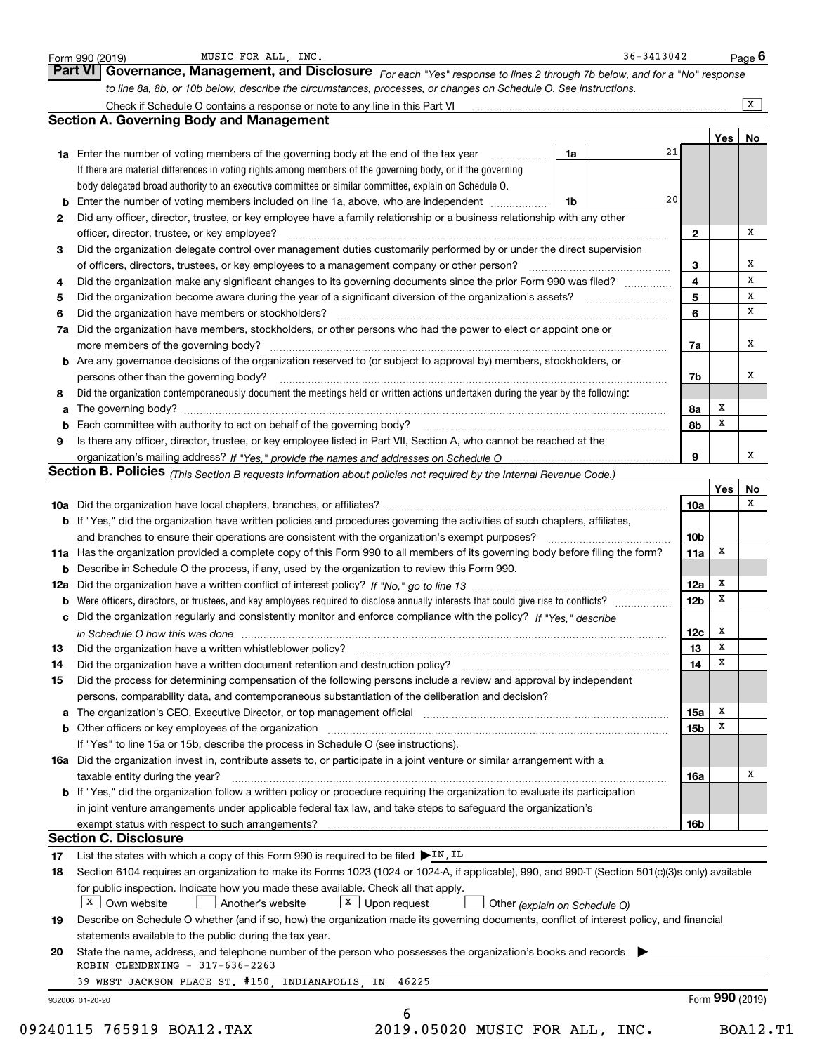Form 990 (2019) MUSIC FOR ALL, INC. 36-3413042 Page 6

## Part VI Governance, Management, and Disclosure

*For each "Yes" response to lines 2 through 7b below, and for a "No" response to line 8a, 8b, or 10b below, describe the circumstances, processes, or changes on Schedule O. See instructions.*

Check if Schedule O contains a response or note to any line in this Part VI [X]

### Section A. Governing Body and Management

| | | | | Yes | No |
|---|---|---|---|---|---|
| **1a** | Enter the number of voting members of the governing body at the end of the tax year — **1a** 21. If there are material differences in voting rights among members of the governing body, or if the governing body delegated broad authority to an executive committee or similar committee, explain on Schedule O. | | | | |
| **b** | Enter the number of voting members included on line 1a, above, who are independent — **1b** 20 | | | | |
| **2** | Did any officer, director, trustee, or key employee have a family relationship or a business relationship with any other officer, director, trustee, or key employee? | **2** | | | X |
| **3** | Did the organization delegate control over management duties customarily performed by or under the direct supervision of officers, directors, trustees, or key employees to a management company or other person? | **3** | | | X |
| **4** | Did the organization make any significant changes to its governing documents since the prior Form 990 was filed? | **4** | | | X |
| **5** | Did the organization become aware during the year of a significant diversion of the organization's assets? | **5** | | | X |
| **6** | Did the organization have members or stockholders? | **6** | | | X |
| **7a** | Did the organization have members, stockholders, or other persons who had the power to elect or appoint one or more members of the governing body? | **7a** | | | X |
| **b** | Are any governance decisions of the organization reserved to (or subject to approval by) members, stockholders, or persons other than the governing body? | **7b** | | | X |
| **8** | Did the organization contemporaneously document the meetings held or written actions undertaken during the year by the following: | | | | |
| **a** | The governing body? | **8a** | | X | |
| **b** | Each committee with authority to act on behalf of the governing body? | **8b** | | X | |
| **9** | Is there any officer, director, trustee, or key employee listed in Part VII, Section A, who cannot be reached at the organization's mailing address? *If "Yes," provide the names and addresses on Schedule O* | **9** | | | X |

### Section B. Policies *(This Section B requests information about policies not required by the Internal Revenue Code.)*

| | | | Yes | No |
|---|---|---|---|---|
| **10a** | Did the organization have local chapters, branches, or affiliates? | **10a** | | X |
| **b** | If "Yes," did the organization have written policies and procedures governing the activities of such chapters, affiliates, and branches to ensure their operations are consistent with the organization's exempt purposes? | **10b** | | |
| **11a** | Has the organization provided a complete copy of this Form 990 to all members of its governing body before filing the form? | **11a** | X | |
| **b** | Describe in Schedule O the process, if any, used by the organization to review this Form 990. | | | |
| **12a** | Did the organization have a written conflict of interest policy? *If "No," go to line 13* | **12a** | X | |
| **b** | Were officers, directors, or trustees, and key employees required to disclose annually interests that could give rise to conflicts? | **12b** | X | |
| **c** | Did the organization regularly and consistently monitor and enforce compliance with the policy? *If "Yes," describe in Schedule O how this was done* | **12c** | X | |
| **13** | Did the organization have a written whistleblower policy? | **13** | X | |
| **14** | Did the organization have a written document retention and destruction policy? | **14** | X | |
| **15** | Did the process for determining compensation of the following persons include a review and approval by independent persons, comparability data, and contemporaneous substantiation of the deliberation and decision? | | | |
| **a** | The organization's CEO, Executive Director, or top management official | **15a** | X | |
| **b** | Other officers or key employees of the organization | **15b** | X | |
| | If "Yes" to line 15a or 15b, describe the process in Schedule O (see instructions). | | | |
| **16a** | Did the organization invest in, contribute assets to, or participate in a joint venture or similar arrangement with a taxable entity during the year? | **16a** | | X |
| **b** | If "Yes," did the organization follow a written policy or procedure requiring the organization to evaluate its participation in joint venture arrangements under applicable federal tax law, and take steps to safeguard the organization's exempt status with respect to such arrangements? | **16b** | | |

### Section C. Disclosure

**17** List the states with which a copy of this Form 990 is required to be filed ▶ IN, IL

**18** Section 6104 requires an organization to make its Forms 1023 (1024 or 1024-A, if applicable), 990, and 990-T (Section 501(c)(3)s only) available for public inspection. Indicate how you made these available. Check all that apply.

[X] Own website [ ] Another's website [X] Upon request [ ] Other *(explain on Schedule O)*

**19** Describe on Schedule O whether (and if so, how) the organization made its governing documents, conflict of interest policy, and financial statements available to the public during the tax year.

**20** State the name, address, and telephone number of the person who possesses the organization's books and records ▶

ROBIN CLENDENING - 317-636-2263

39 WEST JACKSON PLACE ST. #150, INDIANAPOLIS, IN 46225

932006 01-20-20 Form 990 (2019)

09240115 765919 BOA12.TAX 2019.05020 MUSIC FOR ALL, INC. BOA12.T1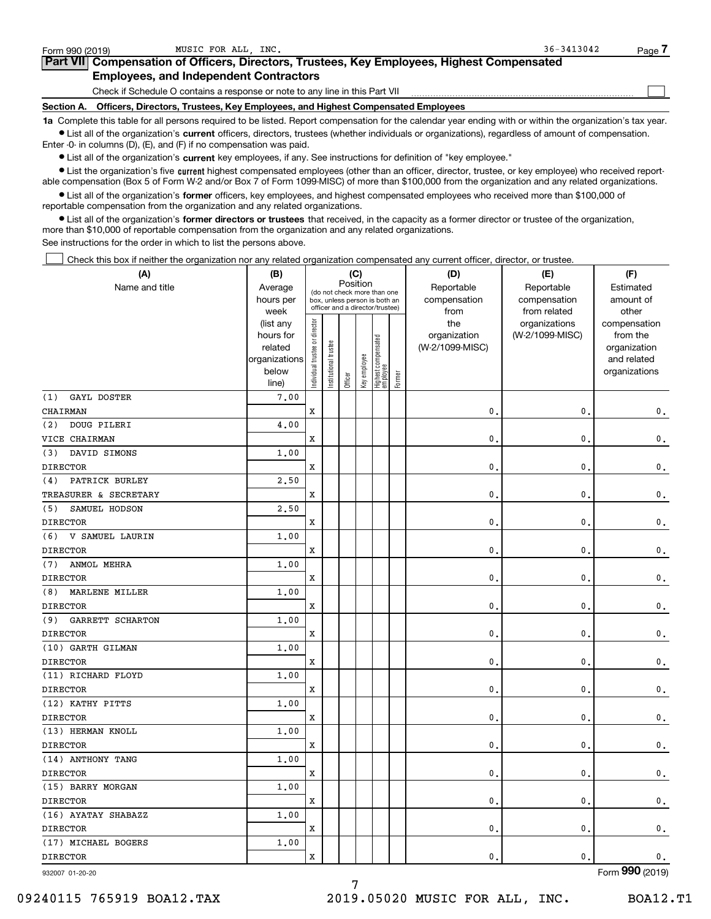Form 990 (2019) MUSIC FOR ALL, INC. 36-3413042 Page **7**

## Part VII Compensation of Officers, Directors, Trustees, Key Employees, Highest Compensated Employees, and Independent Contractors

Check if Schedule O contains a response or note to any line in this Part VII ☐

### Section A. Officers, Directors, Trustees, Key Employees, and Highest Compensated Employees

**1a** Complete this table for all persons required to be listed. Report compensation for the calendar year ending with or within the organization's tax year.

- List all of the organization's **current** officers, directors, trustees (whether individuals or organizations), regardless of amount of compensation. Enter -0- in columns (D), (E), and (F) if no compensation was paid.
- List all of the organization's **current** key employees, if any. See instructions for definition of "key employee."
- List the organization's five **current** highest compensated employees (other than an officer, director, trustee, or key employee) who received reportable compensation (Box 5 of Form W-2 and/or Box 7 of Form 1099-MISC) of more than $100,000 from the organization and any related organizations.
- List all of the organization's **former** officers, key employees, and highest compensated employees who received more than $100,000 of reportable compensation from the organization and any related organizations.
- List all of the organization's **former directors or trustees** that received, in the capacity as a former director or trustee of the organization, more than $10,000 of reportable compensation from the organization and any related organizations.

See instructions for the order in which to list the persons above.

☐ Check this box if neither the organization nor any related organization compensated any current officer, director, or trustee.

| (A) Name and title | (B) Average hours per week (list any hours for related organizations below line) | (C) Position: Individual trustee or director | Institutional trustee | Officer | Key employee | Highest compensated employee | Former | (D) Reportable compensation from the organization (W-2/1099-MISC) | (E) Reportable compensation from related organizations (W-2/1099-MISC) | (F) Estimated amount of other compensation from the organization and related organizations |
|---|---|---|---|---|---|---|---|---|---|---|
| (1) GAYL DOSTER<br>CHAIRMAN | 7.00 | X | | | | | | 0. | 0. | 0. |
| (2) DOUG PILERI<br>VICE CHAIRMAN | 4.00 | X | | | | | | 0. | 0. | 0. |
| (3) DAVID SIMONS<br>DIRECTOR | 1.00 | X | | | | | | 0. | 0. | 0. |
| (4) PATRICK BURLEY<br>TREASURER & SECRETARY | 2.50 | X | | | | | | 0. | 0. | 0. |
| (5) SAMUEL HODSON<br>DIRECTOR | 2.50 | X | | | | | | 0. | 0. | 0. |
| (6) V SAMUEL LAURIN<br>DIRECTOR | 1.00 | X | | | | | | 0. | 0. | 0. |
| (7) ANMOL MEHRA<br>DIRECTOR | 1.00 | X | | | | | | 0. | 0. | 0. |
| (8) MARLENE MILLER<br>DIRECTOR | 1.00 | X | | | | | | 0. | 0. | 0. |
| (9) GARRETT SCHARTON<br>DIRECTOR | 1.00 | X | | | | | | 0. | 0. | 0. |
| (10) GARTH GILMAN<br>DIRECTOR | 1.00 | X | | | | | | 0. | 0. | 0. |
| (11) RICHARD FLOYD<br>DIRECTOR | 1.00 | X | | | | | | 0. | 0. | 0. |
| (12) KATHY PITTS<br>DIRECTOR | 1.00 | X | | | | | | 0. | 0. | 0. |
| (13) HERMAN KNOLL<br>DIRECTOR | 1.00 | X | | | | | | 0. | 0. | 0. |
| (14) ANTHONY TANG<br>DIRECTOR | 1.00 | X | | | | | | 0. | 0. | 0. |
| (15) BARRY MORGAN<br>DIRECTOR | 1.00 | X | | | | | | 0. | 0. | 0. |
| (16) AYATAY SHABAZZ<br>DIRECTOR | 1.00 | X | | | | | | 0. | 0. | 0. |
| (17) MICHAEL BOGERS<br>DIRECTOR | 1.00 | X | | | | | | 0. | 0. | 0. |

932007 01-20-20 Form **990** (2019)

09240115 765919 BOA12.TAX 2019.05020 MUSIC FOR ALL, INC. BOA12.T1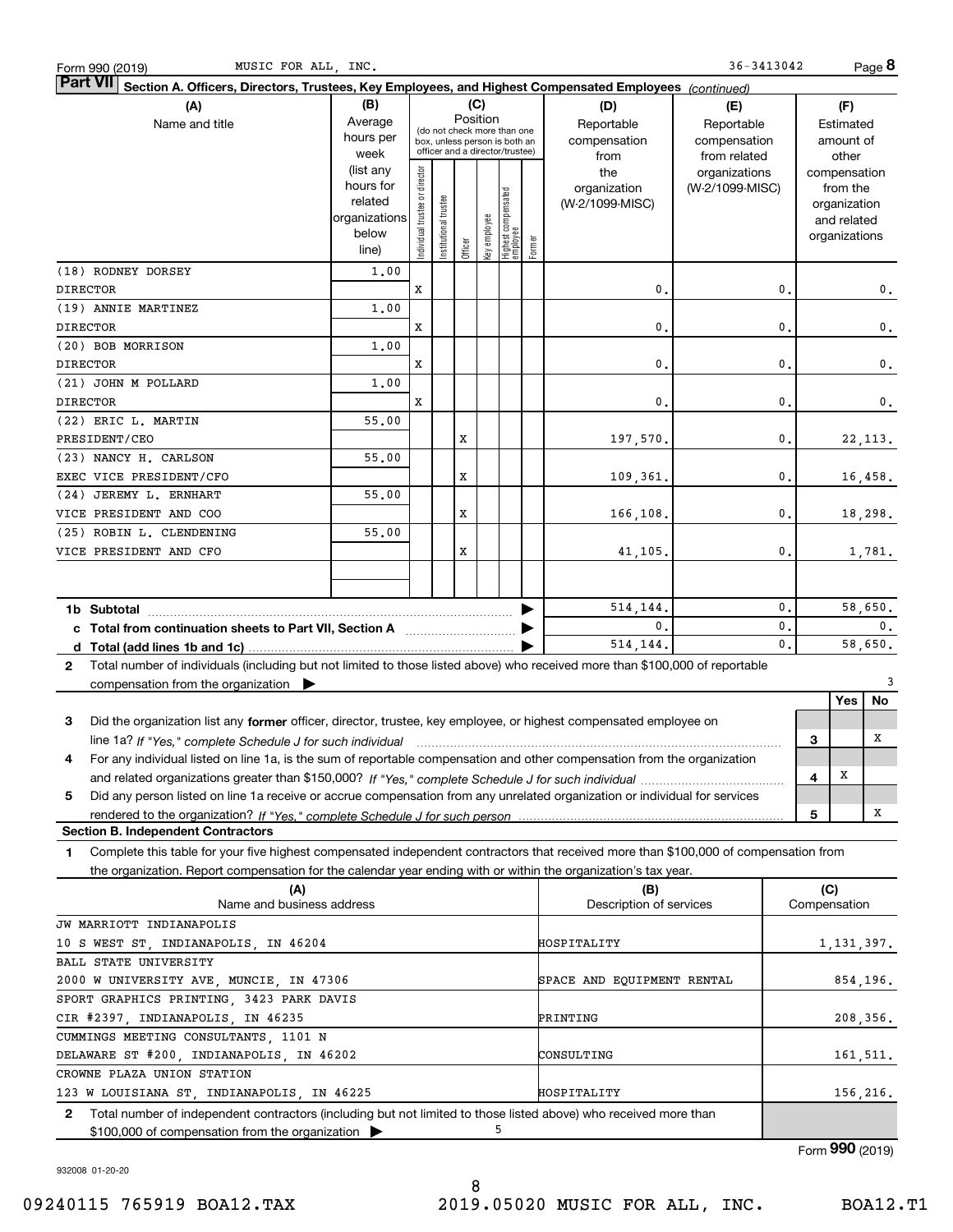Form 990 (2019) MUSIC FOR ALL, INC. 36-3413042 Page **8**

## Part VII Section A. Officers, Directors, Trustees, Key Employees, and Highest Compensated Employees *(continued)*

| (A) Name and title | (B) Average hours per week (list any hours for related organizations below line) | (C) Position: Individual trustee or director | Institutional trustee | Officer | Key employee | Highest compensated employee | Former | (D) Reportable compensation from the organization (W-2/1099-MISC) | (E) Reportable compensation from related organizations (W-2/1099-MISC) | (F) Estimated amount of other compensation from the organization and related organizations |
|---|---|---|---|---|---|---|---|---|---|---|
| (18) RODNEY DORSEY<br>DIRECTOR | 1.00 | X | | | | | | 0. | 0. | 0. |
| (19) ANNIE MARTINEZ<br>DIRECTOR | 1.00 | X | | | | | | 0. | 0. | 0. |
| (20) BOB MORRISON<br>DIRECTOR | 1.00 | X | | | | | | 0. | 0. | 0. |
| (21) JOHN M POLLARD<br>DIRECTOR | 1.00 | X | | | | | | 0. | 0. | 0. |
| (22) ERIC L. MARTIN<br>PRESIDENT/CEO | 55.00 | | | X | | | | 197,570. | 0. | 22,113. |
| (23) NANCY H. CARLSON<br>EXEC VICE PRESIDENT/CFO | 55.00 | | | X | | | | 109,361. | 0. | 16,458. |
| (24) JEREMY L. ERNHART<br>VICE PRESIDENT AND COO | 55.00 | | | X | | | | 166,108. | 0. | 18,298. |
| (25) ROBIN L. CLENDENING<br>VICE PRESIDENT AND CFO | 55.00 | | | X | | | | 41,105. | 0. | 1,781. |

| | (D) | (E) | (F) |
|---|---|---|---|
| **1b Subtotal** | 514,144. | 0. | 58,650. |
| **c Total from continuation sheets to Part VII, Section A** | 0. | 0. | 0. |
| **d Total (add lines 1b and 1c)** | 514,144. | 0. | 58,650. |

**2** Total number of individuals (including but not limited to those listed above) who received more than $100,000 of reportable compensation from the organization ▶ 3

| | | Yes | No |
|---|---|---|---|
| **3** Did the organization list any **former** officer, director, trustee, key employee, or highest compensated employee on line 1a? *If "Yes," complete Schedule J for such individual* | 3 | | X |
| **4** For any individual listed on line 1a, is the sum of reportable compensation and other compensation from the organization and related organizations greater than $150,000? *If "Yes," complete Schedule J for such individual* | 4 | X | |
| **5** Did any person listed on line 1a receive or accrue compensation from any unrelated organization or individual for services rendered to the organization? *If "Yes," complete Schedule J for such person* | 5 | | X |

### Section B. Independent Contractors

**1** Complete this table for your five highest compensated independent contractors that received more than $100,000 of compensation from the organization. Report compensation for the calendar year ending with or within the organization's tax year.

| (A) Name and business address | (B) Description of services | (C) Compensation |
|---|---|---|
| JW MARRIOTT INDIANAPOLIS<br>10 S WEST ST, INDIANAPOLIS, IN 46204 | HOSPITALITY | 1,131,397. |
| BALL STATE UNIVERSITY<br>2000 W UNIVERSITY AVE, MUNCIE, IN 47306 | SPACE AND EQUIPMENT RENTAL | 854,196. |
| SPORT GRAPHICS PRINTING, 3423 PARK DAVIS<br>CIR #2397, INDIANAPOLIS, IN 46235 | PRINTING | 208,356. |
| CUMMINGS MEETING CONSULTANTS, 1101 N<br>DELAWARE ST #200, INDIANAPOLIS, IN 46202 | CONSULTING | 161,511. |
| CROWNE PLAZA UNION STATION<br>123 W LOUISIANA ST, INDIANAPOLIS, IN 46225 | HOSPITALITY | 156,216. |

**2** Total number of independent contractors (including but not limited to those listed above) who received more than $100,000 of compensation from the organization ▶ 5

Form **990** (2019)

932008 01-20-20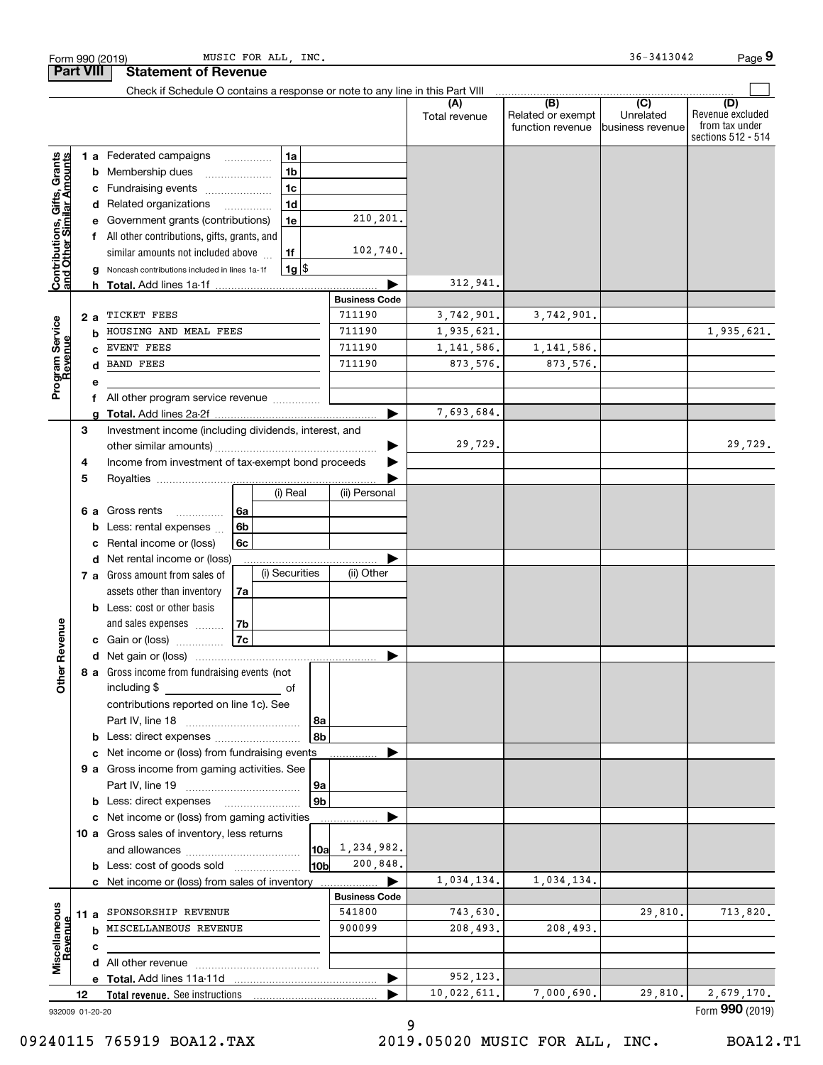Form 990 (2019) MUSIC FOR ALL, INC. 36-3413042 Page 9

## Part VIII Statement of Revenue

Check if Schedule O contains a response or note to any line in this Part VIII ☐

| | | | | (A) Total revenue | (B) Related or exempt function revenue | (C) Unrelated business revenue | (D) Revenue excluded from tax under sections 512 - 514 |
|---|---|---|---|---|---|---|---|
| **Contributions, Gifts, Grants and Other Similar Amounts** | 1 a Federated campaigns | 1a | | | | | |
| | b Membership dues | 1b | | | | | |
| | c Fundraising events | 1c | | | | | |
| | d Related organizations | 1d | | | | | |
| | e Government grants (contributions) | 1e | 210,201. | | | | |
| | f All other contributions, gifts, grants, and similar amounts not included above | 1f | 102,740. | | | | |
| | g Noncash contributions included in lines 1a-1f | 1g $ | | | | | |
| | h **Total.** Add lines 1a-1f | | | 312,941. | | | |
| | | | **Business Code** | | | | |
| **Program Service Revenue** | 2 a TICKET FEES | | 711190 | 3,742,901. | 3,742,901. | | |
| | b HOUSING AND MEAL FEES | | 711190 | 1,935,621. | | | 1,935,621. |
| | c EVENT FEES | | 711190 | 1,141,586. | 1,141,586. | | |
| | d BAND FEES | | 711190 | 873,576. | 873,576. | | |
| | e | | | | | | |
| | f All other program service revenue | | | | | | |
| | g **Total.** Add lines 2a-2f | | | 7,693,684. | | | |
| **Other Revenue** | 3 Investment income (including dividends, interest, and other similar amounts) | | | 29,729. | | | 29,729. |
| | 4 Income from investment of tax-exempt bond proceeds | | | | | | |
| | 5 Royalties | | | | | | |
| | | | (i) Real | (ii) Personal | | | |
| | 6 a Gross rents | 6a | | | | | |
| | b Less: rental expenses | 6b | | | | | |
| | c Rental income or (loss) | 6c | | | | | |
| | d Net rental income or (loss) | | | | | | |
| | | | (i) Securities | (ii) Other | | | |
| | 7 a Gross amount from sales of assets other than inventory | 7a | | | | | |
| | b Less: cost or other basis and sales expenses | 7b | | | | | |
| | c Gain or (loss) | 7c | | | | | |
| | d Net gain or (loss) | | | | | | |
| | 8 a Gross income from fundraising events (not including $ ______ of contributions reported on line 1c). See Part IV, line 18 | 8a | | | | | |
| | b Less: direct expenses | 8b | | | | | |
| | c Net income or (loss) from fundraising events | | | | | | |
| | 9 a Gross income from gaming activities. See Part IV, line 19 | 9a | | | | | |
| | b Less: direct expenses | 9b | | | | | |
| | c Net income or (loss) from gaming activities | | | | | | |
| | 10 a Gross sales of inventory, less returns and allowances | 10a | 1,234,982. | | | | |
| | b Less: cost of goods sold | 10b | 200,848. | | | | |
| | c Net income or (loss) from sales of inventory | | | 1,034,134. | 1,034,134. | | |
| | | | **Business Code** | | | | |
| **Miscellaneous Revenue** | 11 a SPONSORSHIP REVENUE | | 541800 | 743,630. | | 29,810. | 713,820. |
| | b MISCELLANEOUS REVENUE | | 900099 | 208,493. | 208,493. | | |
| | c | | | | | | |
| | d All other revenue | | | | | | |
| | e **Total.** Add lines 11a-11d | | | 952,123. | | | |
| | 12 **Total revenue.** See instructions | | | 10,022,611. | 7,000,690. | 29,810. | 2,679,170. |

932009 01-20-20 Form **990** (2019)

09240115 765919 BOA12.TAX 2019.05020 MUSIC FOR ALL, INC. BOA12.T1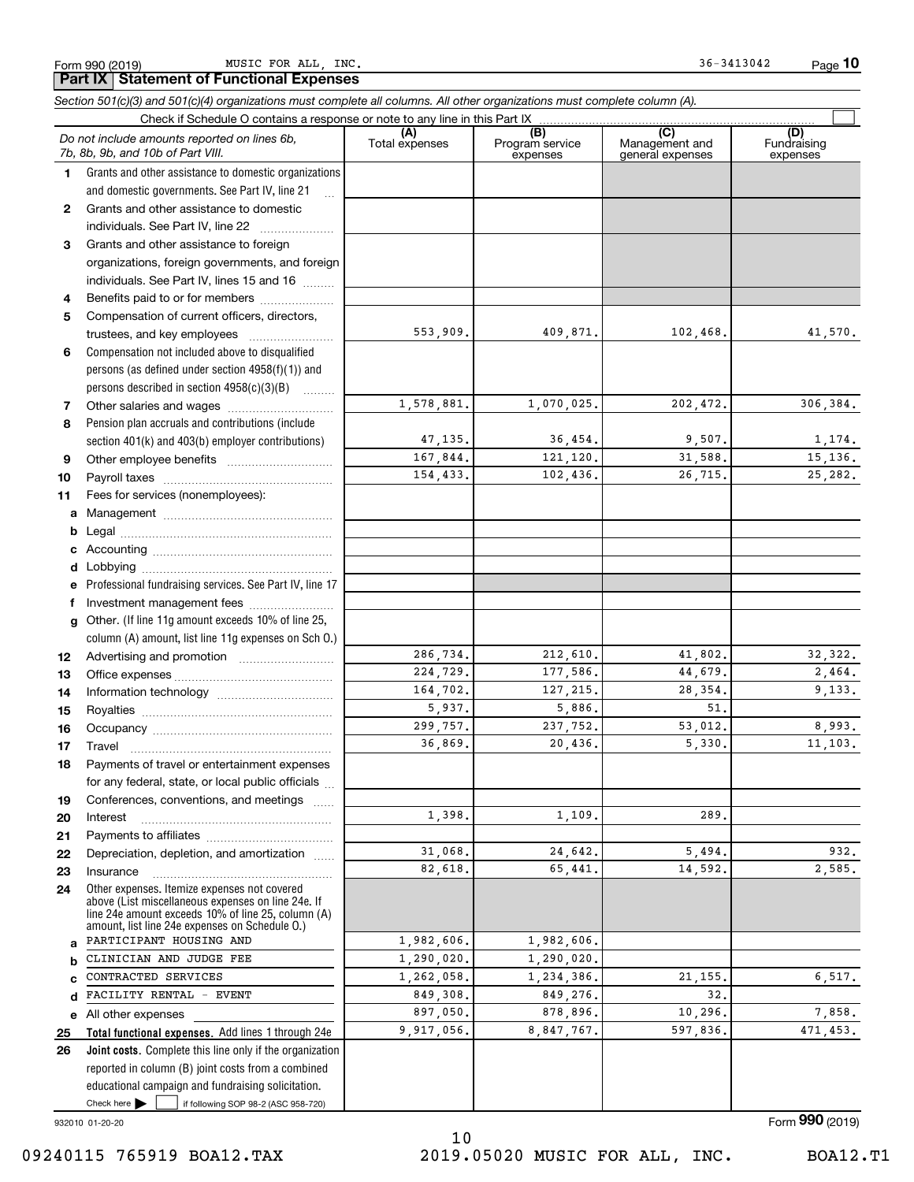Form 990 (2019) MUSIC FOR ALL, INC. 36-3413042 Page **10**

## Part IX Statement of Functional Expenses

*Section 501(c)(3) and 501(c)(4) organizations must complete all columns. All other organizations must complete column (A).*

Check if Schedule O contains a response or note to any line in this Part IX ☐

| *Do not include amounts reported on lines 6b, 7b, 8b, 9b, and 10b of Part VIII.* | (A) Total expenses | (B) Program service expenses | (C) Management and general expenses | (D) Fundraising expenses |
|---|---|---|---|---|
| **1** Grants and other assistance to domestic organizations and domestic governments. See Part IV, line 21 | | | | |
| **2** Grants and other assistance to domestic individuals. See Part IV, line 22 | | | | |
| **3** Grants and other assistance to foreign organizations, foreign governments, and foreign individuals. See Part IV, lines 15 and 16 | | | | |
| **4** Benefits paid to or for members | | | | |
| **5** Compensation of current officers, directors, trustees, and key employees | 553,909. | 409,871. | 102,468. | 41,570. |
| **6** Compensation not included above to disqualified persons (as defined under section 4958(f)(1)) and persons described in section 4958(c)(3)(B) | | | | |
| **7** Other salaries and wages | 1,578,881. | 1,070,025. | 202,472. | 306,384. |
| **8** Pension plan accruals and contributions (include section 401(k) and 403(b) employer contributions) | 47,135. | 36,454. | 9,507. | 1,174. |
| **9** Other employee benefits | 167,844. | 121,120. | 31,588. | 15,136. |
| **10** Payroll taxes | 154,433. | 102,436. | 26,715. | 25,282. |
| **11** Fees for services (nonemployees): | | | | |
| **a** Management | | | | |
| **b** Legal | | | | |
| **c** Accounting | | | | |
| **d** Lobbying | | | | |
| **e** Professional fundraising services. See Part IV, line 17 | | | | |
| **f** Investment management fees | | | | |
| **g** Other. (If line 11g amount exceeds 10% of line 25, column (A) amount, list line 11g expenses on Sch O.) | | | | |
| **12** Advertising and promotion | 286,734. | 212,610. | 41,802. | 32,322. |
| **13** Office expenses | 224,729. | 177,586. | 44,679. | 2,464. |
| **14** Information technology | 164,702. | 127,215. | 28,354. | 9,133. |
| **15** Royalties | 5,937. | 5,886. | 51. | |
| **16** Occupancy | 299,757. | 237,752. | 53,012. | 8,993. |
| **17** Travel | 36,869. | 20,436. | 5,330. | 11,103. |
| **18** Payments of travel or entertainment expenses for any federal, state, or local public officials | | | | |
| **19** Conferences, conventions, and meetings | | | | |
| **20** Interest | 1,398. | 1,109. | 289. | |
| **21** Payments to affiliates | | | | |
| **22** Depreciation, depletion, and amortization | 31,068. | 24,642. | 5,494. | 932. |
| **23** Insurance | 82,618. | 65,441. | 14,592. | 2,585. |
| **24** Other expenses. Itemize expenses not covered above (List miscellaneous expenses on line 24e. If line 24e amount exceeds 10% of line 25, column (A) amount, list line 24e expenses on Schedule O.) | | | | |
| **a** PARTICIPANT HOUSING AND | 1,982,606. | 1,982,606. | | |
| **b** CLINICIAN AND JUDGE FEE | 1,290,020. | 1,290,020. | | |
| **c** CONTRACTED SERVICES | 1,262,058. | 1,234,386. | 21,155. | 6,517. |
| **d** FACILITY RENTAL - EVENT | 849,308. | 849,276. | 32. | |
| **e** All other expenses | 897,050. | 878,896. | 10,296. | 7,858. |
| **25 Total functional expenses.** Add lines 1 through 24e | 9,917,056. | 8,847,767. | 597,836. | 471,453. |
| **26 Joint costs.** Complete this line only if the organization reported in column (B) joint costs from a combined educational campaign and fundraising solicitation. Check here ☐ if following SOP 98-2 (ASC 958-720) | | | | |

932010 01-20-20

Form **990** (2019)

09240115 765919 BOA12.TAX 2019.05020 MUSIC FOR ALL, INC. BOA12.T1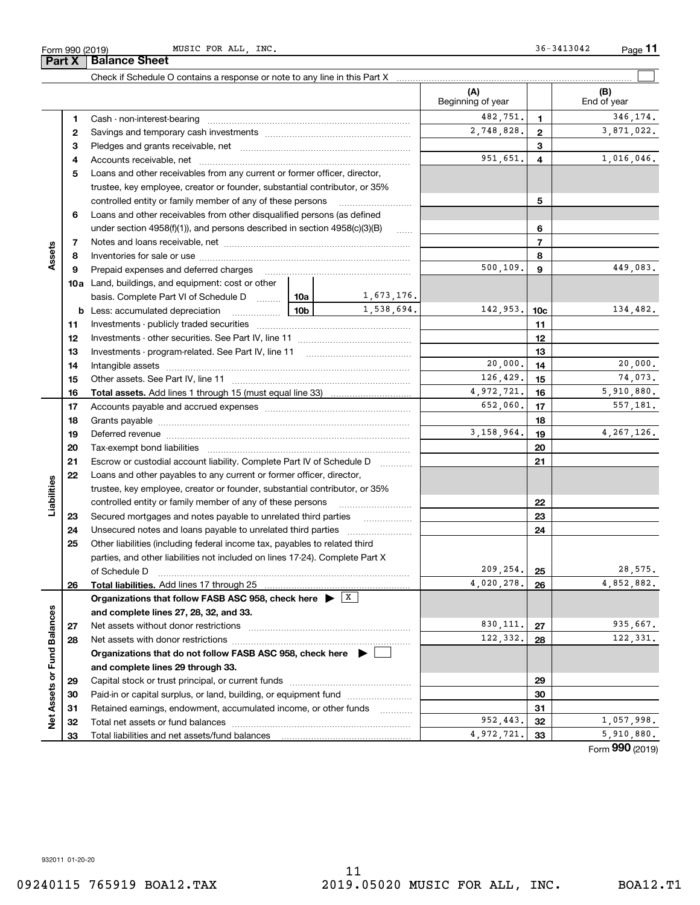Form 990 (2019) MUSIC FOR ALL, INC. 36-3413042

## Part X Balance Sheet

Check if Schedule O contains a response or note to any line in this Part X

| | | | | (A) Beginning of year | | (B) End of year |
|---|---|---|---|---|---|---|
| Assets | 1 | Cash - non-interest-bearing | | 482,751. | 1 | 346,174. |
| | 2 | Savings and temporary cash investments | | 2,748,828. | 2 | 3,871,022. |
| | 3 | Pledges and grants receivable, net | | | 3 | |
| | 4 | Accounts receivable, net | | 951,651. | 4 | 1,016,046. |
| | 5 | Loans and other receivables from any current or former officer, director, trustee, key employee, creator or founder, substantial contributor, or 35% controlled entity or family member of any of these persons | | | 5 | |
| | 6 | Loans and other receivables from other disqualified persons (as defined under section 4958(f)(1)), and persons described in section 4958(c)(3)(B) | | | 6 | |
| | 7 | Notes and loans receivable, net | | | 7 | |
| | 8 | Inventories for sale or use | | | 8 | |
| | 9 | Prepaid expenses and deferred charges | | 500,109. | 9 | 449,083. |
| | 10a | Land, buildings, and equipment: cost or other basis. Complete Part VI of Schedule D | 10a 1,673,176. | | | |
| | b | Less: accumulated depreciation | 10b 1,538,694. | 142,953. | 10c | 134,482. |
| | 11 | Investments - publicly traded securities | | | 11 | |
| | 12 | Investments - other securities. See Part IV, line 11 | | | 12 | |
| | 13 | Investments - program-related. See Part IV, line 11 | | | 13 | |
| | 14 | Intangible assets | | 20,000. | 14 | 20,000. |
| | 15 | Other assets. See Part IV, line 11 | | 126,429. | 15 | 74,073. |
| | 16 | **Total assets.** Add lines 1 through 15 (must equal line 33) | | 4,972,721. | 16 | 5,910,880. |
| Liabilities | 17 | Accounts payable and accrued expenses | | 652,060. | 17 | 557,181. |
| | 18 | Grants payable | | | 18 | |
| | 19 | Deferred revenue | | 3,158,964. | 19 | 4,267,126. |
| | 20 | Tax-exempt bond liabilities | | | 20 | |
| | 21 | Escrow or custodial account liability. Complete Part IV of Schedule D | | | 21 | |
| | 22 | Loans and other payables to any current or former officer, director, trustee, key employee, creator or founder, substantial contributor, or 35% controlled entity or family member of any of these persons | | | 22 | |
| | 23 | Secured mortgages and notes payable to unrelated third parties | | | 23 | |
| | 24 | Unsecured notes and loans payable to unrelated third parties | | | 24 | |
| | 25 | Other liabilities (including federal income tax, payables to related third parties, and other liabilities not included on lines 17-24). Complete Part X of Schedule D | | 209,254. | 25 | 28,575. |
| | 26 | **Total liabilities.** Add lines 17 through 25 | | 4,020,278. | 26 | 4,852,882. |
| Net Assets or Fund Balances | | **Organizations that follow FASB ASC 958, check here** ▶ [X] **and complete lines 27, 28, 32, and 33.** | | | | |
| | 27 | Net assets without donor restrictions | | 830,111. | 27 | 935,667. |
| | 28 | Net assets with donor restrictions | | 122,332. | 28 | 122,331. |
| | | **Organizations that do not follow FASB ASC 958, check here** ▶ [ ] **and complete lines 29 through 33.** | | | | |
| | 29 | Capital stock or trust principal, or current funds | | | 29 | |
| | 30 | Paid-in or capital surplus, or land, building, or equipment fund | | | 30 | |
| | 31 | Retained earnings, endowment, accumulated income, or other funds | | | 31 | |
| | 32 | Total net assets or fund balances | | 952,443. | 32 | 1,057,998. |
| | 33 | Total liabilities and net assets/fund balances | | 4,972,721. | 33 | 5,910,880. |

Form **990** (2019)

932011 01-20-20

09240115 765919 BOA12.TAX 2019.05020 MUSIC FOR ALL, INC. BOA12.T1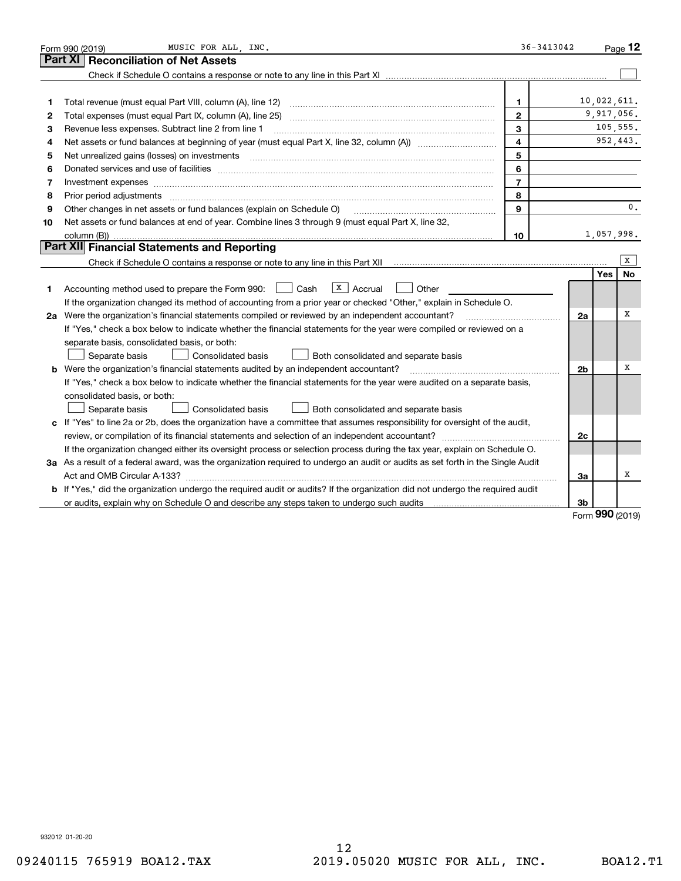Form 990 (2019) MUSIC FOR ALL, INC. 36-3413042 Page 12

## Part XI Reconciliation of Net Assets

Check if Schedule O contains a response or note to any line in this Part XI ☐

| | | | |
|---|---|---|---|
| 1 | Total revenue (must equal Part VIII, column (A), line 12) | 1 | 10,022,611. |
| 2 | Total expenses (must equal Part IX, column (A), line 25) | 2 | 9,917,056. |
| 3 | Revenue less expenses. Subtract line 2 from line 1 | 3 | 105,555. |
| 4 | Net assets or fund balances at beginning of year (must equal Part X, line 32, column (A)) | 4 | 952,443. |
| 5 | Net unrealized gains (losses) on investments | 5 | |
| 6 | Donated services and use of facilities | 6 | |
| 7 | Investment expenses | 7 | |
| 8 | Prior period adjustments | 8 | |
| 9 | Other changes in net assets or fund balances (explain on Schedule O) | 9 | 0. |
| 10 | Net assets or fund balances at end of year. Combine lines 3 through 9 (must equal Part X, line 32, column (B)) | 10 | 1,057,998. |

## Part XII Financial Statements and Reporting

Check if Schedule O contains a response or note to any line in this Part XII ☒

| | | | Yes | No |
|---|---|---|---|---|
| 1 | Accounting method used to prepare the Form 990: ☐ Cash ☒ Accrual ☐ Other | | | |
| | If the organization changed its method of accounting from a prior year or checked "Other," explain in Schedule O. | | | |
| 2a | Were the organization's financial statements compiled or reviewed by an independent accountant? | 2a | | X |
| | If "Yes," check a box below to indicate whether the financial statements for the year were compiled or reviewed on a separate basis, consolidated basis, or both: ☐ Separate basis ☐ Consolidated basis ☐ Both consolidated and separate basis | | | |
| b | Were the organization's financial statements audited by an independent accountant? | 2b | | X |
| | If "Yes," check a box below to indicate whether the financial statements for the year were audited on a separate basis, consolidated basis, or both: ☐ Separate basis ☐ Consolidated basis ☐ Both consolidated and separate basis | | | |
| c | If "Yes" to line 2a or 2b, does the organization have a committee that assumes responsibility for oversight of the audit, review, or compilation of its financial statements and selection of an independent accountant? | 2c | | |
| | If the organization changed either its oversight process or selection process during the tax year, explain on Schedule O. | | | |
| 3a | As a result of a federal award, was the organization required to undergo an audit or audits as set forth in the Single Audit Act and OMB Circular A-133? | 3a | | X |
| b | If "Yes," did the organization undergo the required audit or audits? If the organization did not undergo the required audit or audits, explain why on Schedule O and describe any steps taken to undergo such audits | 3b | | |

Form 990 (2019)

932012 01-20-20

09240115 765919 BOA12.TAX 2019.05020 MUSIC FOR ALL, INC. BOA12.T1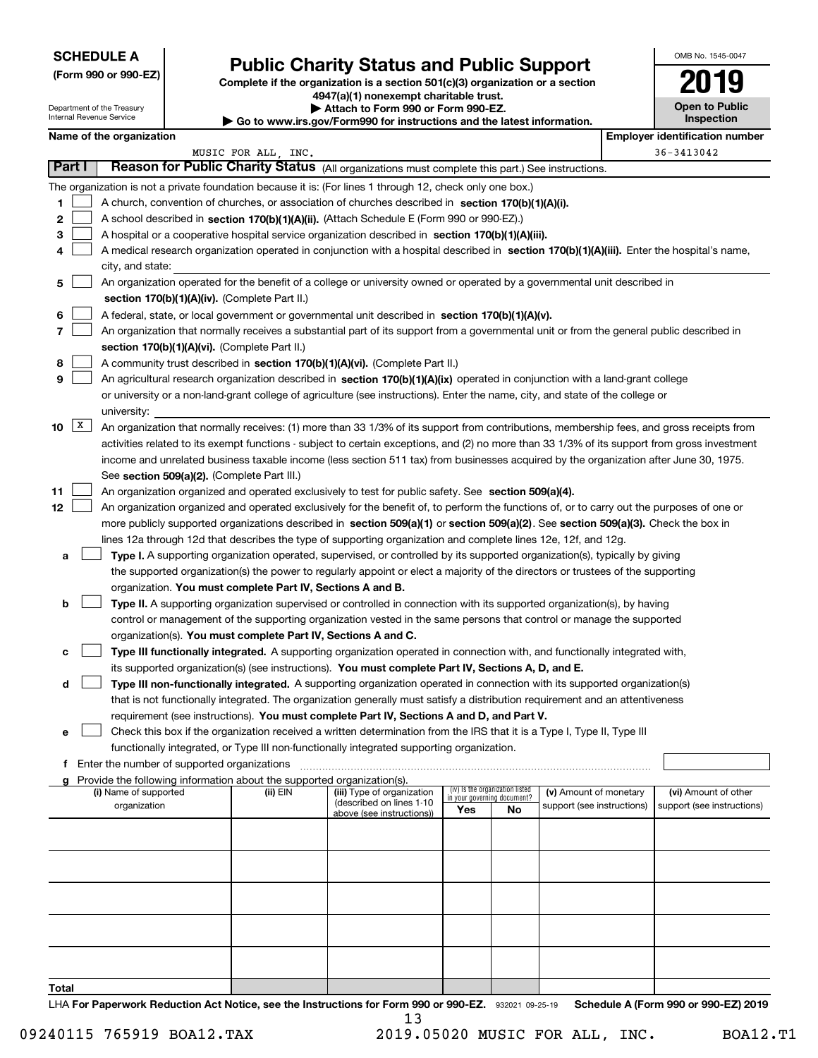**SCHEDULE A**
**(Form 990 or 990-EZ)**

Department of the Treasury
Internal Revenue Service

# Public Charity Status and Public Support

**Complete if the organization is a section 501(c)(3) organization or a section 4947(a)(1) nonexempt charitable trust.**
**▶ Attach to Form 990 or Form 990-EZ.**
**▶ Go to www.irs.gov/Form990 for instructions and the latest information.**

OMB No. 1545-0047
**2019**
**Open to Public Inspection**

**Name of the organization:** MUSIC FOR ALL, INC.
**Employer identification number:** 36-3413042

## Part I Reason for Public Charity Status (All organizations must complete this part.) See instructions.

The organization is not a private foundation because it is: (For lines 1 through 12, check only one box.)

1. [ ] A church, convention of churches, or association of churches described in **section 170(b)(1)(A)(i).**
2. [ ] A school described in **section 170(b)(1)(A)(ii).** (Attach Schedule E (Form 990 or 990-EZ).)
3. [ ] A hospital or a cooperative hospital service organization described in **section 170(b)(1)(A)(iii).**
4. [ ] A medical research organization operated in conjunction with a hospital described in **section 170(b)(1)(A)(iii).** Enter the hospital's name, city, and state:
5. [ ] An organization operated for the benefit of a college or university owned or operated by a governmental unit described in **section 170(b)(1)(A)(iv).** (Complete Part II.)
6. [ ] A federal, state, or local government or governmental unit described in **section 170(b)(1)(A)(v).**
7. [ ] An organization that normally receives a substantial part of its support from a governmental unit or from the general public described in **section 170(b)(1)(A)(vi).** (Complete Part II.)
8. [ ] A community trust described in **section 170(b)(1)(A)(vi).** (Complete Part II.)
9. [ ] An agricultural research organization described in **section 170(b)(1)(A)(ix)** operated in conjunction with a land-grant college or university or a non-land-grant college of agriculture (see instructions). Enter the name, city, and state of the college or university:
10. [X] An organization that normally receives: (1) more than 33 1/3% of its support from contributions, membership fees, and gross receipts from activities related to its exempt functions - subject to certain exceptions, and (2) no more than 33 1/3% of its support from gross investment income and unrelated business taxable income (less section 511 tax) from businesses acquired by the organization after June 30, 1975. See **section 509(a)(2).** (Complete Part III.)
11. [ ] An organization organized and operated exclusively to test for public safety. See **section 509(a)(4).**
12. [ ] An organization organized and operated exclusively for the benefit of, to perform the functions of, or to carry out the purposes of one or more publicly supported organizations described in **section 509(a)(1)** or **section 509(a)(2)**. See **section 509(a)(3).** Check the box in lines 12a through 12d that describes the type of supporting organization and complete lines 12e, 12f, and 12g.
   - **a** [ ] **Type I.** A supporting organization operated, supervised, or controlled by its supported organization(s), typically by giving the supported organization(s) the power to regularly appoint or elect a majority of the directors or trustees of the supporting organization. **You must complete Part IV, Sections A and B.**
   - **b** [ ] **Type II.** A supporting organization supervised or controlled in connection with its supported organization(s), by having control or management of the supporting organization vested in the same persons that control or manage the supported organization(s). **You must complete Part IV, Sections A and C.**
   - **c** [ ] **Type III functionally integrated.** A supporting organization operated in connection with, and functionally integrated with, its supported organization(s) (see instructions). **You must complete Part IV, Sections A, D, and E.**
   - **d** [ ] **Type III non-functionally integrated.** A supporting organization operated in connection with its supported organization(s) that is not functionally integrated. The organization generally must satisfy a distribution requirement and an attentiveness requirement (see instructions). **You must complete Part IV, Sections A and D, and Part V.**
   - **e** [ ] Check this box if the organization received a written determination from the IRS that it is a Type I, Type II, Type III functionally integrated, or Type III non-functionally integrated supporting organization.
   - **f** Enter the number of supported organizations
   - **g** Provide the following information about the supported organization(s).

| (i) Name of supported organization | (ii) EIN | (iii) Type of organization (described on lines 1-10 above (see instructions)) | (iv) Is the organization listed in your governing document? Yes | No | (v) Amount of monetary support (see instructions) | (vi) Amount of other support (see instructions) |
|---|---|---|---|---|---|---|
| | | | | | | |
| | | | | | | |
| | | | | | | |
| | | | | | | |
| | | | | | | |
| **Total** | | | | | | |

LHA **For Paperwork Reduction Act Notice, see the Instructions for Form 990 or 990-EZ.** 932021 09-25-19 **Schedule A (Form 990 or 990-EZ) 2019**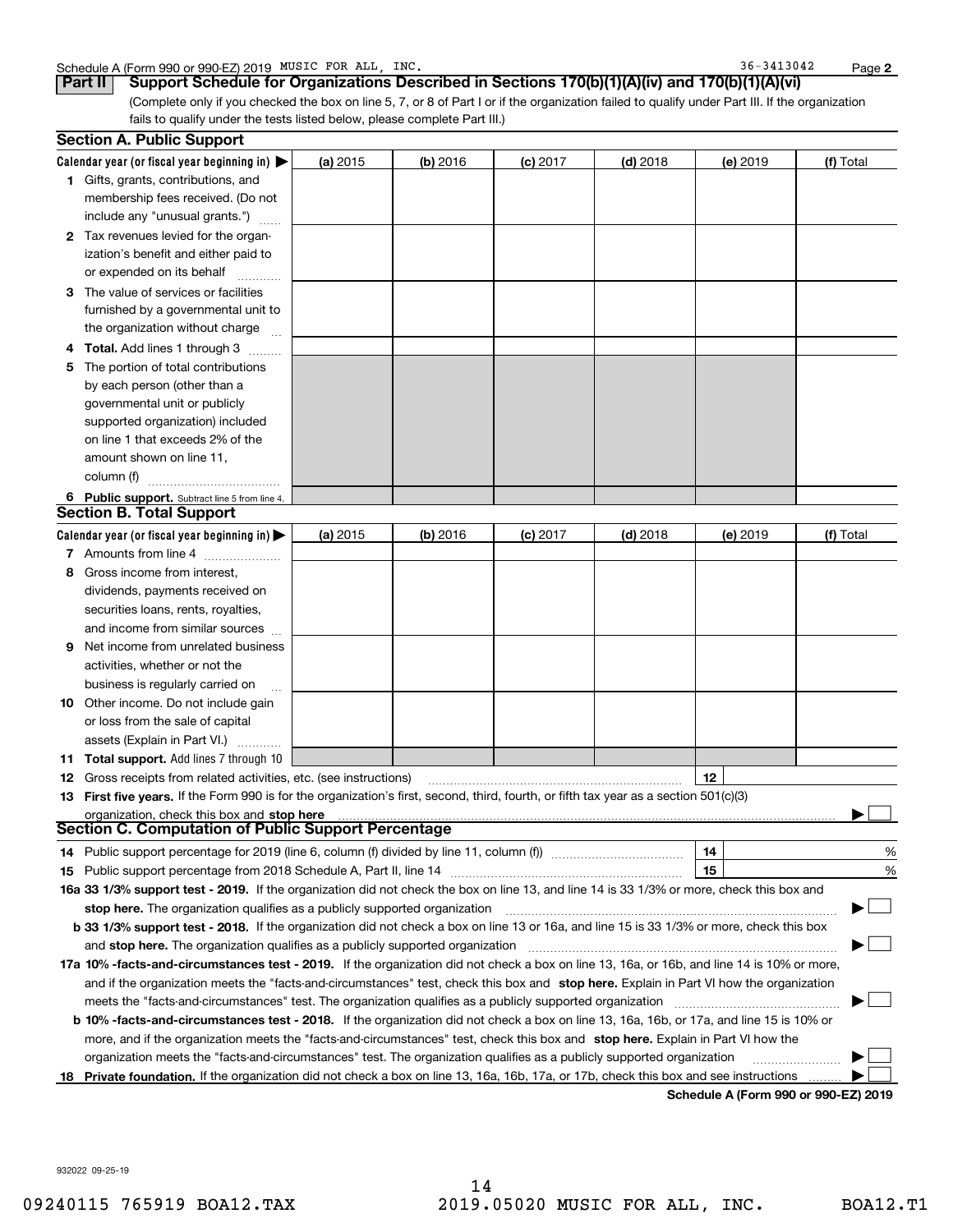Schedule A (Form 990 or 990-EZ) 2019 MUSIC FOR ALL, INC. 36-3413042

## Part II Support Schedule for Organizations Described in Sections 170(b)(1)(A)(iv) and 170(b)(1)(A)(vi)

(Complete only if you checked the box on line 5, 7, or 8 of Part I or if the organization failed to qualify under Part III. If the organization fails to qualify under the tests listed below, please complete Part III.)

### Section A. Public Support

| Calendar year (or fiscal year beginning in) ▶ | (a) 2015 | (b) 2016 | (c) 2017 | (d) 2018 | (e) 2019 | (f) Total |
|---|---|---|---|---|---|---|
| **1** Gifts, grants, contributions, and membership fees received. (Do not include any "unusual grants.") | | | | | | |
| **2** Tax revenues levied for the organization's benefit and either paid to or expended on its behalf | | | | | | |
| **3** The value of services or facilities furnished by a governmental unit to the organization without charge | | | | | | |
| **4 Total.** Add lines 1 through 3 | | | | | | |
| **5** The portion of total contributions by each person (other than a governmental unit or publicly supported organization) included on line 1 that exceeds 2% of the amount shown on line 11, column (f) | | | | | | |
| **6 Public support.** Subtract line 5 from line 4. | | | | | | |

### Section B. Total Support

| Calendar year (or fiscal year beginning in) ▶ | (a) 2015 | (b) 2016 | (c) 2017 | (d) 2018 | (e) 2019 | (f) Total |
|---|---|---|---|---|---|---|
| **7** Amounts from line 4 | | | | | | |
| **8** Gross income from interest, dividends, payments received on securities loans, rents, royalties, and income from similar sources | | | | | | |
| **9** Net income from unrelated business activities, whether or not the business is regularly carried on | | | | | | |
| **10** Other income. Do not include gain or loss from the sale of capital assets (Explain in Part VI.) | | | | | | |
| **11 Total support.** Add lines 7 through 10 | | | | | | |

**12** Gross receipts from related activities, etc. (see instructions) | **12** |

**13 First five years.** If the Form 990 is for the organization's first, second, third, fourth, or fifth tax year as a section 501(c)(3) organization, check this box and **stop here** ▶ ☐

### Section C. Computation of Public Support Percentage

**14** Public support percentage for 2019 (line 6, column (f) divided by line 11, column (f)) | **14** | %

**15** Public support percentage from 2018 Schedule A, Part II, line 14 | **15** | %

**16a 33 1/3% support test - 2019.** If the organization did not check the box on line 13, and line 14 is 33 1/3% or more, check this box and **stop here.** The organization qualifies as a publicly supported organization ▶ ☐

**b 33 1/3% support test - 2018.** If the organization did not check a box on line 13 or 16a, and line 15 is 33 1/3% or more, check this box and **stop here.** The organization qualifies as a publicly supported organization ▶ ☐

**17a 10% -facts-and-circumstances test - 2019.** If the organization did not check a box on line 13, 16a, or 16b, and line 14 is 10% or more, and if the organization meets the "facts-and-circumstances" test, check this box and **stop here.** Explain in Part VI how the organization meets the "facts-and-circumstances" test. The organization qualifies as a publicly supported organization ▶ ☐

**b 10% -facts-and-circumstances test - 2018.** If the organization did not check a box on line 13, 16a, 16b, or 17a, and line 15 is 10% or more, and if the organization meets the "facts-and-circumstances" test, check this box and **stop here.** Explain in Part VI how the organization meets the "facts-and-circumstances" test. The organization qualifies as a publicly supported organization ▶ ☐

**18 Private foundation.** If the organization did not check a box on line 13, 16a, 16b, 17a, or 17b, check this box and see instructions ▶ ☐

**Schedule A (Form 990 or 990-EZ) 2019**

932022 09-25-19

09240115 765919 BOA12.TAX 2019.05020 MUSIC FOR ALL, INC. BOA12.T1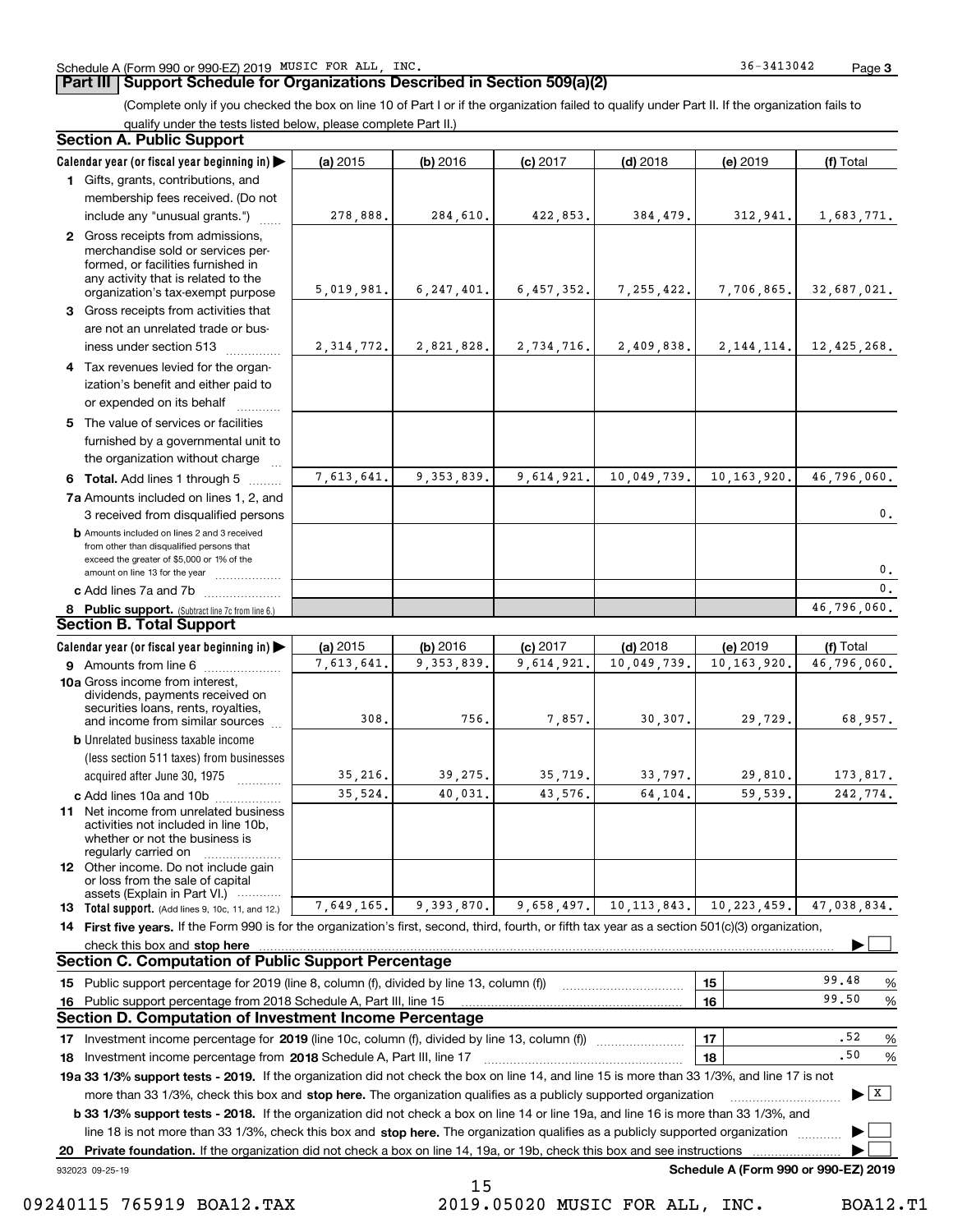Schedule A (Form 990 or 990-EZ) 2019 MUSIC FOR ALL, INC. 36-3413042 Page 3

## Part III Support Schedule for Organizations Described in Section 509(a)(2)

(Complete only if you checked the box on line 10 of Part I or if the organization failed to qualify under Part II. If the organization fails to qualify under the tests listed below, please complete Part II.)

### Section A. Public Support

| Calendar year (or fiscal year beginning in) ▶ | (a) 2015 | (b) 2016 | (c) 2017 | (d) 2018 | (e) 2019 | (f) Total |
|---|---|---|---|---|---|---|
| 1 Gifts, grants, contributions, and membership fees received. (Do not include any "unusual grants.") | 278,888. | 284,610. | 422,853. | 384,479. | 312,941. | 1,683,771. |
| 2 Gross receipts from admissions, merchandise sold or services performed, or facilities furnished in any activity that is related to the organization's tax-exempt purpose | 5,019,981. | 6,247,401. | 6,457,352. | 7,255,422. | 7,706,865. | 32,687,021. |
| 3 Gross receipts from activities that are not an unrelated trade or business under section 513 | 2,314,772. | 2,821,828. | 2,734,716. | 2,409,838. | 2,144,114. | 12,425,268. |
| 4 Tax revenues levied for the organization's benefit and either paid to or expended on its behalf | | | | | | |
| 5 The value of services or facilities furnished by a governmental unit to the organization without charge | | | | | | |
| 6 **Total.** Add lines 1 through 5 | 7,613,641. | 9,353,839. | 9,614,921. | 10,049,739. | 10,163,920. | 46,796,060. |
| 7a Amounts included on lines 1, 2, and 3 received from disqualified persons | | | | | | 0. |
| b Amounts included on lines 2 and 3 received from other than disqualified persons that exceed the greater of $5,000 or 1% of the amount on line 13 for the year | | | | | | 0. |
| c Add lines 7a and 7b | | | | | | 0. |
| 8 **Public support.** (Subtract line 7c from line 6.) | | | | | | 46,796,060. |

### Section B. Total Support

| Calendar year (or fiscal year beginning in) ▶ | (a) 2015 | (b) 2016 | (c) 2017 | (d) 2018 | (e) 2019 | (f) Total |
|---|---|---|---|---|---|---|
| 9 Amounts from line 6 | 7,613,641. | 9,353,839. | 9,614,921. | 10,049,739. | 10,163,920. | 46,796,060. |
| 10a Gross income from interest, dividends, payments received on securities loans, rents, royalties, and income from similar sources | 308. | 756. | 7,857. | 30,307. | 29,729. | 68,957. |
| b Unrelated business taxable income (less section 511 taxes) from businesses acquired after June 30, 1975 | 35,216. | 39,275. | 35,719. | 33,797. | 29,810. | 173,817. |
| c Add lines 10a and 10b | 35,524. | 40,031. | 43,576. | 64,104. | 59,539. | 242,774. |
| 11 Net income from unrelated business activities not included in line 10b, whether or not the business is regularly carried on | | | | | | |
| 12 Other income. Do not include gain or loss from the sale of capital assets (Explain in Part VI.) | | | | | | |
| 13 **Total support.** (Add lines 9, 10c, 11, and 12.) | 7,649,165. | 9,393,870. | 9,658,497. | 10,113,843. | 10,223,459. | 47,038,834. |

14 **First five years.** If the Form 990 is for the organization's first, second, third, fourth, or fifth tax year as a section 501(c)(3) organization, check this box and **stop here** ▶ ☐

### Section C. Computation of Public Support Percentage

| | | |
|---|---|---|
| 15 Public support percentage for 2019 (line 8, column (f), divided by line 13, column (f)) | 15 | 99.48 % |
| 16 Public support percentage from 2018 Schedule A, Part III, line 15 | 16 | 99.50 % |

### Section D. Computation of Investment Income Percentage

| | | |
|---|---|---|
| 17 Investment income percentage for **2019** (line 10c, column (f), divided by line 13, column (f)) | 17 | .52 % |
| 18 Investment income percentage from **2018** Schedule A, Part III, line 17 | 18 | .50 % |

**19a 33 1/3% support tests - 2019.** If the organization did not check the box on line 14, and line 15 is more than 33 1/3%, and line 17 is not more than 33 1/3%, check this box and **stop here.** The organization qualifies as a publicly supported organization ▶ ☒

**b 33 1/3% support tests - 2018.** If the organization did not check a box on line 14 or line 19a, and line 16 is more than 33 1/3%, and line 18 is not more than 33 1/3%, check this box and **stop here.** The organization qualifies as a publicly supported organization ▶ ☐

**20 Private foundation.** If the organization did not check a box on line 14, 19a, or 19b, check this box and see instructions ▶ ☐

932023 09-25-19 **Schedule A (Form 990 or 990-EZ) 2019**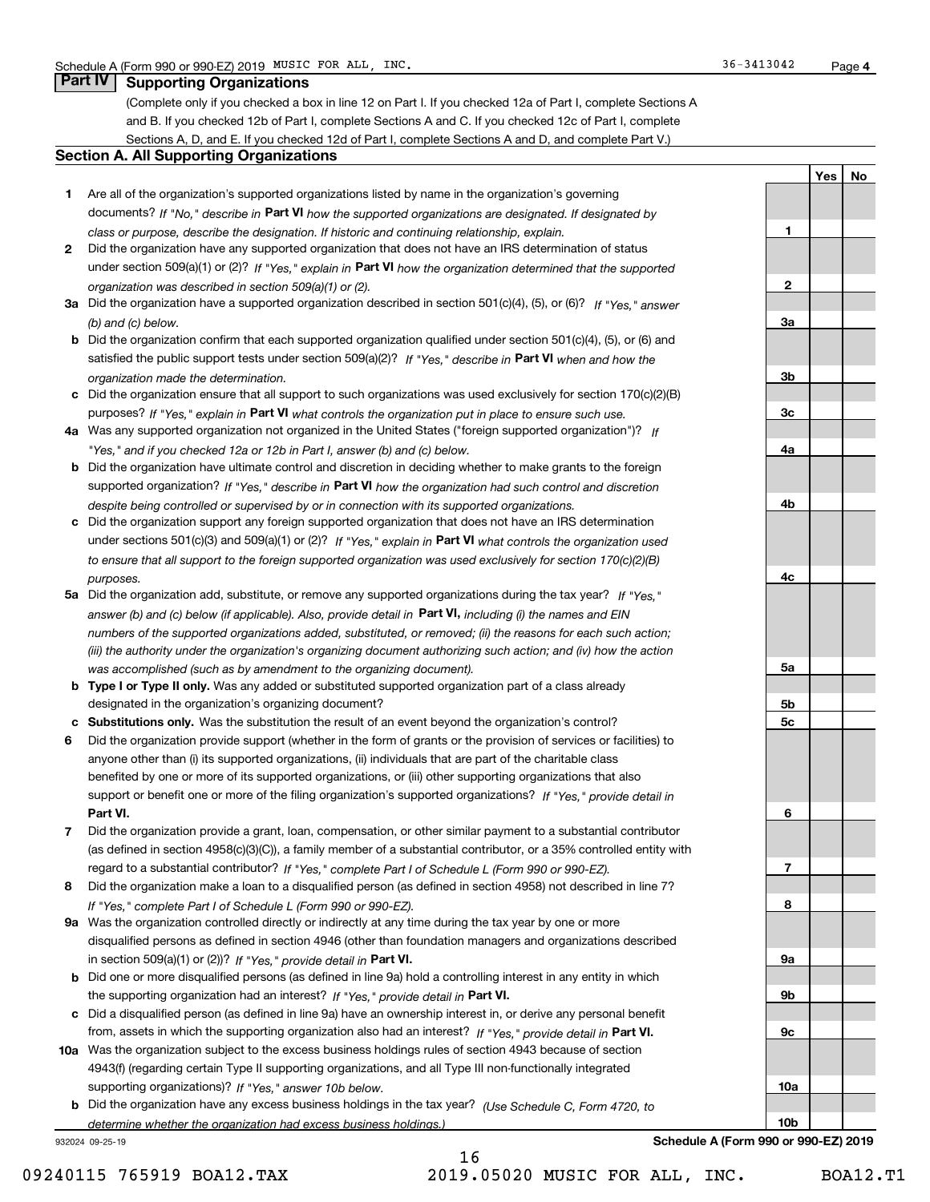Schedule A (Form 990 or 990-EZ) 2019 MUSIC FOR ALL, INC. 36-3413042 Page 4

## Part IV Supporting Organizations

(Complete only if you checked a box in line 12 on Part I. If you checked 12a of Part I, complete Sections A and B. If you checked 12b of Part I, complete Sections A and C. If you checked 12c of Part I, complete Sections A, D, and E. If you checked 12d of Part I, complete Sections A and D, and complete Part V.)

### Section A. All Supporting Organizations

| | | Line | Yes | No |
|---|---|---|---|---|
| **1** | Are all of the organization's supported organizations listed by name in the organization's governing documents? *If "No," describe in* **Part VI** *how the supported organizations are designated. If designated by class or purpose, describe the designation. If historic and continuing relationship, explain.* | 1 | | |
| **2** | Did the organization have any supported organization that does not have an IRS determination of status under section 509(a)(1) or (2)? *If "Yes," explain in* **Part VI** *how the organization determined that the supported organization was described in section 509(a)(1) or (2).* | 2 | | |
| **3a** | Did the organization have a supported organization described in section 501(c)(4), (5), or (6)? *If "Yes," answer (b) and (c) below.* | 3a | | |
| **b** | Did the organization confirm that each supported organization qualified under section 501(c)(4), (5), or (6) and satisfied the public support tests under section 509(a)(2)? *If "Yes," describe in* **Part VI** *when and how the organization made the determination.* | 3b | | |
| **c** | Did the organization ensure that all support to such organizations was used exclusively for section 170(c)(2)(B) purposes? *If "Yes," explain in* **Part VI** *what controls the organization put in place to ensure such use.* | 3c | | |
| **4a** | Was any supported organization not organized in the United States ("foreign supported organization")? *If "Yes," and if you checked 12a or 12b in Part I, answer (b) and (c) below.* | 4a | | |
| **b** | Did the organization have ultimate control and discretion in deciding whether to make grants to the foreign supported organization? *If "Yes," describe in* **Part VI** *how the organization had such control and discretion despite being controlled or supervised by or in connection with its supported organizations.* | 4b | | |
| **c** | Did the organization support any foreign supported organization that does not have an IRS determination under sections 501(c)(3) and 509(a)(1) or (2)? *If "Yes," explain in* **Part VI** *what controls the organization used to ensure that all support to the foreign supported organization was used exclusively for section 170(c)(2)(B) purposes.* | 4c | | |
| **5a** | Did the organization add, substitute, or remove any supported organizations during the tax year? *If "Yes," answer (b) and (c) below (if applicable). Also, provide detail in* **Part VI,** *including (i) the names and EIN numbers of the supported organizations added, substituted, or removed; (ii) the reasons for each such action; (iii) the authority under the organization's organizing document authorizing such action; and (iv) how the action was accomplished (such as by amendment to the organizing document).* | 5a | | |
| **b** | **Type I or Type II only.** Was any added or substituted supported organization part of a class already designated in the organization's organizing document? | 5b | | |
| **c** | **Substitutions only.** Was the substitution the result of an event beyond the organization's control? | 5c | | |
| **6** | Did the organization provide support (whether in the form of grants or the provision of services or facilities) to anyone other than (i) its supported organizations, (ii) individuals that are part of the charitable class benefited by one or more of its supported organizations, or (iii) other supporting organizations that also support or benefit one or more of the filing organization's supported organizations? *If "Yes," provide detail in* **Part VI.** | 6 | | |
| **7** | Did the organization provide a grant, loan, compensation, or other similar payment to a substantial contributor (as defined in section 4958(c)(3)(C)), a family member of a substantial contributor, or a 35% controlled entity with regard to a substantial contributor? *If "Yes," complete Part I of Schedule L (Form 990 or 990-EZ).* | 7 | | |
| **8** | Did the organization make a loan to a disqualified person (as defined in section 4958) not described in line 7? *If "Yes," complete Part I of Schedule L (Form 990 or 990-EZ).* | 8 | | |
| **9a** | Was the organization controlled directly or indirectly at any time during the tax year by one or more disqualified persons as defined in section 4946 (other than foundation managers and organizations described in section 509(a)(1) or (2))? *If "Yes," provide detail in* **Part VI.** | 9a | | |
| **b** | Did one or more disqualified persons (as defined in line 9a) hold a controlling interest in any entity in which the supporting organization had an interest? *If "Yes," provide detail in* **Part VI.** | 9b | | |
| **c** | Did a disqualified person (as defined in line 9a) have an ownership interest in, or derive any personal benefit from, assets in which the supporting organization also had an interest? *If "Yes," provide detail in* **Part VI.** | 9c | | |
| **10a** | Was the organization subject to the excess business holdings rules of section 4943 because of section 4943(f) (regarding certain Type II supporting organizations, and all Type III non-functionally integrated supporting organizations)? *If "Yes," answer 10b below.* | 10a | | |
| **b** | Did the organization have any excess business holdings in the tax year? *(Use Schedule C, Form 4720, to determine whether the organization had excess business holdings.)* | 10b | | |

932024 09-25-19 **Schedule A (Form 990 or 990-EZ) 2019**

09240115 765919 BOA12.TAX 2019.05020 MUSIC FOR ALL, INC. BOA12.T1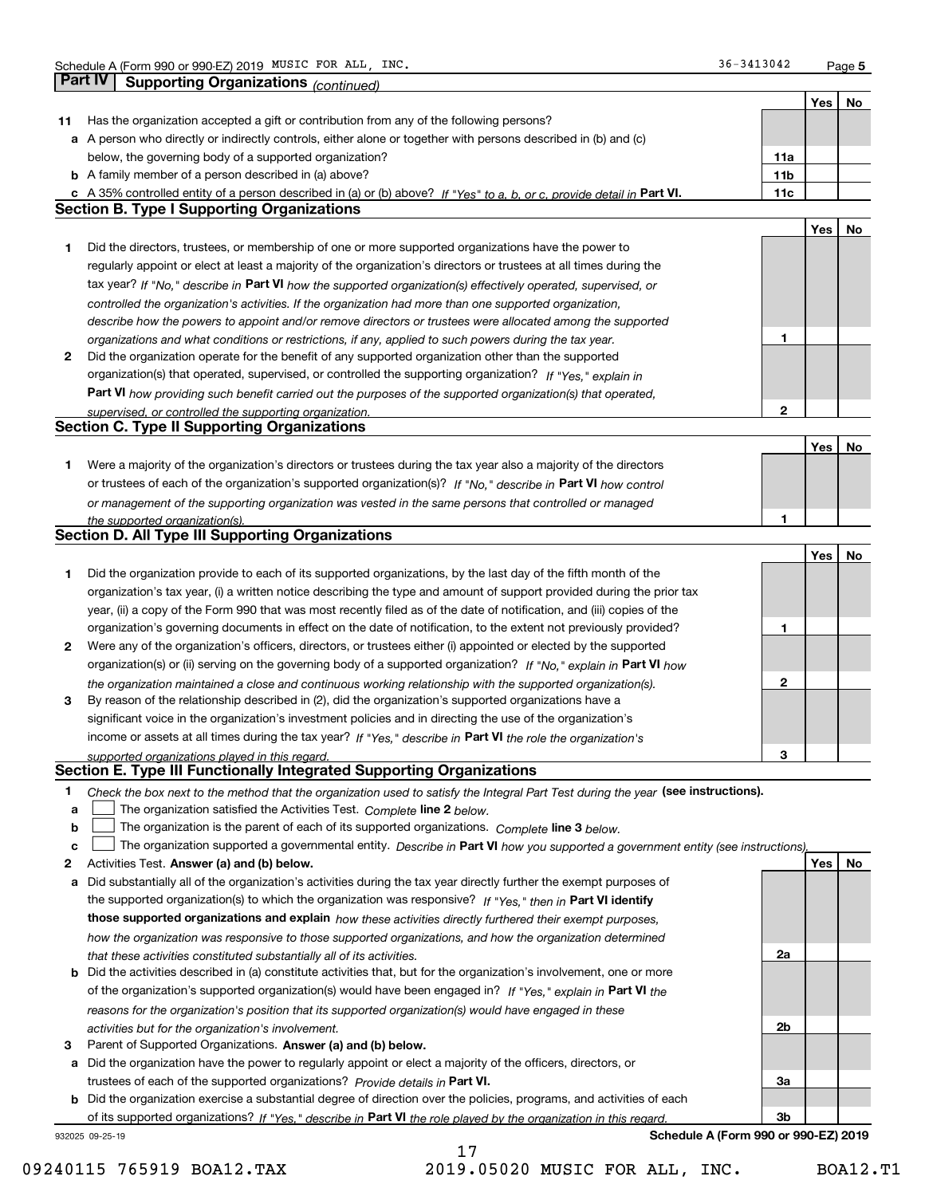Schedule A (Form 990 or 990-EZ) 2019 MUSIC FOR ALL, INC. 36-3413042

## Part IV Supporting Organizations *(continued)*

| | | | Yes | No |
|---|---|---|---|---|
| **11** | Has the organization accepted a gift or contribution from any of the following persons? | | | |
| **a** | A person who directly or indirectly controls, either alone or together with persons described in (b) and (c) below, the governing body of a supported organization? | **11a** | | |
| **b** | A family member of a person described in (a) above? | **11b** | | |
| **c** | A 35% controlled entity of a person described in (a) or (b) above? *If "Yes" to a, b, or c, provide detail in* **Part VI.** | **11c** | | |

### Section B. Type I Supporting Organizations

| | | | Yes | No |
|---|---|---|---|---|
| **1** | Did the directors, trustees, or membership of one or more supported organizations have the power to regularly appoint or elect at least a majority of the organization's directors or trustees at all times during the tax year? *If "No," describe in* **Part VI** *how the supported organization(s) effectively operated, supervised, or controlled the organization's activities. If the organization had more than one supported organization, describe how the powers to appoint and/or remove directors or trustees were allocated among the supported organizations and what conditions or restrictions, if any, applied to such powers during the tax year.* | **1** | | |
| **2** | Did the organization operate for the benefit of any supported organization other than the supported organization(s) that operated, supervised, or controlled the supporting organization? *If "Yes," explain in* **Part VI** *how providing such benefit carried out the purposes of the supported organization(s) that operated, supervised, or controlled the supporting organization.* | **2** | | |

### Section C. Type II Supporting Organizations

| | | | Yes | No |
|---|---|---|---|---|
| **1** | Were a majority of the organization's directors or trustees during the tax year also a majority of the directors or trustees of each of the organization's supported organization(s)? *If "No," describe in* **Part VI** *how control or management of the supporting organization was vested in the same persons that controlled or managed the supported organization(s).* | **1** | | |

### Section D. All Type III Supporting Organizations

| | | | Yes | No |
|---|---|---|---|---|
| **1** | Did the organization provide to each of its supported organizations, by the last day of the fifth month of the organization's tax year, (i) a written notice describing the type and amount of support provided during the prior tax year, (ii) a copy of the Form 990 that was most recently filed as of the date of notification, and (iii) copies of the organization's governing documents in effect on the date of notification, to the extent not previously provided? | **1** | | |
| **2** | Were any of the organization's officers, directors, or trustees either (i) appointed or elected by the supported organization(s) or (ii) serving on the governing body of a supported organization? *If "No," explain in* **Part VI** *how the organization maintained a close and continuous working relationship with the supported organization(s).* | **2** | | |
| **3** | By reason of the relationship described in (2), did the organization's supported organizations have a significant voice in the organization's investment policies and in directing the use of the organization's income or assets at all times during the tax year? *If "Yes," describe in* **Part VI** *the role the organization's supported organizations played in this regard.* | **3** | | |

### Section E. Type III Functionally Integrated Supporting Organizations

**1** *Check the box next to the method that the organization used to satisfy the Integral Part Test during the year* **(see instructions).**

- **a** ☐ The organization satisfied the Activities Test. *Complete* **line 2** *below.*
- **b** ☐ The organization is the parent of each of its supported organizations. *Complete* **line 3** *below.*
- **c** ☐ The organization supported a governmental entity. *Describe in* **Part VI** *how you supported a government entity (see instructions).*

| | | | Yes | No |
|---|---|---|---|---|
| **2** | Activities Test. **Answer (a) and (b) below.** | | | |
| **a** | Did substantially all of the organization's activities during the tax year directly further the exempt purposes of the supported organization(s) to which the organization was responsive? *If "Yes," then in* **Part VI identify those supported organizations and explain** *how these activities directly furthered their exempt purposes, how the organization was responsive to those supported organizations, and how the organization determined that these activities constituted substantially all of its activities.* | **2a** | | |
| **b** | Did the activities described in (a) constitute activities that, but for the organization's involvement, one or more of the organization's supported organization(s) would have been engaged in? *If "Yes," explain in* **Part VI** *the reasons for the organization's position that its supported organization(s) would have engaged in these activities but for the organization's involvement.* | **2b** | | |
| **3** | Parent of Supported Organizations. **Answer (a) and (b) below.** | | | |
| **a** | Did the organization have the power to regularly appoint or elect a majority of the officers, directors, or trustees of each of the supported organizations? *Provide details in* **Part VI.** | **3a** | | |
| **b** | Did the organization exercise a substantial degree of direction over the policies, programs, and activities of each of its supported organizations? *If "Yes," describe in* **Part VI** *the role played by the organization in this regard.* | **3b** | | |

932025 09-25-19 **Schedule A (Form 990 or 990-EZ) 2019**

09240115 765919 BOA12.TAX 2019.05020 MUSIC FOR ALL, INC. BOA12.T1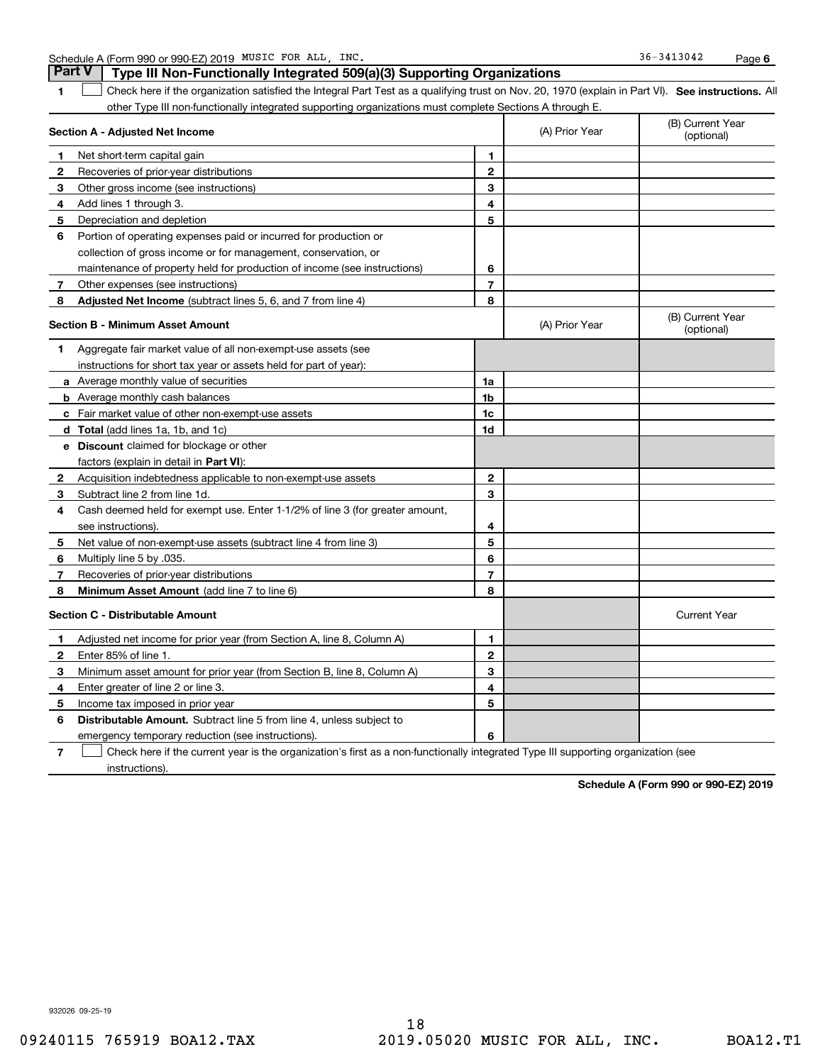Schedule A (Form 990 or 990-EZ) 2019 MUSIC FOR ALL, INC. 36-3413042

**Part V** **Type III Non-Functionally Integrated 509(a)(3) Supporting Organizations**

1 ☐ Check here if the organization satisfied the Integral Part Test as a qualifying trust on Nov. 20, 1970 (explain in Part VI). **See instructions.** All other Type III non-functionally integrated supporting organizations must complete Sections A through E.

| **Section A - Adjusted Net Income** | | | (A) Prior Year | (B) Current Year (optional) |
|---|---|---|---|---|
| 1 | Net short-term capital gain | 1 | | |
| 2 | Recoveries of prior-year distributions | 2 | | |
| 3 | Other gross income (see instructions) | 3 | | |
| 4 | Add lines 1 through 3. | 4 | | |
| 5 | Depreciation and depletion | 5 | | |
| 6 | Portion of operating expenses paid or incurred for production or collection of gross income or for management, conservation, or maintenance of property held for production of income (see instructions) | 6 | | |
| 7 | Other expenses (see instructions) | 7 | | |
| 8 | **Adjusted Net Income** (subtract lines 5, 6, and 7 from line 4) | 8 | | |

| **Section B - Minimum Asset Amount** | | | (A) Prior Year | (B) Current Year (optional) |
|---|---|---|---|---|
| 1 | Aggregate fair market value of all non-exempt-use assets (see instructions for short tax year or assets held for part of year): | | | |
| a | Average monthly value of securities | 1a | | |
| b | Average monthly cash balances | 1b | | |
| c | Fair market value of other non-exempt-use assets | 1c | | |
| d | **Total** (add lines 1a, 1b, and 1c) | 1d | | |
| e | **Discount** claimed for blockage or other factors (explain in detail in **Part VI**): | | | |
| 2 | Acquisition indebtedness applicable to non-exempt-use assets | 2 | | |
| 3 | Subtract line 2 from line 1d. | 3 | | |
| 4 | Cash deemed held for exempt use. Enter 1-1/2% of line 3 (for greater amount, see instructions). | 4 | | |
| 5 | Net value of non-exempt-use assets (subtract line 4 from line 3) | 5 | | |
| 6 | Multiply line 5 by .035. | 6 | | |
| 7 | Recoveries of prior-year distributions | 7 | | |
| 8 | **Minimum Asset Amount** (add line 7 to line 6) | 8 | | |

| **Section C - Distributable Amount** | | | | Current Year |
|---|---|---|---|---|
| 1 | Adjusted net income for prior year (from Section A, line 8, Column A) | 1 | | |
| 2 | Enter 85% of line 1. | 2 | | |
| 3 | Minimum asset amount for prior year (from Section B, line 8, Column A) | 3 | | |
| 4 | Enter greater of line 2 or line 3. | 4 | | |
| 5 | Income tax imposed in prior year | 5 | | |
| 6 | **Distributable Amount.** Subtract line 5 from line 4, unless subject to emergency temporary reduction (see instructions). | 6 | | |

7 ☐ Check here if the current year is the organization's first as a non-functionally integrated Type III supporting organization (see instructions).

**Schedule A (Form 990 or 990-EZ) 2019**

932026 09-25-19

09240115 765919 BOA12.TAX 2019.05020 MUSIC FOR ALL, INC. BOA12.T1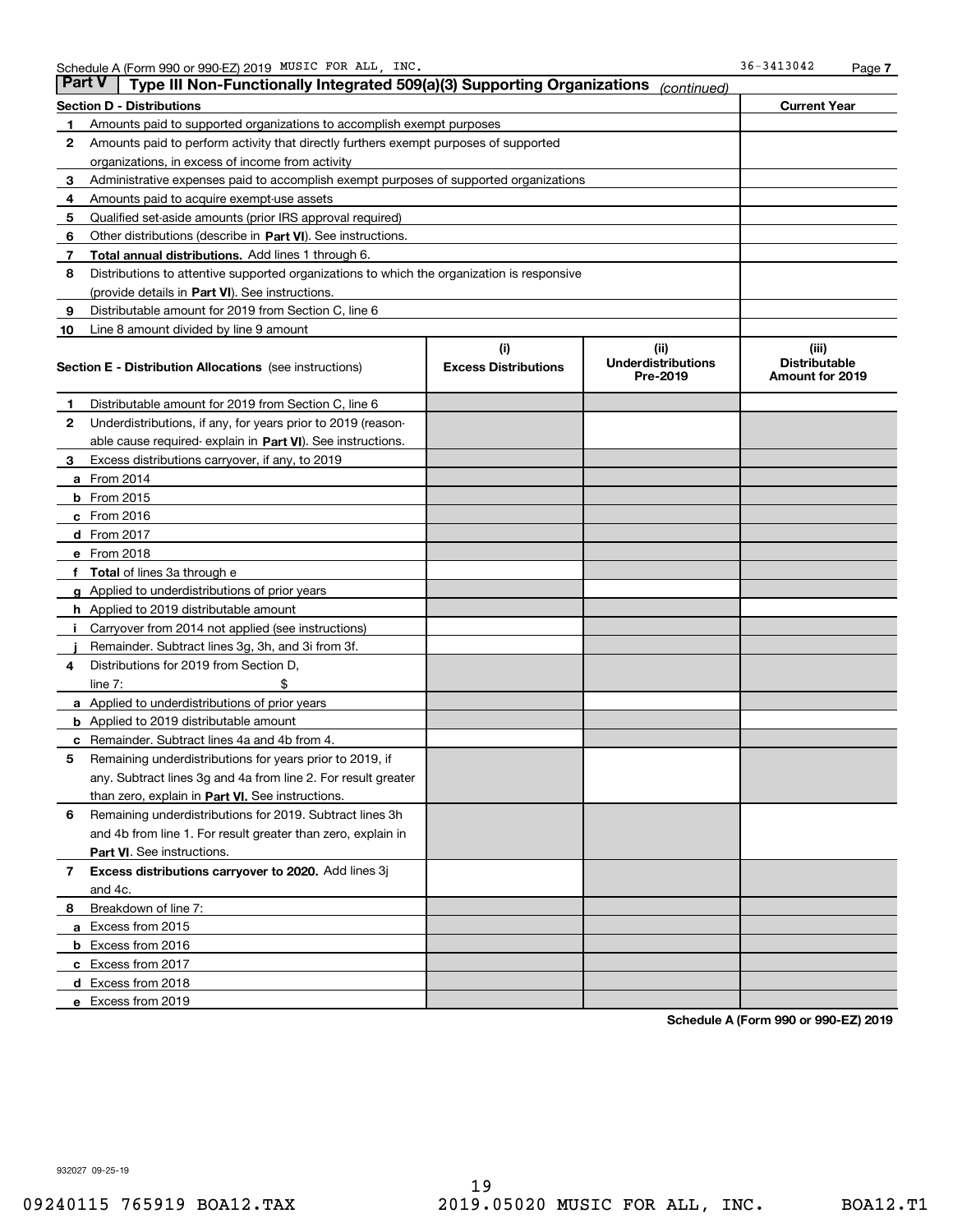Schedule A (Form 990 or 990-EZ) 2019 MUSIC FOR ALL, INC. 36-3413042

## Part V Type III Non-Functionally Integrated 509(a)(3) Supporting Organizations *(continued)*

| Section D - Distributions | | Current Year |
|---|---|---|
| 1 | Amounts paid to supported organizations to accomplish exempt purposes | |
| 2 | Amounts paid to perform activity that directly furthers exempt purposes of supported organizations, in excess of income from activity | |
| 3 | Administrative expenses paid to accomplish exempt purposes of supported organizations | |
| 4 | Amounts paid to acquire exempt-use assets | |
| 5 | Qualified set-aside amounts (prior IRS approval required) | |
| 6 | Other distributions (describe in **Part VI**). See instructions. | |
| 7 | **Total annual distributions.** Add lines 1 through 6. | |
| 8 | Distributions to attentive supported organizations to which the organization is responsive (provide details in **Part VI**). See instructions. | |
| 9 | Distributable amount for 2019 from Section C, line 6 | |
| 10 | Line 8 amount divided by line 9 amount | |

| Section E - Distribution Allocations (see instructions) | | (i) Excess Distributions | (ii) Underdistributions Pre-2019 | (iii) Distributable Amount for 2019 |
|---|---|---|---|---|
| 1 | Distributable amount for 2019 from Section C, line 6 | | | |
| 2 | Underdistributions, if any, for years prior to 2019 (reasonable cause required- explain in **Part VI**). See instructions. | | | |
| 3 | Excess distributions carryover, if any, to 2019 | | | |
| a | From 2014 | | | |
| b | From 2015 | | | |
| c | From 2016 | | | |
| d | From 2017 | | | |
| e | From 2018 | | | |
| f | **Total** of lines 3a through e | | | |
| g | Applied to underdistributions of prior years | | | |
| h | Applied to 2019 distributable amount | | | |
| i | Carryover from 2014 not applied (see instructions) | | | |
| j | Remainder. Subtract lines 3g, 3h, and 3i from 3f. | | | |
| 4 | Distributions for 2019 from Section D, line 7: $ | | | |
| a | Applied to underdistributions of prior years | | | |
| b | Applied to 2019 distributable amount | | | |
| c | Remainder. Subtract lines 4a and 4b from 4. | | | |
| 5 | Remaining underdistributions for years prior to 2019, if any. Subtract lines 3g and 4a from line 2. For result greater than zero, explain in **Part VI**. See instructions. | | | |
| 6 | Remaining underdistributions for 2019. Subtract lines 3h and 4b from line 1. For result greater than zero, explain in **Part VI**. See instructions. | | | |
| 7 | **Excess distributions carryover to 2020.** Add lines 3j and 4c. | | | |
| 8 | Breakdown of line 7: | | | |
| a | Excess from 2015 | | | |
| b | Excess from 2016 | | | |
| c | Excess from 2017 | | | |
| d | Excess from 2018 | | | |
| e | Excess from 2019 | | | |

**Schedule A (Form 990 or 990-EZ) 2019**

932027 09-25-19

09240115 765919 BOA12.TAX 2019.05020 MUSIC FOR ALL, INC. BOA12.T1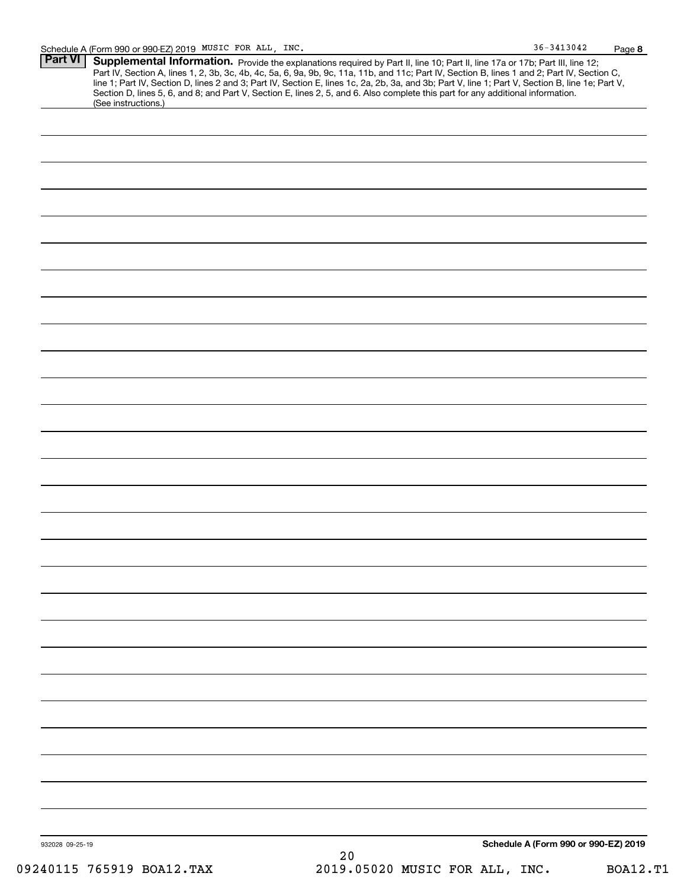Schedule A (Form 990 or 990-EZ) 2019 MUSIC FOR ALL, INC. 36-3413042 Page 8

**Part VI** **Supplemental Information.** Provide the explanations required by Part II, line 10; Part II, line 17a or 17b; Part III, line 12; Part IV, Section A, lines 1, 2, 3b, 3c, 4b, 4c, 5a, 6, 9a, 9b, 9c, 11a, 11b, and 11c; Part IV, Section B, lines 1 and 2; Part IV, Section C, line 1; Part IV, Section D, lines 2 and 3; Part IV, Section E, lines 1c, 2a, 2b, 3a, and 3b; Part V, line 1; Part V, Section B, line 1e; Part V, Section D, lines 5, 6, and 8; and Part V, Section E, lines 2, 5, and 6. Also complete this part for any additional information. (See instructions.)

932028 09-25-19 **Schedule A (Form 990 or 990-EZ) 2019**

09240115 765919 BOA12.TAX 2019.05020 MUSIC FOR ALL, INC. BOA12.T1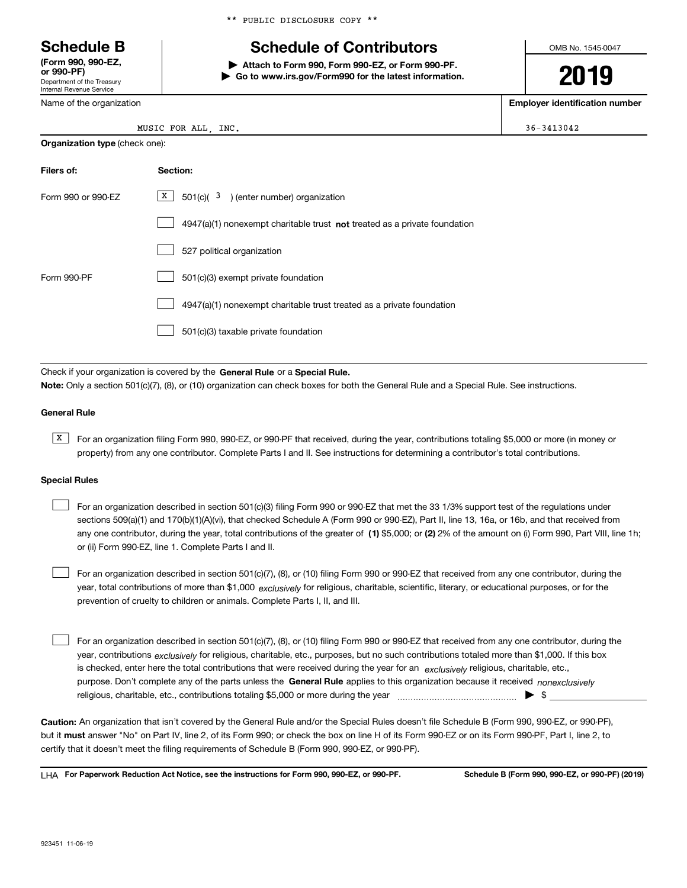** PUBLIC DISCLOSURE COPY **

# Schedule B
**(Form 990, 990-EZ, or 990-PF)**
Department of the Treasury
Internal Revenue Service

# Schedule of Contributors

▶ **Attach to Form 990, Form 990-EZ, or Form 990-PF.**
▶ **Go to www.irs.gov/Form990 for the latest information.**

OMB No. 1545-0047

**2019**

| Name of the organization | Employer identification number |
|---|---|
| MUSIC FOR ALL, INC. | 36-3413042 |

**Organization type** (check one):

| Filers of: | Section: |
|---|---|
| Form 990 or 990-EZ | [X] 501(c)( 3 ) (enter number) organization |
| | [ ] 4947(a)(1) nonexempt charitable trust **not** treated as a private foundation |
| | [ ] 527 political organization |
| Form 990-PF | [ ] 501(c)(3) exempt private foundation |
| | [ ] 4947(a)(1) nonexempt charitable trust treated as a private foundation |
| | [ ] 501(c)(3) taxable private foundation |

Check if your organization is covered by the **General Rule** or a **Special Rule.**
**Note:** Only a section 501(c)(7), (8), or (10) organization can check boxes for both the General Rule and a Special Rule. See instructions.

### General Rule

[X] For an organization filing Form 990, 990-EZ, or 990-PF that received, during the year, contributions totaling $5,000 or more (in money or property) from any one contributor. Complete Parts I and II. See instructions for determining a contributor's total contributions.

### Special Rules

[ ] For an organization described in section 501(c)(3) filing Form 990 or 990-EZ that met the 33 1/3% support test of the regulations under sections 509(a)(1) and 170(b)(1)(A)(vi), that checked Schedule A (Form 990 or 990-EZ), Part II, line 13, 16a, or 16b, and that received from any one contributor, during the year, total contributions of the greater of **(1)** $5,000; or **(2)** 2% of the amount on (i) Form 990, Part VIII, line 1h; or (ii) Form 990-EZ, line 1. Complete Parts I and II.

[ ] For an organization described in section 501(c)(7), (8), or (10) filing Form 990 or 990-EZ that received from any one contributor, during the year, total contributions of more than $1,000 *exclusively* for religious, charitable, scientific, literary, or educational purposes, or for the prevention of cruelty to children or animals. Complete Parts I, II, and III.

[ ] For an organization described in section 501(c)(7), (8), or (10) filing Form 990 or 990-EZ that received from any one contributor, during the year, contributions *exclusively* for religious, charitable, etc., purposes, but no such contributions totaled more than $1,000. If this box is checked, enter here the total contributions that were received during the year for an *exclusively* religious, charitable, etc., purpose. Don't complete any of the parts unless the **General Rule** applies to this organization because it received *nonexclusively* religious, charitable, etc., contributions totaling $5,000 or more during the year ▶ $ ____________

**Caution:** An organization that isn't covered by the General Rule and/or the Special Rules doesn't file Schedule B (Form 990, 990-EZ, or 990-PF), but it **must** answer "No" on Part IV, line 2, of its Form 990; or check the box on line H of its Form 990-EZ or on its Form 990-PF, Part I, line 2, to certify that it doesn't meet the filing requirements of Schedule B (Form 990, 990-EZ, or 990-PF).

LHA **For Paperwork Reduction Act Notice, see the instructions for Form 990, 990-EZ, or 990-PF.** **Schedule B (Form 990, 990-EZ, or 990-PF) (2019)**

923451 11-06-19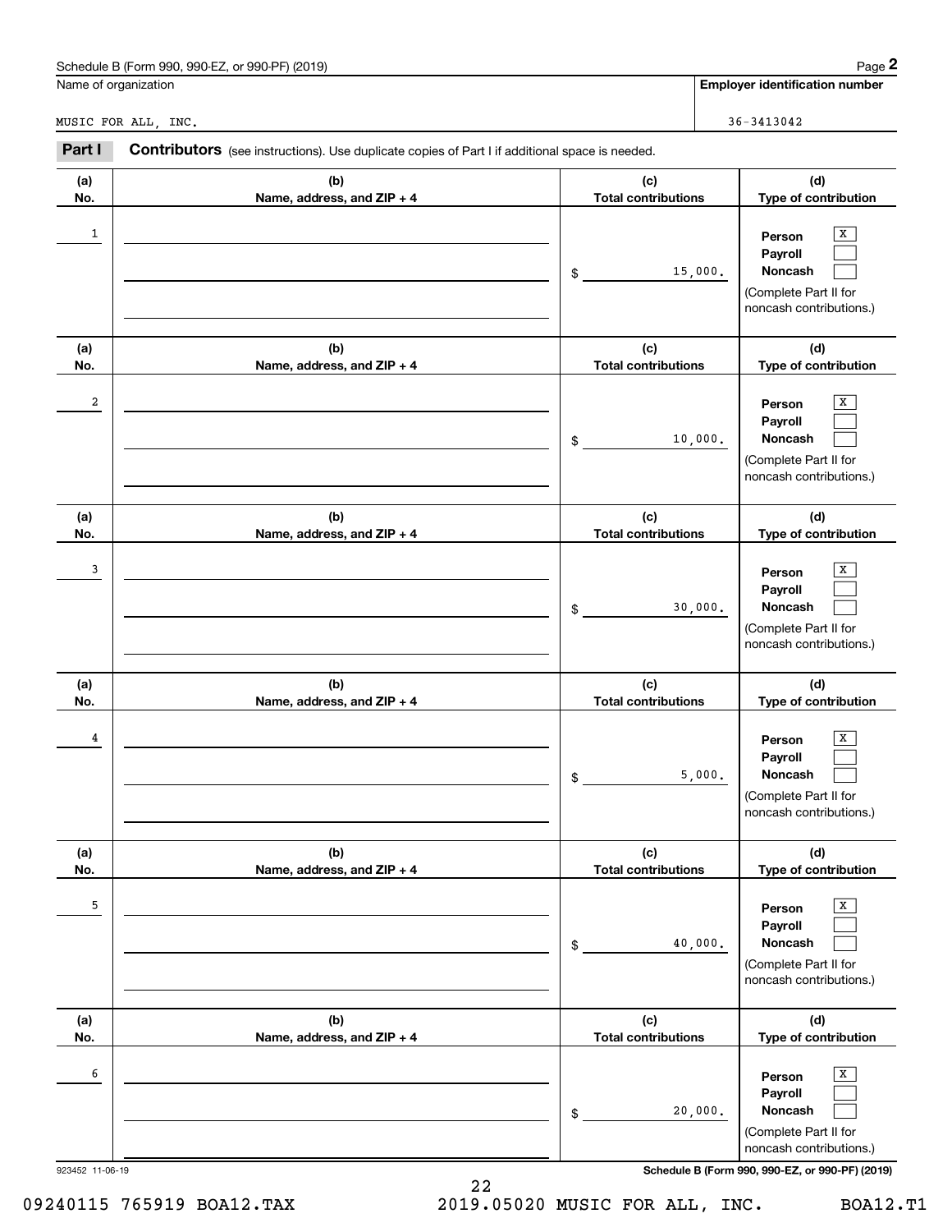Schedule B (Form 990, 990-EZ, or 990-PF) (2019) Page **2**

Name of organization: MUSIC FOR ALL, INC.

**Employer identification number**: 36-3413042

**Part I** **Contributors** (see instructions). Use duplicate copies of Part I if additional space is needed.

| (a) No. | (b) Name, address, and ZIP + 4 | (c) Total contributions | (d) Type of contribution |
|---|---|---|---|
| 1 | | $ 15,000. | Person [X] Payroll [ ] Noncash [ ] (Complete Part II for noncash contributions.) |
| 2 | | $ 10,000. | Person [X] Payroll [ ] Noncash [ ] (Complete Part II for noncash contributions.) |
| 3 | | $ 30,000. | Person [X] Payroll [ ] Noncash [ ] (Complete Part II for noncash contributions.) |
| 4 | | $ 5,000. | Person [X] Payroll [ ] Noncash [ ] (Complete Part II for noncash contributions.) |
| 5 | | $ 40,000. | Person [X] Payroll [ ] Noncash [ ] (Complete Part II for noncash contributions.) |
| 6 | | $ 20,000. | Person [X] Payroll [ ] Noncash [ ] (Complete Part II for noncash contributions.) |

923452 11-06-19 **Schedule B (Form 990, 990-EZ, or 990-PF) (2019)**

09240115 765919 BOA12.TAX 2019.05020 MUSIC FOR ALL, INC. BOA12.T1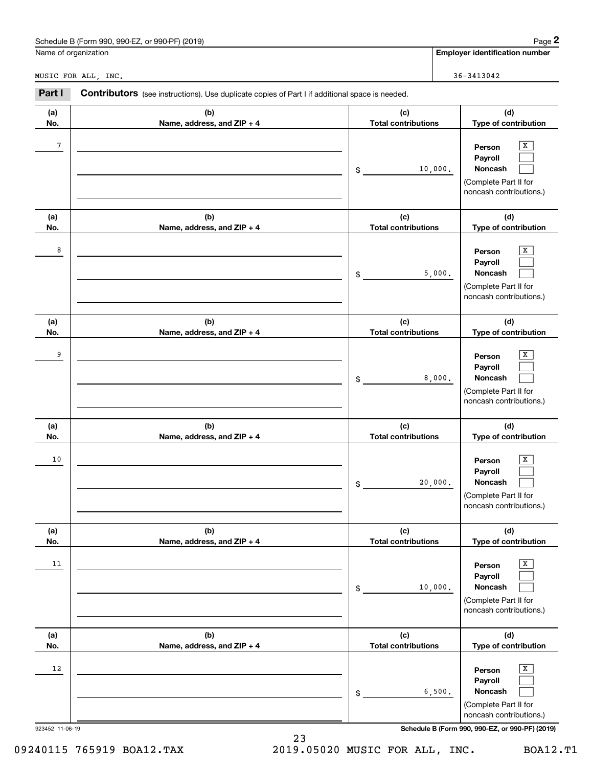Schedule B (Form 990, 990-EZ, or 990-PF) (2019)

Name of organization: MUSIC FOR ALL, INC.

Employer identification number: 36-3413042

**Part I** **Contributors** (see instructions). Use duplicate copies of Part I if additional space is needed.

| (a) No. | (b) Name, address, and ZIP + 4 | (c) Total contributions | (d) Type of contribution |
|---|---|---|---|
| 7 | | $ 10,000. | Person [X] Payroll [ ] Noncash [ ] (Complete Part II for noncash contributions.) |
| 8 | | $ 5,000. | Person [X] Payroll [ ] Noncash [ ] (Complete Part II for noncash contributions.) |
| 9 | | $ 8,000. | Person [X] Payroll [ ] Noncash [ ] (Complete Part II for noncash contributions.) |
| 10 | | $ 20,000. | Person [X] Payroll [ ] Noncash [ ] (Complete Part II for noncash contributions.) |
| 11 | | $ 10,000. | Person [X] Payroll [ ] Noncash [ ] (Complete Part II for noncash contributions.) |
| 12 | | $ 6,500. | Person [X] Payroll [ ] Noncash [ ] (Complete Part II for noncash contributions.) |

923452 11-06-19

Schedule B (Form 990, 990-EZ, or 990-PF) (2019)

09240115 765919 BOA12.TAX 2019.05020 MUSIC FOR ALL, INC. BOA12.T1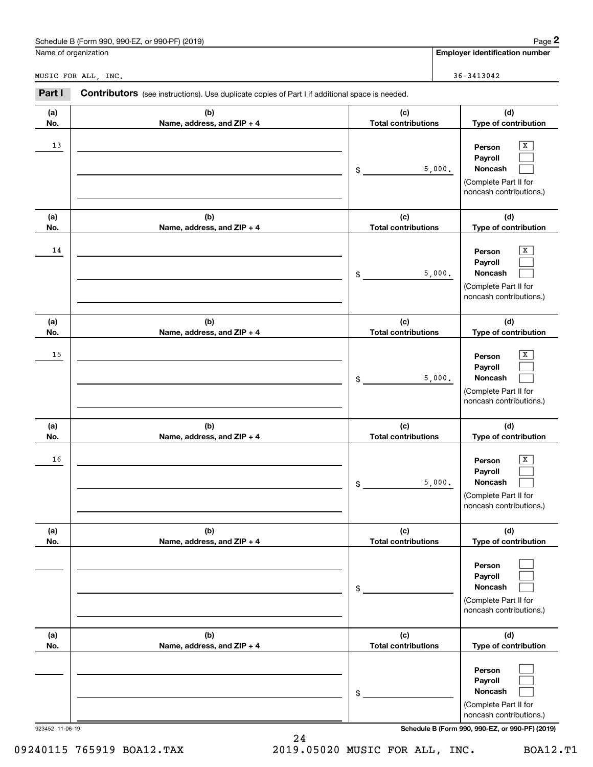Schedule B (Form 990, 990-EZ, or 990-PF) (2019)

Name of organization: MUSIC FOR ALL, INC.

Employer identification number: 36-3413042

## Part I Contributors (see instructions). Use duplicate copies of Part I if additional space is needed.

| (a) No. | (b) Name, address, and ZIP + 4 | (c) Total contributions | (d) Type of contribution |
|---|---|---|---|
| 13 | | $ 5,000. | Person [X] Payroll [ ] Noncash [ ] (Complete Part II for noncash contributions.) |
| 14 | | $ 5,000. | Person [X] Payroll [ ] Noncash [ ] (Complete Part II for noncash contributions.) |
| 15 | | $ 5,000. | Person [X] Payroll [ ] Noncash [ ] (Complete Part II for noncash contributions.) |
| 16 | | $ 5,000. | Person [X] Payroll [ ] Noncash [ ] (Complete Part II for noncash contributions.) |
| | | $ | Person [ ] Payroll [ ] Noncash [ ] (Complete Part II for noncash contributions.) |
| | | $ | Person [ ] Payroll [ ] Noncash [ ] (Complete Part II for noncash contributions.) |

923452 11-06-19

Schedule B (Form 990, 990-EZ, or 990-PF) (2019)

09240115 765919 BOA12.TAX 2019.05020 MUSIC FOR ALL, INC. BOA12.T1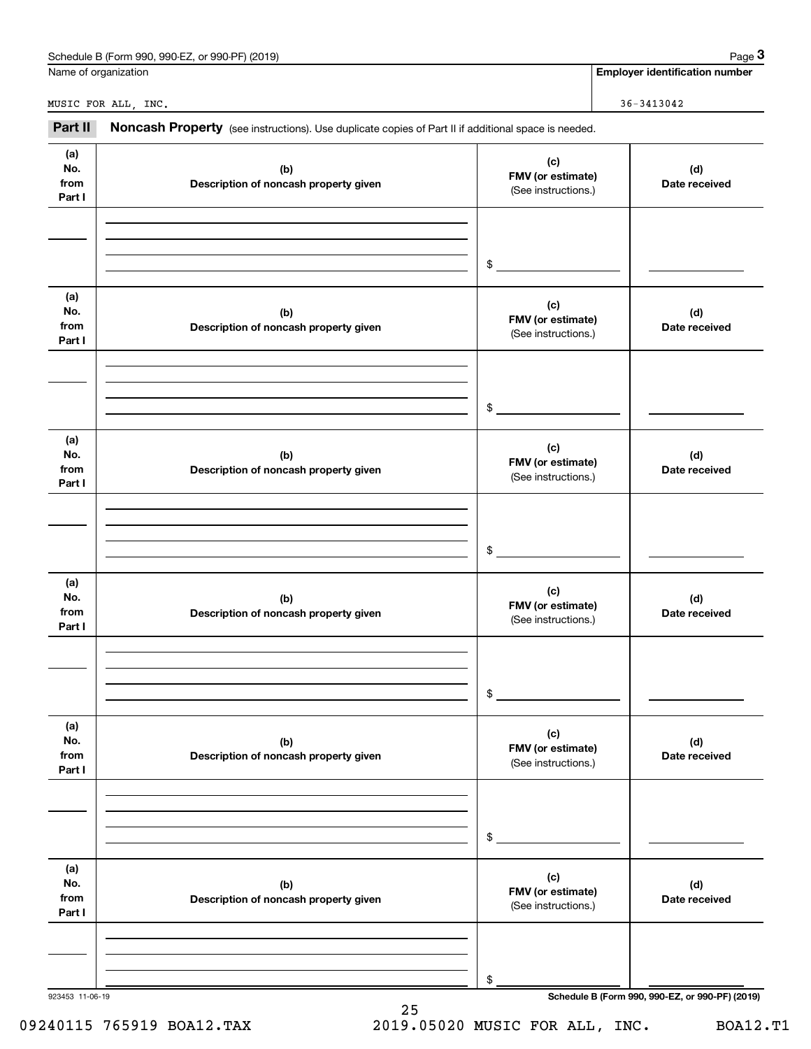Schedule B (Form 990, 990-EZ, or 990-PF) (2019)

Name of organization

MUSIC FOR ALL, INC.

**Employer identification number**

36-3413042

**Part II** **Noncash Property** (see instructions). Use duplicate copies of Part II if additional space is needed.

| (a) No. from Part I | (b) Description of noncash property given | (c) FMV (or estimate) (See instructions.) | (d) Date received |
|---|---|---|---|
| | | $ | |

| (a) No. from Part I | (b) Description of noncash property given | (c) FMV (or estimate) (See instructions.) | (d) Date received |
|---|---|---|---|
| | | $ | |

| (a) No. from Part I | (b) Description of noncash property given | (c) FMV (or estimate) (See instructions.) | (d) Date received |
|---|---|---|---|
| | | $ | |

| (a) No. from Part I | (b) Description of noncash property given | (c) FMV (or estimate) (See instructions.) | (d) Date received |
|---|---|---|---|
| | | $ | |

| (a) No. from Part I | (b) Description of noncash property given | (c) FMV (or estimate) (See instructions.) | (d) Date received |
|---|---|---|---|
| | | $ | |

| (a) No. from Part I | (b) Description of noncash property given | (c) FMV (or estimate) (See instructions.) | (d) Date received |
|---|---|---|---|
| | | $ | |

923453 11-06-19

**Schedule B (Form 990, 990-EZ, or 990-PF) (2019)**

09240115 765919 BOA12.TAX 2019.05020 MUSIC FOR ALL, INC. BOA12.T1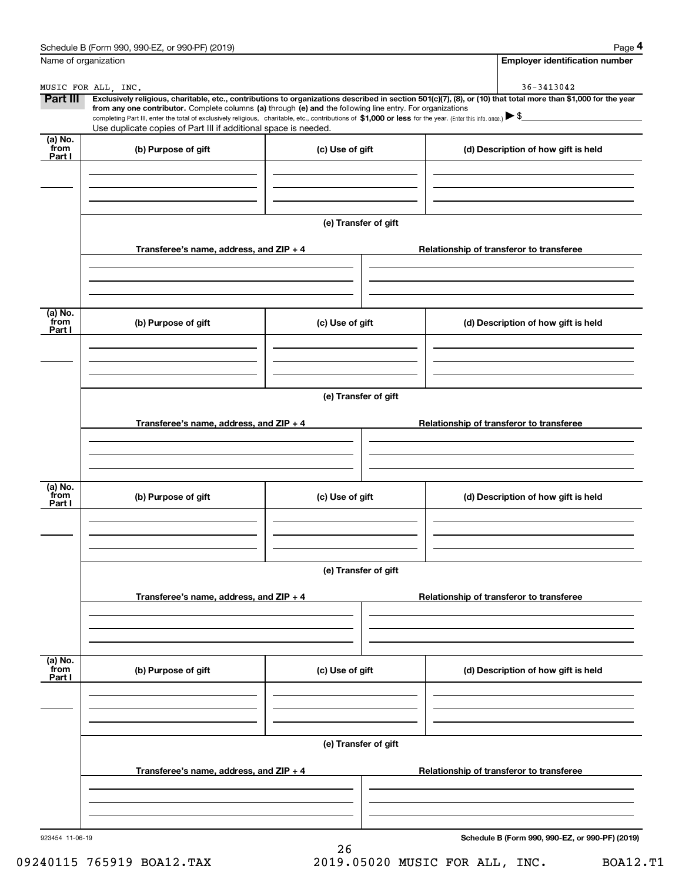Name of organization: MUSIC FOR ALL, INC.

Employer identification number: 36-3413042

**Part III** **Exclusively religious, charitable, etc., contributions to organizations described in section 501(c)(7), (8), or (10) that total more than $1,000 for the year from any one contributor.** Complete columns **(a)** through **(e) and** the following line entry. For organizations completing Part III, enter the total of exclusively religious, charitable, etc., contributions of **$1,000 or less** for the year. (Enter this info. once.) ▶ $

Use duplicate copies of Part III if additional space is needed.

| (a) No. from Part I | (b) Purpose of gift | (c) Use of gift | (d) Description of how gift is held |
|---|---|---|---|
| | | | |

**(e) Transfer of gift**

| Transferee's name, address, and ZIP + 4 | Relationship of transferor to transferee |
|---|---|
| | |

| (a) No. from Part I | (b) Purpose of gift | (c) Use of gift | (d) Description of how gift is held |
|---|---|---|---|
| | | | |

**(e) Transfer of gift**

| Transferee's name, address, and ZIP + 4 | Relationship of transferor to transferee |
|---|---|
| | |

| (a) No. from Part I | (b) Purpose of gift | (c) Use of gift | (d) Description of how gift is held |
|---|---|---|---|
| | | | |

**(e) Transfer of gift**

| Transferee's name, address, and ZIP + 4 | Relationship of transferor to transferee |
|---|---|
| | |

| (a) No. from Part I | (b) Purpose of gift | (c) Use of gift | (d) Description of how gift is held |
|---|---|---|---|
| | | | |

**(e) Transfer of gift**

| Transferee's name, address, and ZIP + 4 | Relationship of transferor to transferee |
|---|---|
| | |

923454 11-06-19

**Schedule B (Form 990, 990-EZ, or 990-PF) (2019)**

09240115 765919 BOA12.TAX 2019.05020 MUSIC FOR ALL, INC. BOA12.T1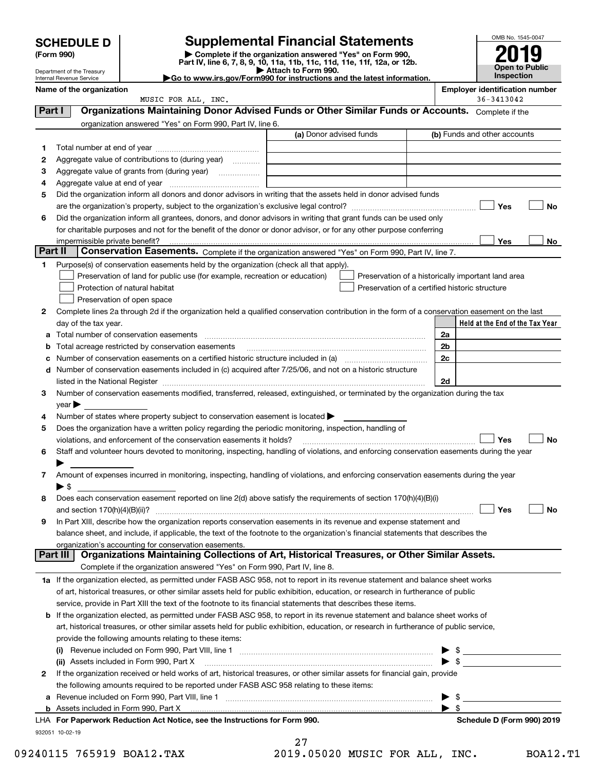# SCHEDULE D (Form 990)

Department of the Treasury
Internal Revenue Service

## Supplemental Financial Statements

▶ Complete if the organization answered "Yes" on Form 990, Part IV, line 6, 7, 8, 9, 10, 11a, 11b, 11c, 11d, 11e, 11f, 12a, or 12b.
▶ Attach to Form 990.
▶Go to www.irs.gov/Form990 for instructions and the latest information.

OMB No. 1545-0047

2019

Open to Public Inspection

**Name of the organization**
MUSIC FOR ALL, INC.

**Employer identification number**
36-3413042

**Part I — Organizations Maintaining Donor Advised Funds or Other Similar Funds or Accounts.** Complete if the organization answered "Yes" on Form 990, Part IV, line 6.

| | | (a) Donor advised funds | (b) Funds and other accounts |
|---|---|---|---|
| 1 | Total number at end of year | | |
| 2 | Aggregate value of contributions to (during year) | | |
| 3 | Aggregate value of grants from (during year) | | |
| 4 | Aggregate value at end of year | | |

5 Did the organization inform all donors and donor advisors in writing that the assets held in donor advised funds are the organization's property, subject to the organization's exclusive legal control? ☐ Yes ☐ No

6 Did the organization inform all grantees, donors, and donor advisors in writing that grant funds can be used only for charitable purposes and not for the benefit of the donor or donor advisor, or for any other purpose conferring impermissible private benefit? ☐ Yes ☐ No

**Part II — Conservation Easements.** Complete if the organization answered "Yes" on Form 990, Part IV, line 7.

1 Purpose(s) of conservation easements held by the organization (check all that apply).
- ☐ Preservation of land for public use (for example, recreation or education)
- ☐ Protection of natural habitat
- ☐ Preservation of open space
- ☐ Preservation of a historically important land area
- ☐ Preservation of a certified historic structure

2 Complete lines 2a through 2d if the organization held a qualified conservation contribution in the form of a conservation easement on the last day of the tax year.

| | | | Held at the End of the Tax Year |
|---|---|---|---|
| a | Total number of conservation easements | 2a | |
| b | Total acreage restricted by conservation easements | 2b | |
| c | Number of conservation easements on a certified historic structure included in (a) | 2c | |
| d | Number of conservation easements included in (c) acquired after 7/25/06, and not on a historic structure listed in the National Register | 2d | |

3 Number of conservation easements modified, transferred, released, extinguished, or terminated by the organization during the tax year ▶

4 Number of states where property subject to conservation easement is located ▶

5 Does the organization have a written policy regarding the periodic monitoring, inspection, handling of violations, and enforcement of the conservation easements it holds? ☐ Yes ☐ No

6 Staff and volunteer hours devoted to monitoring, inspecting, handling of violations, and enforcing conservation easements during the year ▶

7 Amount of expenses incurred in monitoring, inspecting, handling of violations, and enforcing conservation easements during the year ▶ $

8 Does each conservation easement reported on line 2(d) above satisfy the requirements of section 170(h)(4)(B)(i) and section 170(h)(4)(B)(ii)? ☐ Yes ☐ No

9 In Part XIII, describe how the organization reports conservation easements in its revenue and expense statement and balance sheet, and include, if applicable, the text of the footnote to the organization's financial statements that describes the organization's accounting for conservation easements.

**Part III — Organizations Maintaining Collections of Art, Historical Treasures, or Other Similar Assets.** Complete if the organization answered "Yes" on Form 990, Part IV, line 8.

1a If the organization elected, as permitted under FASB ASC 958, not to report in its revenue statement and balance sheet works of art, historical treasures, or other similar assets held for public exhibition, education, or research in furtherance of public service, provide in Part XIII the text of the footnote to its financial statements that describes these items.

b If the organization elected, as permitted under FASB ASC 958, to report in its revenue statement and balance sheet works of art, historical treasures, or other similar assets held for public exhibition, education, or research in furtherance of public service, provide the following amounts relating to these items:

(i) Revenue included on Form 990, Part VIII, line 1 ▶ $

(ii) Assets included in Form 990, Part X ▶ $

2 If the organization received or held works of art, historical treasures, or other similar assets for financial gain, provide the following amounts required to be reported under FASB ASC 958 relating to these items:

a Revenue included on Form 990, Part VIII, line 1 ▶ $

b Assets included in Form 990, Part X ▶ $

LHA For Paperwork Reduction Act Notice, see the Instructions for Form 990. Schedule D (Form 990) 2019

932051 10-02-19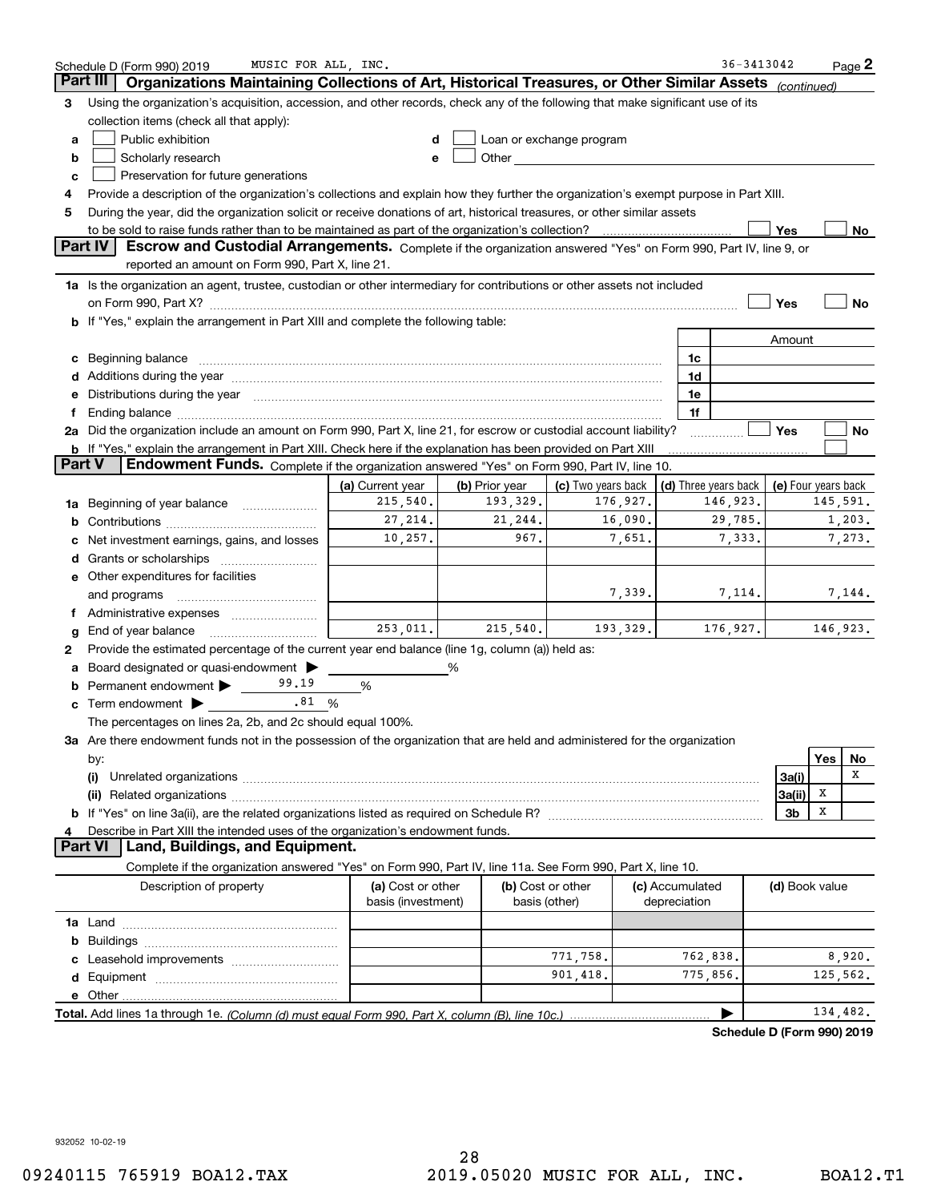Schedule D (Form 990) 2019 MUSIC FOR ALL, INC. 36-3413042 Page 2

## Part III Organizations Maintaining Collections of Art, Historical Treasures, or Other Similar Assets *(continued)*

**3** Using the organization's acquisition, accession, and other records, check any of the following that make significant use of its collection items (check all that apply):

- **a** ☐ Public exhibition
- **b** ☐ Scholarly research
- **c** ☐ Preservation for future generations
- **d** ☐ Loan or exchange program
- **e** ☐ Other

**4** Provide a description of the organization's collections and explain how they further the organization's exempt purpose in Part XIII.

**5** During the year, did the organization solicit or receive donations of art, historical treasures, or other similar assets to be sold to raise funds rather than to be maintained as part of the organization's collection? ☐ Yes ☐ No

## Part IV Escrow and Custodial Arrangements.

Complete if the organization answered "Yes" on Form 990, Part IV, line 9, or reported an amount on Form 990, Part X, line 21.

**1a** Is the organization an agent, trustee, custodian or other intermediary for contributions or other assets not included on Form 990, Part X? ☐ Yes ☐ No

**b** If "Yes," explain the arrangement in Part XIII and complete the following table:

| | | Amount |
|---|---|---|
| **c** Beginning balance | 1c | |
| **d** Additions during the year | 1d | |
| **e** Distributions during the year | 1e | |
| **f** Ending balance | 1f | |

**2a** Did the organization include an amount on Form 990, Part X, line 21, for escrow or custodial account liability? ☐ Yes ☐ No

**b** If "Yes," explain the arrangement in Part XIII. Check here if the explanation has been provided on Part XIII ☐

## Part V Endowment Funds.

Complete if the organization answered "Yes" on Form 990, Part IV, line 10.

| | (a) Current year | (b) Prior year | (c) Two years back | (d) Three years back | (e) Four years back |
|---|---|---|---|---|---|
| **1a** Beginning of year balance | 215,540. | 193,329. | 176,927. | 146,923. | 145,591. |
| **b** Contributions | 27,214. | 21,244. | 16,090. | 29,785. | 1,203. |
| **c** Net investment earnings, gains, and losses | 10,257. | 967. | 7,651. | 7,333. | 7,273. |
| **d** Grants or scholarships | | | | | |
| **e** Other expenditures for facilities and programs | | | 7,339. | 7,114. | 7,144. |
| **f** Administrative expenses | | | | | |
| **g** End of year balance | 253,011. | 215,540. | 193,329. | 176,927. | 146,923. |

**2** Provide the estimated percentage of the current year end balance (line 1g, column (a)) held as:

- **a** Board designated or quasi-endowment ▶ ______ %
- **b** Permanent endowment ▶ 99.19 %
- **c** Term endowment ▶ .81 %

The percentages on lines 2a, 2b, and 2c should equal 100%.

**3a** Are there endowment funds not in the possession of the organization that are held and administered for the organization by:

| | | Yes | No |
|---|---|---|---|
| **(i)** Unrelated organizations | 3a(i) | | X |
| **(ii)** Related organizations | 3a(ii) | X | |
| **b** If "Yes" on line 3a(ii), are the related organizations listed as required on Schedule R? | 3b | X | |

**4** Describe in Part XIII the intended uses of the organization's endowment funds.

## Part VI Land, Buildings, and Equipment.

Complete if the organization answered "Yes" on Form 990, Part IV, line 11a. See Form 990, Part X, line 10.

| Description of property | (a) Cost or other basis (investment) | (b) Cost or other basis (other) | (c) Accumulated depreciation | (d) Book value |
|---|---|---|---|---|
| **1a** Land | | | | |
| **b** Buildings | | | | |
| **c** Leasehold improvements | | 771,758. | 762,838. | 8,920. |
| **d** Equipment | | 901,418. | 775,856. | 125,562. |
| **e** Other | | | | |
| **Total.** Add lines 1a through 1e. *(Column (d) must equal Form 990, Part X, column (B), line 10c.)* ▶ | | | | 134,482. |

**Schedule D (Form 990) 2019**

932052 10-02-19

09240115 765919 BOA12.TAX 2019.05020 MUSIC FOR ALL, INC. BOA12.T1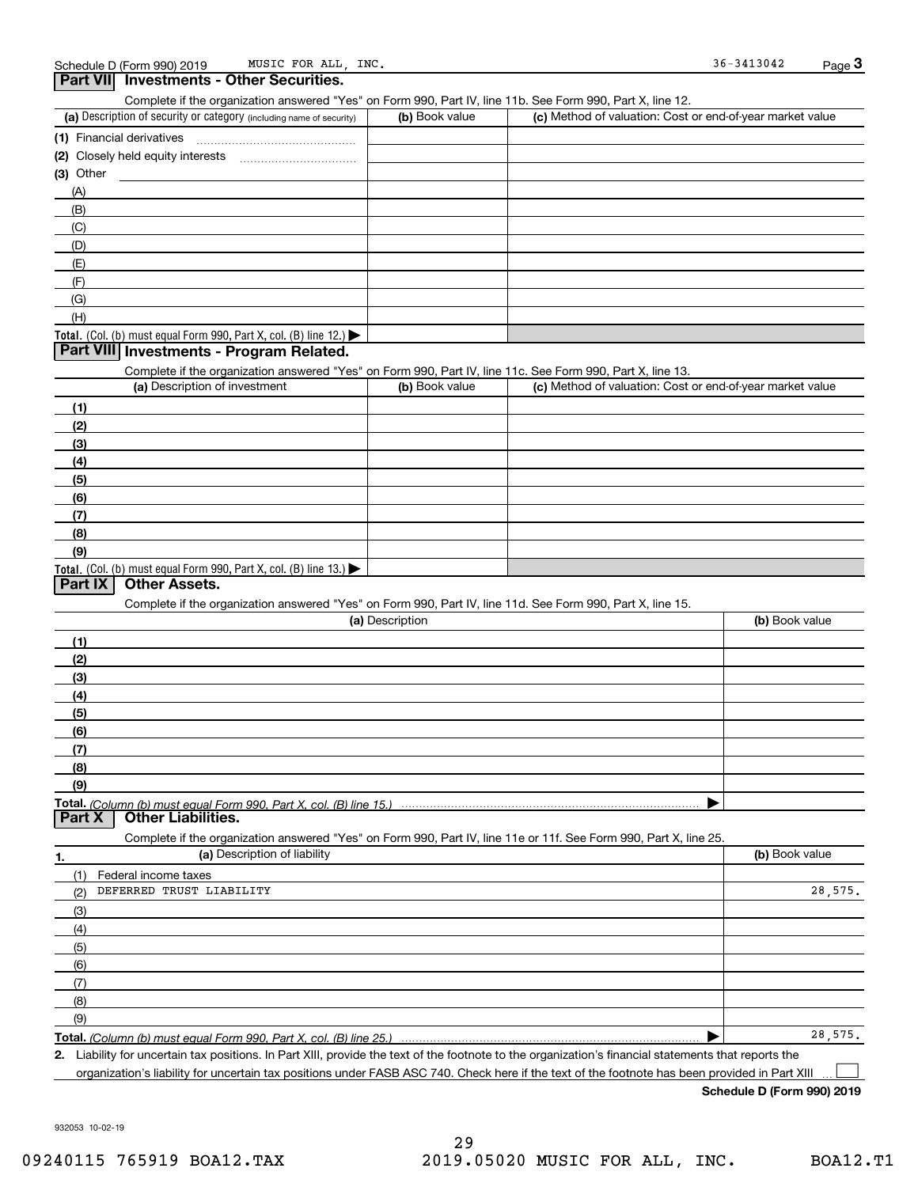Schedule D (Form 990) 2019 MUSIC FOR ALL, INC. 36-3413042 Page 3

## Part VII Investments - Other Securities.

Complete if the organization answered "Yes" on Form 990, Part IV, line 11b. See Form 990, Part X, line 12.

| (a) Description of security or category (including name of security) | (b) Book value | (c) Method of valuation: Cost or end-of-year market value |
|---|---|---|
| (1) Financial derivatives | | |
| (2) Closely held equity interests | | |
| (3) Other | | |
| (A) | | |
| (B) | | |
| (C) | | |
| (D) | | |
| (E) | | |
| (F) | | |
| (G) | | |
| (H) | | |
| Total. (Col. (b) must equal Form 990, Part X, col. (B) line 12.) | | |

## Part VIII Investments - Program Related.

Complete if the organization answered "Yes" on Form 990, Part IV, line 11c. See Form 990, Part X, line 13.

| (a) Description of investment | (b) Book value | (c) Method of valuation: Cost or end-of-year market value |
|---|---|---|
| (1) | | |
| (2) | | |
| (3) | | |
| (4) | | |
| (5) | | |
| (6) | | |
| (7) | | |
| (8) | | |
| (9) | | |
| Total. (Col. (b) must equal Form 990, Part X, col. (B) line 13.) | | |

## Part IX Other Assets.

Complete if the organization answered "Yes" on Form 990, Part IV, line 11d. See Form 990, Part X, line 15.

| (a) Description | (b) Book value |
|---|---|
| (1) | |
| (2) | |
| (3) | |
| (4) | |
| (5) | |
| (6) | |
| (7) | |
| (8) | |
| (9) | |
| Total. (Column (b) must equal Form 990, Part X, col. (B) line 15.) | |

## Part X Other Liabilities.

Complete if the organization answered "Yes" on Form 990, Part IV, line 11e or 11f. See Form 990, Part X, line 25.

| 1. (a) Description of liability | (b) Book value |
|---|---|
| (1) Federal income taxes | |
| (2) DEFERRED TRUST LIABILITY | 28,575. |
| (3) | |
| (4) | |
| (5) | |
| (6) | |
| (7) | |
| (8) | |
| (9) | |
| Total. (Column (b) must equal Form 990, Part X, col. (B) line 25.) | 28,575. |

2. Liability for uncertain tax positions. In Part XIII, provide the text of the footnote to the organization's financial statements that reports the organization's liability for uncertain tax positions under FASB ASC 740. Check here if the text of the footnote has been provided in Part XIII ☐

Schedule D (Form 990) 2019

932053 10-02-19

09240115 765919 BOA12.TAX 2019.05020 MUSIC FOR ALL, INC. BOA12.T1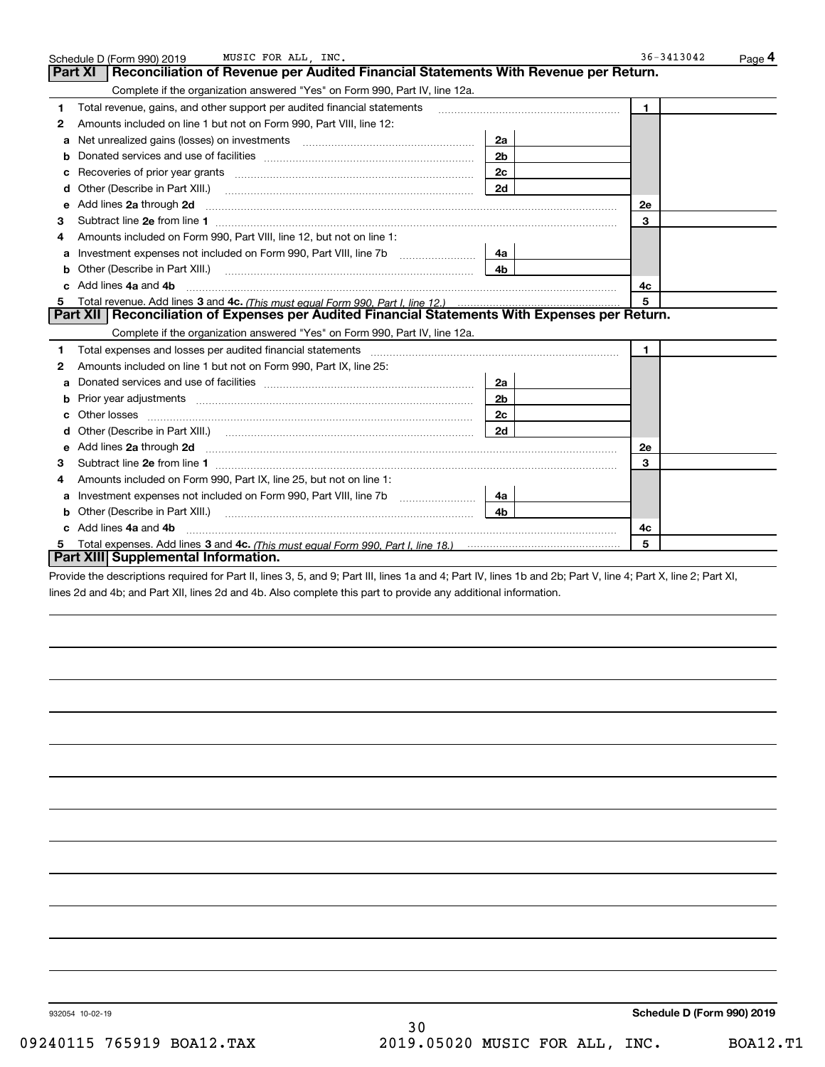Schedule D (Form 990) 2019 MUSIC FOR ALL, INC. 36-3413042 Page **4**

## Part XI Reconciliation of Revenue per Audited Financial Statements With Revenue per Return.

Complete if the organization answered "Yes" on Form 990, Part IV, line 12a.

| | | | | | |
|---|---|---|---|---|---|
| **1** | Total revenue, gains, and other support per audited financial statements | | | **1** | |
| **2** | Amounts included on line 1 but not on Form 990, Part VIII, line 12: | | | | |
| **a** | Net unrealized gains (losses) on investments | **2a** | | | |
| **b** | Donated services and use of facilities | **2b** | | | |
| **c** | Recoveries of prior year grants | **2c** | | | |
| **d** | Other (Describe in Part XIII.) | **2d** | | | |
| **e** | Add lines **2a** through **2d** | | | **2e** | |
| **3** | Subtract line **2e** from line **1** | | | **3** | |
| **4** | Amounts included on Form 990, Part VIII, line 12, but not on line 1: | | | | |
| **a** | Investment expenses not included on Form 990, Part VIII, line 7b | **4a** | | | |
| **b** | Other (Describe in Part XIII.) | **4b** | | | |
| **c** | Add lines **4a** and **4b** | | | **4c** | |
| **5** | Total revenue. Add lines **3** and **4c.** *(This must equal Form 990, Part I, line 12.)* | | | **5** | |

## Part XII Reconciliation of Expenses per Audited Financial Statements With Expenses per Return.

Complete if the organization answered "Yes" on Form 990, Part IV, line 12a.

| | | | | | |
|---|---|---|---|---|---|
| **1** | Total expenses and losses per audited financial statements | | | **1** | |
| **2** | Amounts included on line 1 but not on Form 990, Part IX, line 25: | | | | |
| **a** | Donated services and use of facilities | **2a** | | | |
| **b** | Prior year adjustments | **2b** | | | |
| **c** | Other losses | **2c** | | | |
| **d** | Other (Describe in Part XIII.) | **2d** | | | |
| **e** | Add lines **2a** through **2d** | | | **2e** | |
| **3** | Subtract line **2e** from line **1** | | | **3** | |
| **4** | Amounts included on Form 990, Part IX, line 25, but not on line 1: | | | | |
| **a** | Investment expenses not included on Form 990, Part VIII, line 7b | **4a** | | | |
| **b** | Other (Describe in Part XIII.) | **4b** | | | |
| **c** | Add lines **4a** and **4b** | | | **4c** | |
| **5** | Total expenses. Add lines **3** and **4c.** *(This must equal Form 990, Part I, line 18.)* | | | **5** | |

## Part XIII Supplemental Information.

Provide the descriptions required for Part II, lines 3, 5, and 9; Part III, lines 1a and 4; Part IV, lines 1b and 2b; Part V, line 4; Part X, line 2; Part XI, lines 2d and 4b; and Part XII, lines 2d and 4b. Also complete this part to provide any additional information.

932054 10-02-19 **Schedule D (Form 990) 2019**

09240115 765919 BOA12.TAX 2019.05020 MUSIC FOR ALL, INC. BOA12.T1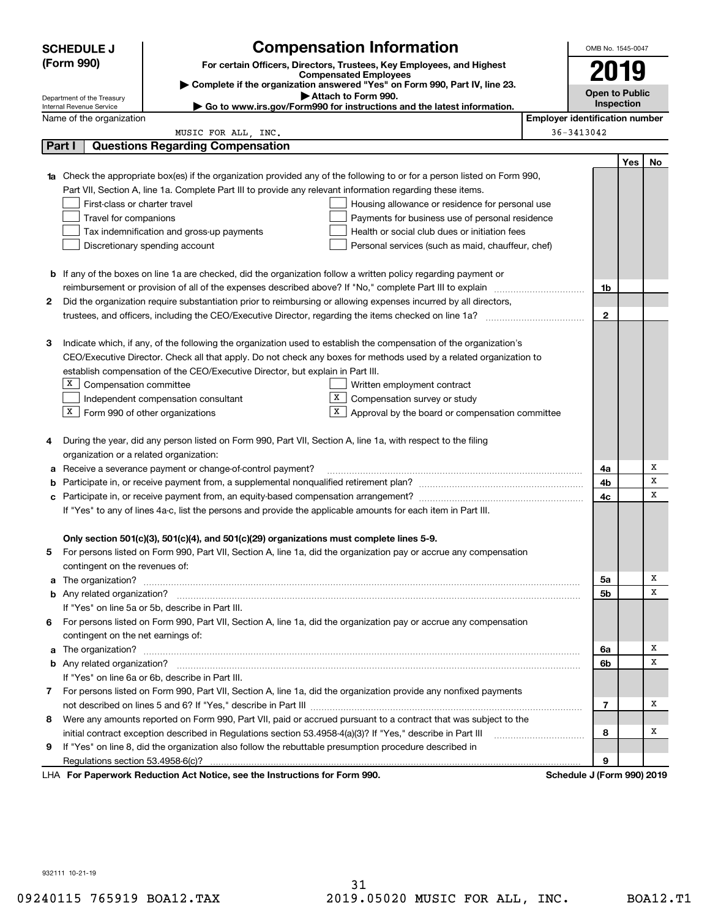# SCHEDULE J (Form 990)

## Compensation Information

**For certain Officers, Directors, Trustees, Key Employees, and Highest Compensated Employees**

▶ Complete if the organization answered "Yes" on Form 990, Part IV, line 23.

▶ Attach to Form 990.

▶ Go to www.irs.gov/Form990 for instructions and the latest information.

Department of the Treasury
Internal Revenue Service

OMB No. 1545-0047

**2019**

**Open to Public Inspection**

Name of the organization: MUSIC FOR ALL, INC.

Employer identification number: 36-3413042

## Part I Questions Regarding Compensation

| | | | Yes | No |
|---|---|---|---|---|
| **1a** | Check the appropriate box(es) if the organization provided any of the following to or for a person listed on Form 990, Part VII, Section A, line 1a. Complete Part III to provide any relevant information regarding these items.<br>☐ First-class or charter travel ☐ Housing allowance or residence for personal use<br>☐ Travel for companions ☐ Payments for business use of personal residence<br>☐ Tax indemnification and gross-up payments ☐ Health or social club dues or initiation fees<br>☐ Discretionary spending account ☐ Personal services (such as maid, chauffeur, chef) | | | |
| **b** | If any of the boxes on line 1a are checked, did the organization follow a written policy regarding payment or reimbursement or provision of all of the expenses described above? If "No," complete Part III to explain | 1b | | |
| **2** | Did the organization require substantiation prior to reimbursing or allowing expenses incurred by all directors, trustees, and officers, including the CEO/Executive Director, regarding the items checked on line 1a? | 2 | | |
| **3** | Indicate which, if any, of the following the organization used to establish the compensation of the organization's CEO/Executive Director. Check all that apply. Do not check any boxes for methods used by a related organization to establish compensation of the CEO/Executive Director, but explain in Part III.<br>☒ Compensation committee ☐ Written employment contract<br>☐ Independent compensation consultant ☒ Compensation survey or study<br>☒ Form 990 of other organizations ☒ Approval by the board or compensation committee | | | |
| **4** | During the year, did any person listed on Form 990, Part VII, Section A, line 1a, with respect to the filing organization or a related organization: | | | |
| **a** | Receive a severance payment or change-of-control payment? | 4a | | X |
| **b** | Participate in, or receive payment from, a supplemental nonqualified retirement plan? | 4b | | X |
| **c** | Participate in, or receive payment from, an equity-based compensation arrangement? | 4c | | X |
| | If "Yes" to any of lines 4a-c, list the persons and provide the applicable amounts for each item in Part III. | | | |
| | **Only section 501(c)(3), 501(c)(4), and 501(c)(29) organizations must complete lines 5-9.** | | | |
| **5** | For persons listed on Form 990, Part VII, Section A, line 1a, did the organization pay or accrue any compensation contingent on the revenues of: | | | |
| **a** | The organization? | 5a | | X |
| **b** | Any related organization? | 5b | | X |
| | If "Yes" on line 5a or 5b, describe in Part III. | | | |
| **6** | For persons listed on Form 990, Part VII, Section A, line 1a, did the organization pay or accrue any compensation contingent on the net earnings of: | | | |
| **a** | The organization? | 6a | | X |
| **b** | Any related organization? | 6b | | X |
| | If "Yes" on line 6a or 6b, describe in Part III. | | | |
| **7** | For persons listed on Form 990, Part VII, Section A, line 1a, did the organization provide any nonfixed payments not described on lines 5 and 6? If "Yes," describe in Part III | 7 | | X |
| **8** | Were any amounts reported on Form 990, Part VII, paid or accrued pursuant to a contract that was subject to the initial contract exception described in Regulations section 53.4958-4(a)(3)? If "Yes," describe in Part III | 8 | | X |
| **9** | If "Yes" on line 8, did the organization also follow the rebuttable presumption procedure described in Regulations section 53.4958-6(c)? | 9 | | |

LHA **For Paperwork Reduction Act Notice, see the Instructions for Form 990.** **Schedule J (Form 990) 2019**

932111 10-21-19

09240115 765919 BOA12.TAX 2019.05020 MUSIC FOR ALL, INC. BOA12.T1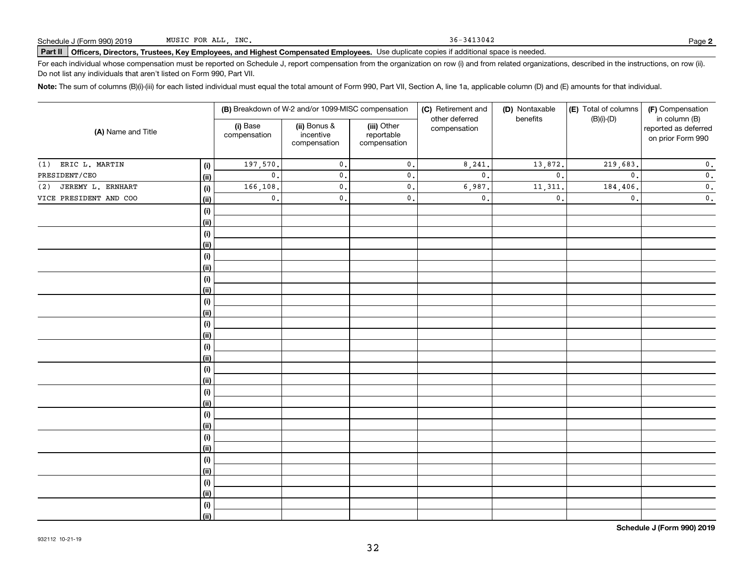Schedule J (Form 990) 2019 MUSIC FOR ALL, INC. 36-3413042 Page **2**

**Part II** **Officers, Directors, Trustees, Key Employees, and Highest Compensated Employees.** Use duplicate copies if additional space is needed.

For each individual whose compensation must be reported on Schedule J, report compensation from the organization on row (i) and from related organizations, described in the instructions, on row (ii). Do not list any individuals that aren't listed on Form 990, Part VII.

**Note:** The sum of columns (B)(i)-(iii) for each listed individual must equal the total amount of Form 990, Part VII, Section A, line 1a, applicable column (D) and (E) amounts for that individual.

| (A) Name and Title | | (B) Breakdown of W-2 and/or 1099-MISC compensation | | | (C) Retirement and other deferred compensation | (D) Nontaxable benefits | (E) Total of columns (B)(i)-(D) | (F) Compensation in column (B) reported as deferred on prior Form 990 |
|---|---|---|---|---|---|---|---|---|
| | | (i) Base compensation | (ii) Bonus & incentive compensation | (iii) Other reportable compensation | | | | |
| (1) ERIC L. MARTIN | (i) | 197,570. | 0. | 0. | 8,241. | 13,872. | 219,683. | 0. |
| PRESIDENT/CEO | (ii) | 0. | 0. | 0. | 0. | 0. | 0. | 0. |
| (2) JEREMY L. ERNHART | (i) | 166,108. | 0. | 0. | 6,987. | 11,311. | 184,406. | 0. |
| VICE PRESIDENT AND COO | (ii) | 0. | 0. | 0. | 0. | 0. | 0. | 0. |
| | (i) | | | | | | | |
| | (ii) | | | | | | | |
| | (i) | | | | | | | |
| | (ii) | | | | | | | |
| | (i) | | | | | | | |
| | (ii) | | | | | | | |
| | (i) | | | | | | | |
| | (ii) | | | | | | | |
| | (i) | | | | | | | |
| | (ii) | | | | | | | |
| | (i) | | | | | | | |
| | (ii) | | | | | | | |
| | (i) | | | | | | | |
| | (ii) | | | | | | | |
| | (i) | | | | | | | |
| | (ii) | | | | | | | |
| | (i) | | | | | | | |
| | (ii) | | | | | | | |
| | (i) | | | | | | | |
| | (ii) | | | | | | | |
| | (i) | | | | | | | |
| | (ii) | | | | | | | |
| | (i) | | | | | | | |
| | (ii) | | | | | | | |
| | (i) | | | | | | | |
| | (ii) | | | | | | | |
| | (i) | | | | | | | |
| | (ii) | | | | | | | |

**Schedule J (Form 990) 2019**

932112 10-21-19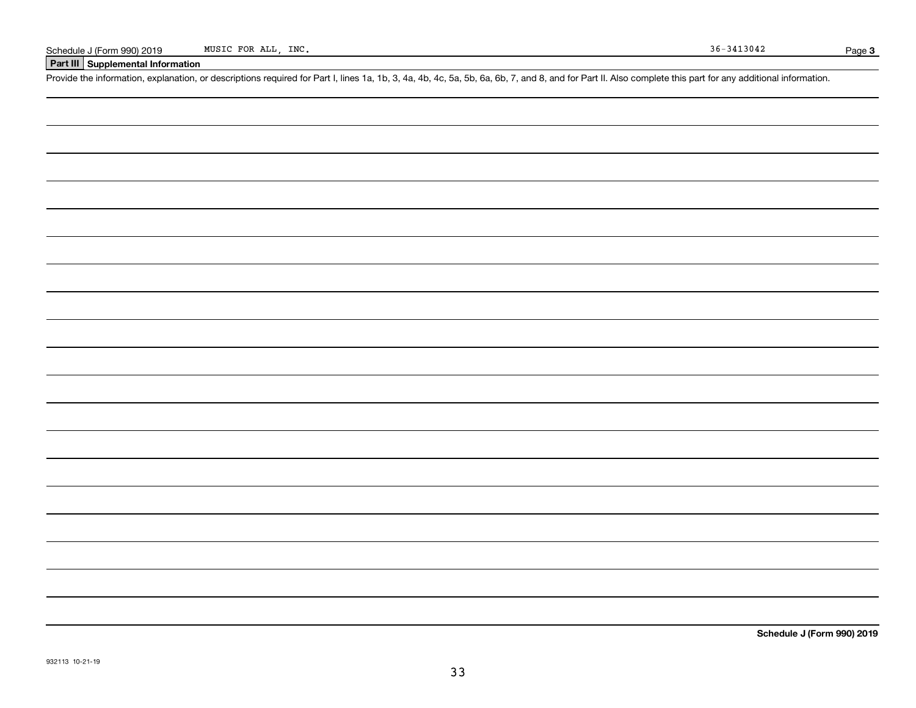Schedule J (Form 990) 2019 MUSIC FOR ALL, INC. 36-3413042

## Part III Supplemental Information

Provide the information, explanation, or descriptions required for Part I, lines 1a, 1b, 3, 4a, 4b, 4c, 5a, 5b, 6a, 6b, 7, and 8, and for Part II. Also complete this part for any additional information.

**Schedule J (Form 990) 2019**

932113 10-21-19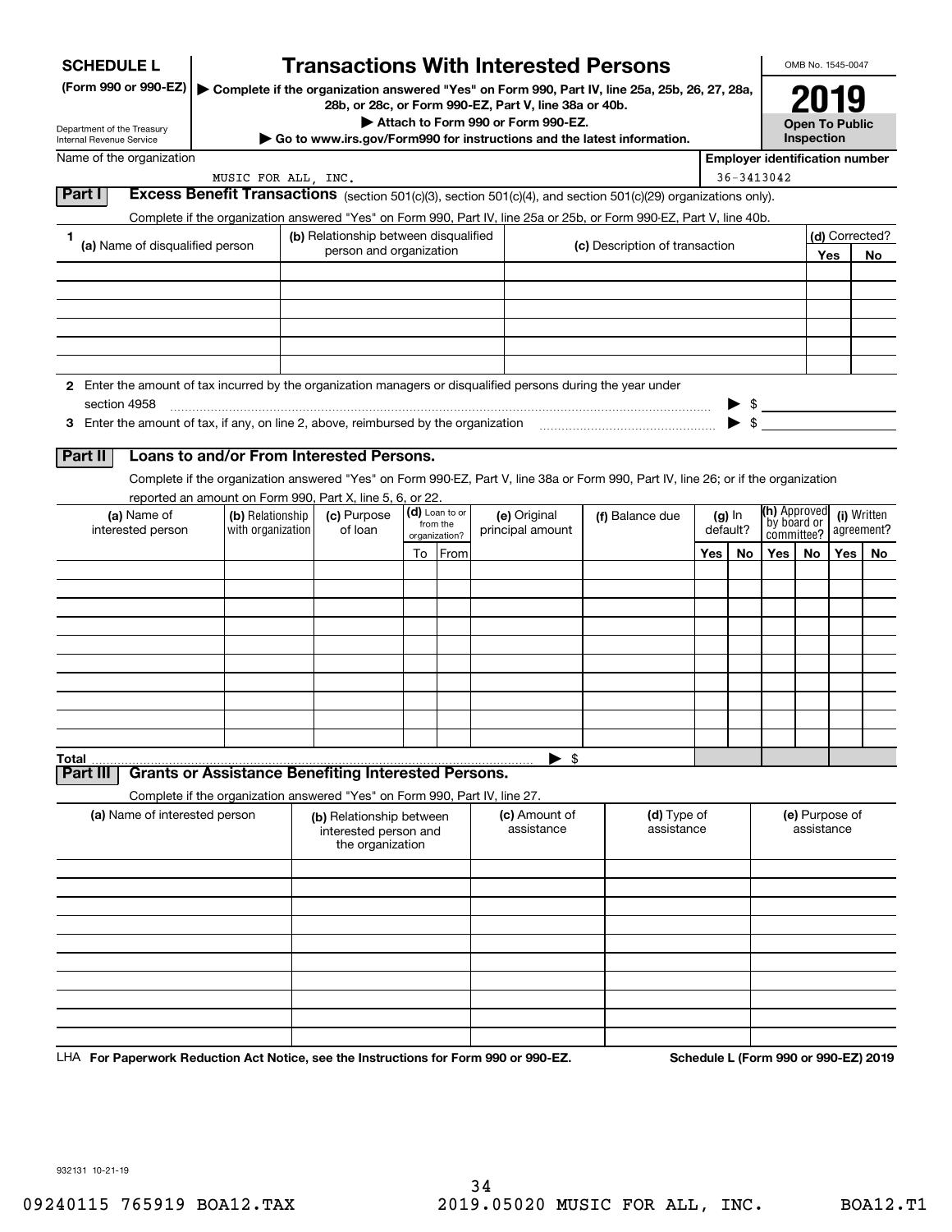# SCHEDULE L (Form 990 or 990-EZ)

Department of the Treasury
Internal Revenue Service

## Transactions With Interested Persons

▶ Complete if the organization answered "Yes" on Form 990, Part IV, line 25a, 25b, 26, 27, 28a, 28b, or 28c, or Form 990-EZ, Part V, line 38a or 40b.

▶ Attach to Form 990 or Form 990-EZ.

▶ Go to www.irs.gov/Form990 for instructions and the latest information.

OMB No. 1545-0047

**2019**

**Open To Public Inspection**

Name of the organization: MUSIC FOR ALL, INC.

Employer identification number: 36-3413042

### Part I Excess Benefit Transactions (section 501(c)(3), section 501(c)(4), and section 501(c)(29) organizations only).

Complete if the organization answered "Yes" on Form 990, Part IV, line 25a or 25b, or Form 990-EZ, Part V, line 40b.

| 1 (a) Name of disqualified person | (b) Relationship between disqualified person and organization | (c) Description of transaction | (d) Corrected? Yes | No |
|---|---|---|---|---|
| | | | | |
| | | | | |
| | | | | |
| | | | | |
| | | | | |
| | | | | |

2 Enter the amount of tax incurred by the organization managers or disqualified persons during the year under section 4958 ▶ $

3 Enter the amount of tax, if any, on line 2, above, reimbursed by the organization ▶ $

### Part II Loans to and/or From Interested Persons.

Complete if the organization answered "Yes" on Form 990-EZ, Part V, line 38a or Form 990, Part IV, line 26; or if the organization reported an amount on Form 990, Part X, line 5, 6, or 22.

| (a) Name of interested person | (b) Relationship with organization | (c) Purpose of loan | (d) Loan to or from the organization? To | From | (e) Original principal amount | (f) Balance due | (g) In default? Yes | No | (h) Approved by board or committee? Yes | No | (i) Written agreement? Yes | No |
|---|---|---|---|---|---|---|---|---|---|---|---|---|
| | | | | | | | | | | | | |
| | | | | | | | | | | | | |
| | | | | | | | | | | | | |
| | | | | | | | | | | | | |
| | | | | | | | | | | | | |
| | | | | | | | | | | | | |
| | | | | | | | | | | | | |
| | | | | | | | | | | | | |
| | | | | | | | | | | | | |
| | | | | | | | | | | | | |
| **Total** | | | | | ▶ $ | | | | | | | |

### Part III Grants or Assistance Benefiting Interested Persons.

Complete if the organization answered "Yes" on Form 990, Part IV, line 27.

| (a) Name of interested person | (b) Relationship between interested person and the organization | (c) Amount of assistance | (d) Type of assistance | (e) Purpose of assistance |
|---|---|---|---|---|
| | | | | |
| | | | | |
| | | | | |
| | | | | |
| | | | | |
| | | | | |
| | | | | |
| | | | | |
| | | | | |
| | | | | |

LHA **For Paperwork Reduction Act Notice, see the Instructions for Form 990 or 990-EZ.** **Schedule L (Form 990 or 990-EZ) 2019**

932131 10-21-19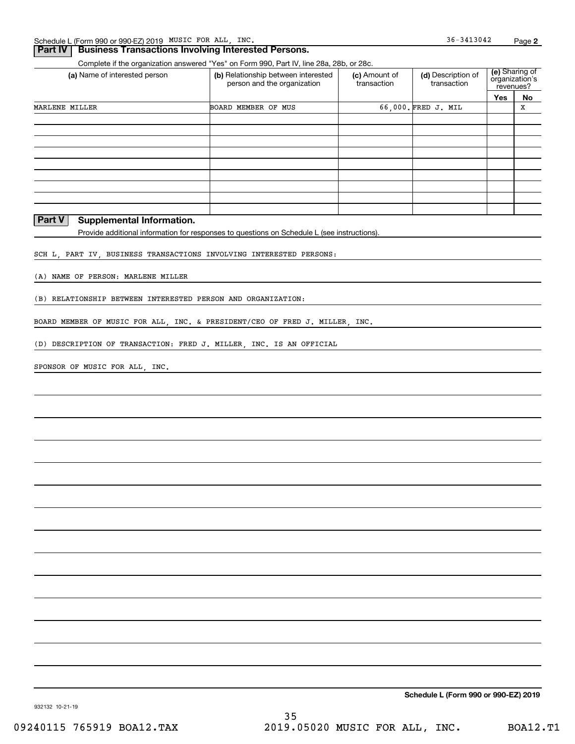Schedule L (Form 990 or 990-EZ) 2019 MUSIC FOR ALL, INC. 36-3413042 Page **2**

## Part IV Business Transactions Involving Interested Persons.

Complete if the organization answered "Yes" on Form 990, Part IV, line 28a, 28b, or 28c.

| (a) Name of interested person | (b) Relationship between interested person and the organization | (c) Amount of transaction | (d) Description of transaction | (e) Sharing of organization's revenues? | |
|---|---|---|---|---|---|
| | | | | Yes | No |
| MARLENE MILLER | BOARD MEMBER OF MUS | 66,000. | FRED J. MIL | | X |
| | | | | | |
| | | | | | |
| | | | | | |
| | | | | | |
| | | | | | |
| | | | | | |
| | | | | | |
| | | | | | |

## Part V Supplemental Information.

Provide additional information for responses to questions on Schedule L (see instructions).

SCH L, PART IV, BUSINESS TRANSACTIONS INVOLVING INTERESTED PERSONS:

(A) NAME OF PERSON: MARLENE MILLER

(B) RELATIONSHIP BETWEEN INTERESTED PERSON AND ORGANIZATION:

BOARD MEMBER OF MUSIC FOR ALL, INC. & PRESIDENT/CEO OF FRED J. MILLER, INC.

(D) DESCRIPTION OF TRANSACTION: FRED J. MILLER, INC. IS AN OFFICIAL

SPONSOR OF MUSIC FOR ALL, INC.

**Schedule L (Form 990 or 990-EZ) 2019**

932132 10-21-19

09240115 765919 BOA12.TAX 2019.05020 MUSIC FOR ALL, INC. BOA12.T1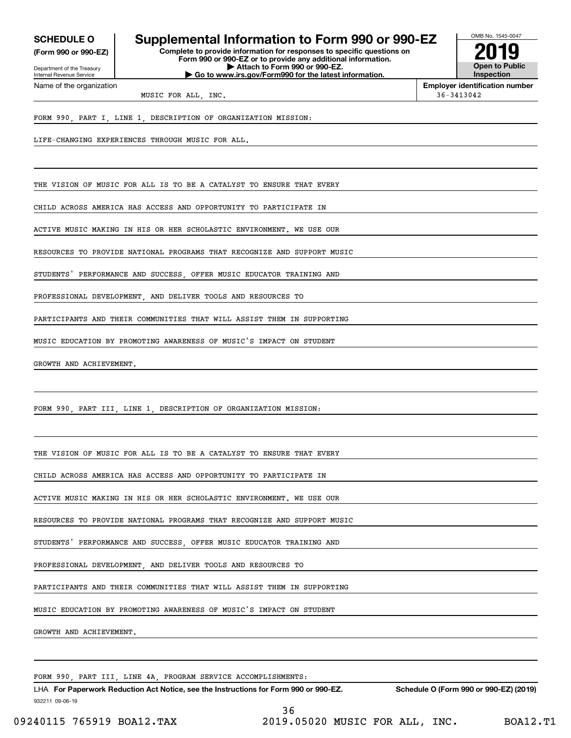**SCHEDULE O**
**(Form 990 or 990-EZ)**

Department of the Treasury
Internal Revenue Service

# Supplemental Information to Form 990 or 990-EZ

**Complete to provide information for responses to specific questions on Form 990 or 990-EZ or to provide any additional information.**
**▶ Attach to Form 990 or 990-EZ.**
**▶ Go to www.irs.gov/Form990 for the latest information.**

OMB No. 1545-0047
**2019**
**Open to Public Inspection**

Name of the organization: MUSIC FOR ALL, INC.
**Employer identification number:** 36-3413042

FORM 990, PART I, LINE 1, DESCRIPTION OF ORGANIZATION MISSION:

LIFE-CHANGING EXPERIENCES THROUGH MUSIC FOR ALL.

THE VISION OF MUSIC FOR ALL IS TO BE A CATALYST TO ENSURE THAT EVERY CHILD ACROSS AMERICA HAS ACCESS AND OPPORTUNITY TO PARTICIPATE IN ACTIVE MUSIC MAKING IN HIS OR HER SCHOLASTIC ENVIRONMENT. WE USE OUR RESOURCES TO PROVIDE NATIONAL PROGRAMS THAT RECOGNIZE AND SUPPORT MUSIC STUDENTS' PERFORMANCE AND SUCCESS, OFFER MUSIC EDUCATOR TRAINING AND PROFESSIONAL DEVELOPMENT, AND DELIVER TOOLS AND RESOURCES TO PARTICIPANTS AND THEIR COMMUNITIES THAT WILL ASSIST THEM IN SUPPORTING MUSIC EDUCATION BY PROMOTING AWARENESS OF MUSIC'S IMPACT ON STUDENT GROWTH AND ACHIEVEMENT.

FORM 990, PART III, LINE 1, DESCRIPTION OF ORGANIZATION MISSION:

THE VISION OF MUSIC FOR ALL IS TO BE A CATALYST TO ENSURE THAT EVERY CHILD ACROSS AMERICA HAS ACCESS AND OPPORTUNITY TO PARTICIPATE IN ACTIVE MUSIC MAKING IN HIS OR HER SCHOLASTIC ENVIRONMENT. WE USE OUR RESOURCES TO PROVIDE NATIONAL PROGRAMS THAT RECOGNIZE AND SUPPORT MUSIC STUDENTS' PERFORMANCE AND SUCCESS, OFFER MUSIC EDUCATOR TRAINING AND PROFESSIONAL DEVELOPMENT, AND DELIVER TOOLS AND RESOURCES TO PARTICIPANTS AND THEIR COMMUNITIES THAT WILL ASSIST THEM IN SUPPORTING MUSIC EDUCATION BY PROMOTING AWARENESS OF MUSIC'S IMPACT ON STUDENT GROWTH AND ACHIEVEMENT.

FORM 990, PART III, LINE 4A, PROGRAM SERVICE ACCOMPLISHMENTS:

LHA **For Paperwork Reduction Act Notice, see the Instructions for Form 990 or 990-EZ.** **Schedule O (Form 990 or 990-EZ) (2019)**
932211 09-06-19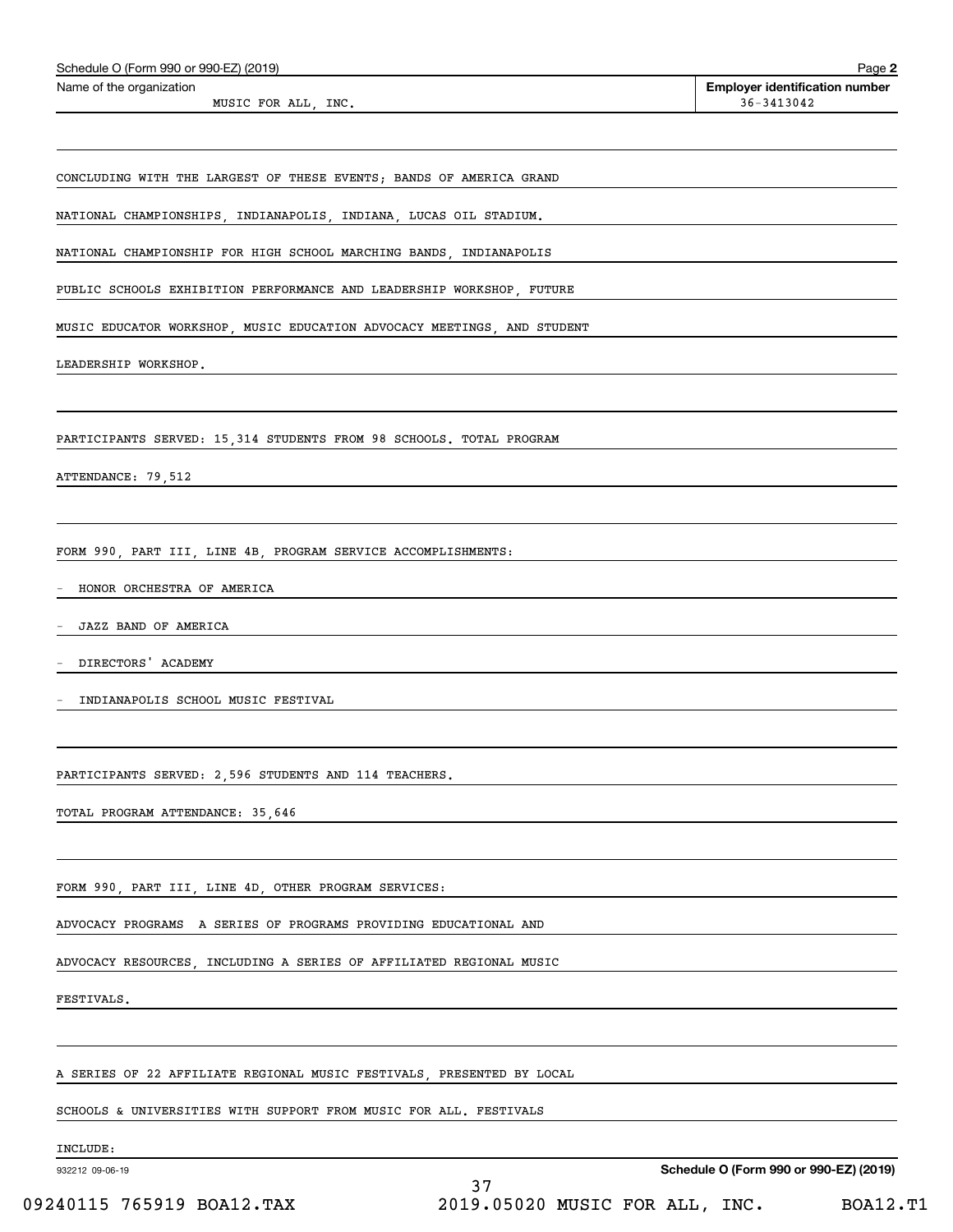Schedule O (Form 990 or 990-EZ) (2019) Page **2**

Name of the organization: MUSIC FOR ALL, INC.

**Employer identification number** 36-3413042

CONCLUDING WITH THE LARGEST OF THESE EVENTS; BANDS OF AMERICA GRAND NATIONAL CHAMPIONSHIPS, INDIANAPOLIS, INDIANA, LUCAS OIL STADIUM. NATIONAL CHAMPIONSHIP FOR HIGH SCHOOL MARCHING BANDS, INDIANAPOLIS PUBLIC SCHOOLS EXHIBITION PERFORMANCE AND LEADERSHIP WORKSHOP, FUTURE MUSIC EDUCATOR WORKSHOP, MUSIC EDUCATION ADVOCACY MEETINGS, AND STUDENT LEADERSHIP WORKSHOP.

PARTICIPANTS SERVED: 15,314 STUDENTS FROM 98 SCHOOLS. TOTAL PROGRAM ATTENDANCE: 79,512

FORM 990, PART III, LINE 4B, PROGRAM SERVICE ACCOMPLISHMENTS:

- HONOR ORCHESTRA OF AMERICA
- JAZZ BAND OF AMERICA
- DIRECTORS' ACADEMY
- INDIANAPOLIS SCHOOL MUSIC FESTIVAL

PARTICIPANTS SERVED: 2,596 STUDENTS AND 114 TEACHERS.

TOTAL PROGRAM ATTENDANCE: 35,646

FORM 990, PART III, LINE 4D, OTHER PROGRAM SERVICES:

ADVOCACY PROGRAMS A SERIES OF PROGRAMS PROVIDING EDUCATIONAL AND ADVOCACY RESOURCES, INCLUDING A SERIES OF AFFILIATED REGIONAL MUSIC FESTIVALS.

A SERIES OF 22 AFFILIATE REGIONAL MUSIC FESTIVALS, PRESENTED BY LOCAL SCHOOLS & UNIVERSITIES WITH SUPPORT FROM MUSIC FOR ALL. FESTIVALS INCLUDE:

932212 09-06-19 **Schedule O (Form 990 or 990-EZ) (2019)**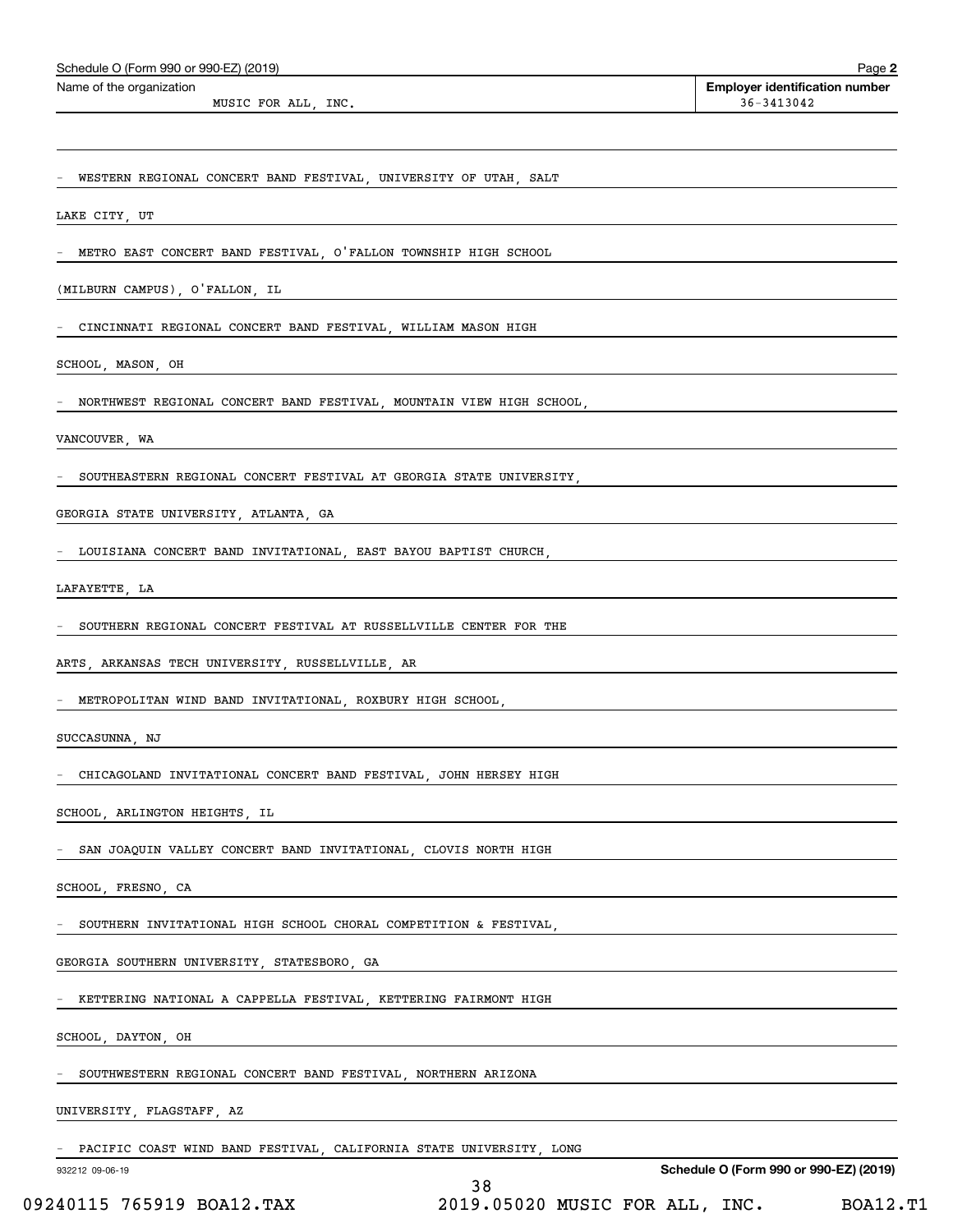Name of the organization: MUSIC FOR ALL, INC.

Employer identification number: 36-3413042

- WESTERN REGIONAL CONCERT BAND FESTIVAL, UNIVERSITY OF UTAH, SALT LAKE CITY, UT
- METRO EAST CONCERT BAND FESTIVAL, O'FALLON TOWNSHIP HIGH SCHOOL (MILBURN CAMPUS), O'FALLON, IL
- CINCINNATI REGIONAL CONCERT BAND FESTIVAL, WILLIAM MASON HIGH SCHOOL, MASON, OH
- NORTHWEST REGIONAL CONCERT BAND FESTIVAL, MOUNTAIN VIEW HIGH SCHOOL, VANCOUVER, WA
- SOUTHEASTERN REGIONAL CONCERT FESTIVAL AT GEORGIA STATE UNIVERSITY, GEORGIA STATE UNIVERSITY, ATLANTA, GA
- LOUISIANA CONCERT BAND INVITATIONAL, EAST BAYOU BAPTIST CHURCH, LAFAYETTE, LA
- SOUTHERN REGIONAL CONCERT FESTIVAL AT RUSSELLVILLE CENTER FOR THE ARTS, ARKANSAS TECH UNIVERSITY, RUSSELLVILLE, AR
- METROPOLITAN WIND BAND INVITATIONAL, ROXBURY HIGH SCHOOL, SUCCASUNNA, NJ
- CHICAGOLAND INVITATIONAL CONCERT BAND FESTIVAL, JOHN HERSEY HIGH SCHOOL, ARLINGTON HEIGHTS, IL
- SAN JOAQUIN VALLEY CONCERT BAND INVITATIONAL, CLOVIS NORTH HIGH SCHOOL, FRESNO, CA
- SOUTHERN INVITATIONAL HIGH SCHOOL CHORAL COMPETITION & FESTIVAL, GEORGIA SOUTHERN UNIVERSITY, STATESBORO, GA
- KETTERING NATIONAL A CAPPELLA FESTIVAL, KETTERING FAIRMONT HIGH SCHOOL, DAYTON, OH
- SOUTHWESTERN REGIONAL CONCERT BAND FESTIVAL, NORTHERN ARIZONA UNIVERSITY, FLAGSTAFF, AZ
- PACIFIC COAST WIND BAND FESTIVAL, CALIFORNIA STATE UNIVERSITY, LONG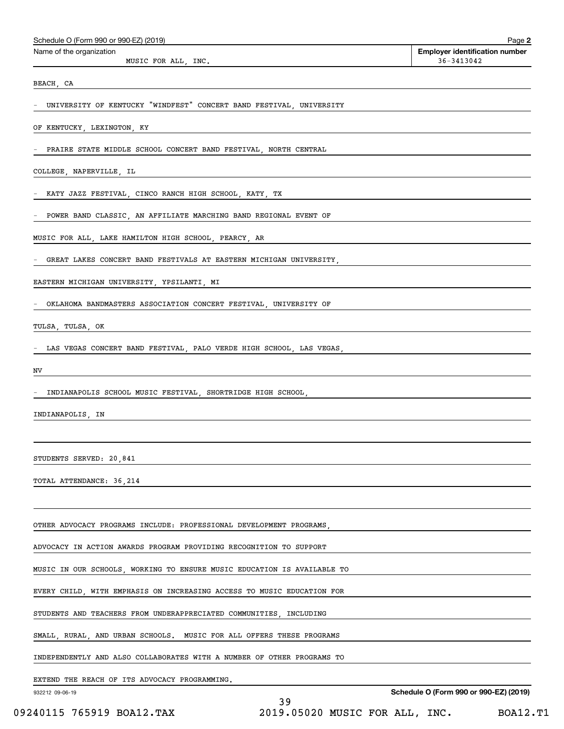Name of the organization: MUSIC FOR ALL, INC.

Employer identification number: 36-3413042

BEACH, CA

- UNIVERSITY OF KENTUCKY "WINDFEST" CONCERT BAND FESTIVAL, UNIVERSITY OF KENTUCKY, LEXINGTON, KY
- PRAIRE STATE MIDDLE SCHOOL CONCERT BAND FESTIVAL, NORTH CENTRAL COLLEGE, NAPERVILLE, IL
- KATY JAZZ FESTIVAL, CINCO RANCH HIGH SCHOOL, KATY, TX
- POWER BAND CLASSIC, AN AFFILIATE MARCHING BAND REGIONAL EVENT OF MUSIC FOR ALL, LAKE HAMILTON HIGH SCHOOL, PEARCY, AR
- GREAT LAKES CONCERT BAND FESTIVALS AT EASTERN MICHIGAN UNIVERSITY, EASTERN MICHIGAN UNIVERSITY, YPSILANTI, MI
- OKLAHOMA BANDMASTERS ASSOCIATION CONCERT FESTIVAL, UNIVERSITY OF TULSA, TULSA, OK
- LAS VEGAS CONCERT BAND FESTIVAL, PALO VERDE HIGH SCHOOL, LAS VEGAS, NV
- INDIANAPOLIS SCHOOL MUSIC FESTIVAL, SHORTRIDGE HIGH SCHOOL, INDIANAPOLIS, IN

STUDENTS SERVED: 20,841

TOTAL ATTENDANCE: 36,214

OTHER ADVOCACY PROGRAMS INCLUDE: PROFESSIONAL DEVELOPMENT PROGRAMS, ADVOCACY IN ACTION AWARDS PROGRAM PROVIDING RECOGNITION TO SUPPORT MUSIC IN OUR SCHOOLS, WORKING TO ENSURE MUSIC EDUCATION IS AVAILABLE TO EVERY CHILD, WITH EMPHASIS ON INCREASING ACCESS TO MUSIC EDUCATION FOR STUDENTS AND TEACHERS FROM UNDERAPPRECIATED COMMUNITIES, INCLUDING SMALL, RURAL, AND URBAN SCHOOLS. MUSIC FOR ALL OFFERS THESE PROGRAMS INDEPENDENTLY AND ALSO COLLABORATES WITH A NUMBER OF OTHER PROGRAMS TO EXTEND THE REACH OF ITS ADVOCACY PROGRAMMING.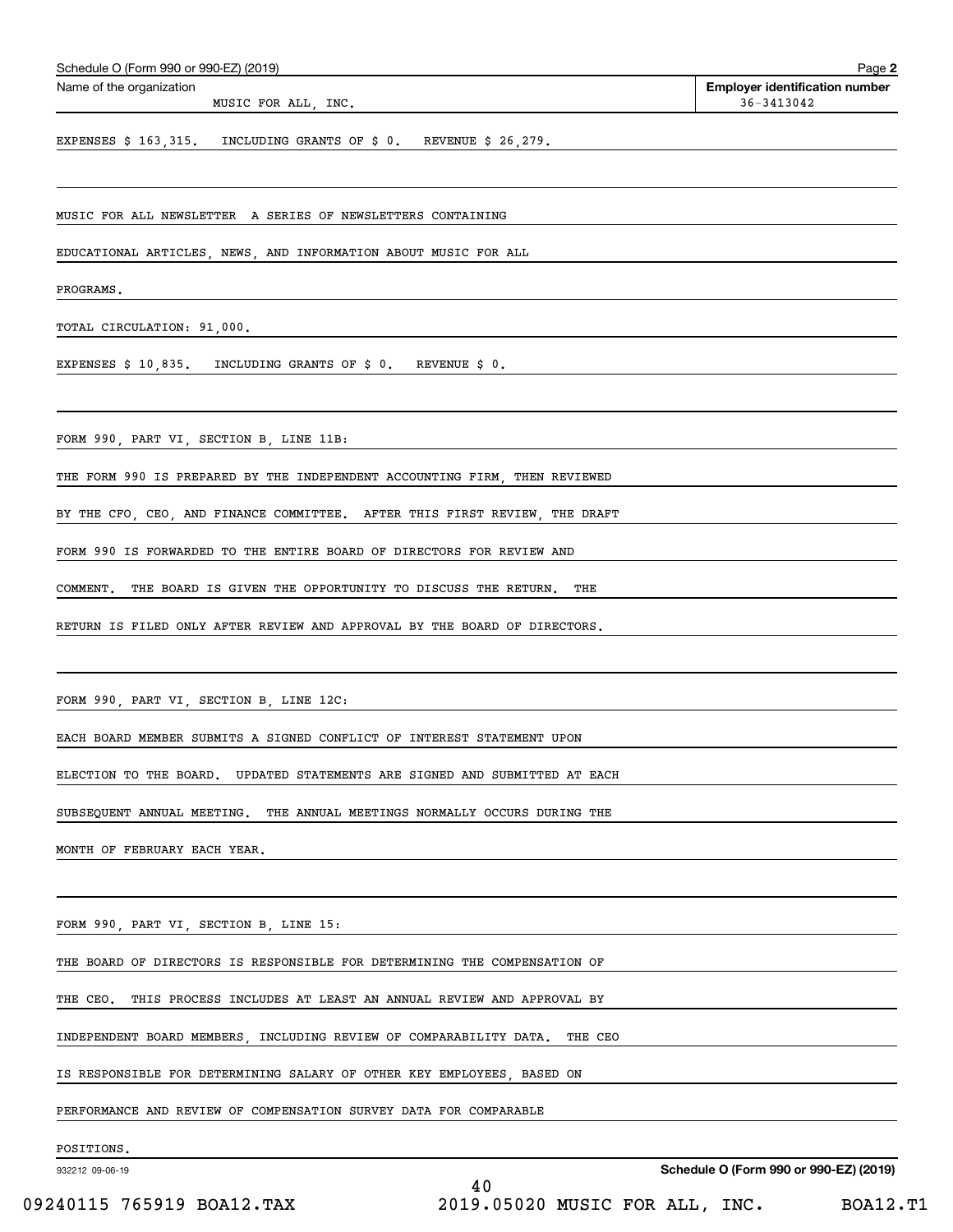Schedule O (Form 990 or 990-EZ) (2019) Page **2**

Name of the organization: MUSIC FOR ALL, INC.

**Employer identification number** 36-3413042

EXPENSES $ 163,315. INCLUDING GRANTS OF $ 0. REVENUE $ 26,279.

MUSIC FOR ALL NEWSLETTER A SERIES OF NEWSLETTERS CONTAINING EDUCATIONAL ARTICLES, NEWS, AND INFORMATION ABOUT MUSIC FOR ALL PROGRAMS.

TOTAL CIRCULATION: 91,000.

EXPENSES $ 10,835. INCLUDING GRANTS OF $ 0. REVENUE $ 0.

FORM 990, PART VI, SECTION B, LINE 11B:

THE FORM 990 IS PREPARED BY THE INDEPENDENT ACCOUNTING FIRM, THEN REVIEWED BY THE CFO, CEO, AND FINANCE COMMITTEE. AFTER THIS FIRST REVIEW, THE DRAFT FORM 990 IS FORWARDED TO THE ENTIRE BOARD OF DIRECTORS FOR REVIEW AND COMMENT. THE BOARD IS GIVEN THE OPPORTUNITY TO DISCUSS THE RETURN. THE RETURN IS FILED ONLY AFTER REVIEW AND APPROVAL BY THE BOARD OF DIRECTORS.

FORM 990, PART VI, SECTION B, LINE 12C:

EACH BOARD MEMBER SUBMITS A SIGNED CONFLICT OF INTEREST STATEMENT UPON ELECTION TO THE BOARD. UPDATED STATEMENTS ARE SIGNED AND SUBMITTED AT EACH SUBSEQUENT ANNUAL MEETING. THE ANNUAL MEETINGS NORMALLY OCCURS DURING THE MONTH OF FEBRUARY EACH YEAR.

FORM 990, PART VI, SECTION B, LINE 15:

THE BOARD OF DIRECTORS IS RESPONSIBLE FOR DETERMINING THE COMPENSATION OF THE CEO. THIS PROCESS INCLUDES AT LEAST AN ANNUAL REVIEW AND APPROVAL BY INDEPENDENT BOARD MEMBERS, INCLUDING REVIEW OF COMPARABILITY DATA. THE CEO IS RESPONSIBLE FOR DETERMINING SALARY OF OTHER KEY EMPLOYEES, BASED ON PERFORMANCE AND REVIEW OF COMPENSATION SURVEY DATA FOR COMPARABLE POSITIONS.

932212 09-06-19 **Schedule O (Form 990 or 990-EZ) (2019)**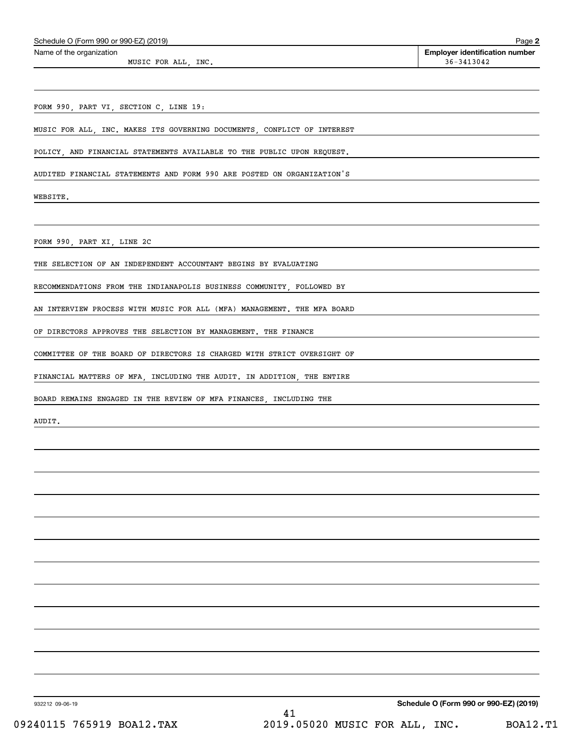Schedule O (Form 990 or 990-EZ) (2019)

Name of the organization: MUSIC FOR ALL, INC.

**Employer identification number** 36-3413042

FORM 990, PART VI, SECTION C, LINE 19:

MUSIC FOR ALL, INC. MAKES ITS GOVERNING DOCUMENTS, CONFLICT OF INTEREST POLICY, AND FINANCIAL STATEMENTS AVAILABLE TO THE PUBLIC UPON REQUEST. AUDITED FINANCIAL STATEMENTS AND FORM 990 ARE POSTED ON ORGANIZATION'S WEBSITE.

FORM 990, PART XI, LINE 2C

THE SELECTION OF AN INDEPENDENT ACCOUNTANT BEGINS BY EVALUATING RECOMMENDATIONS FROM THE INDIANAPOLIS BUSINESS COMMUNITY, FOLLOWED BY AN INTERVIEW PROCESS WITH MUSIC FOR ALL (MFA) MANAGEMENT. THE MFA BOARD OF DIRECTORS APPROVES THE SELECTION BY MANAGEMENT. THE FINANCE COMMITTEE OF THE BOARD OF DIRECTORS IS CHARGED WITH STRICT OVERSIGHT OF FINANCIAL MATTERS OF MFA, INCLUDING THE AUDIT. IN ADDITION, THE ENTIRE BOARD REMAINS ENGAGED IN THE REVIEW OF MFA FINANCES, INCLUDING THE AUDIT.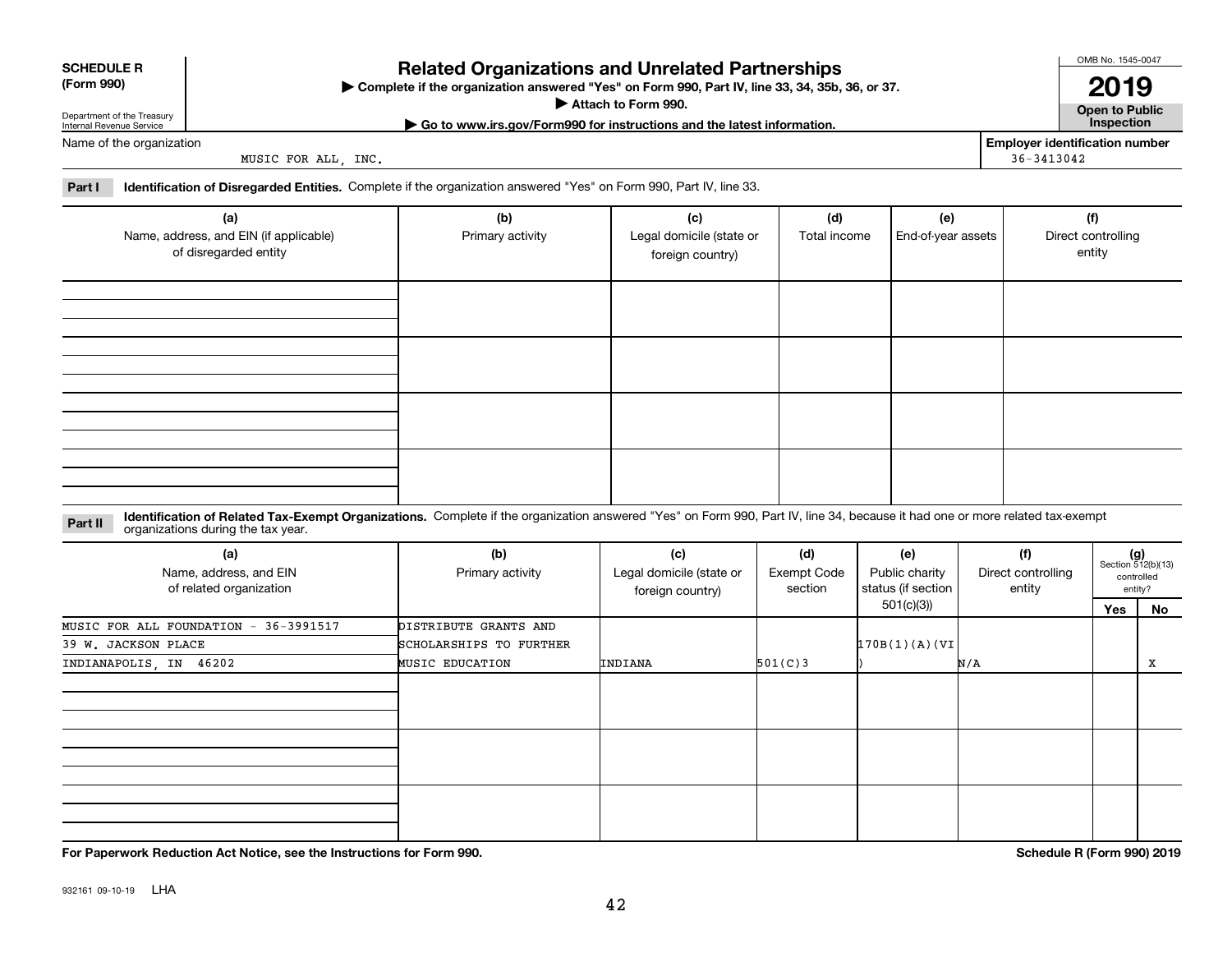**SCHEDULE R (Form 990)**

Department of the Treasury
Internal Revenue Service

# Related Organizations and Unrelated Partnerships

▶ Complete if the organization answered "Yes" on Form 990, Part IV, line 33, 34, 35b, 36, or 37.
▶ Attach to Form 990.
▶ Go to www.irs.gov/Form990 for instructions and the latest information.

OMB No. 1545-0047

**2019**

**Open to Public Inspection**

Name of the organization: MUSIC FOR ALL, INC.

Employer identification number: 36-3413042

**Part I** **Identification of Disregarded Entities.** Complete if the organization answered "Yes" on Form 990, Part IV, line 33.

| (a) Name, address, and EIN (if applicable) of disregarded entity | (b) Primary activity | (c) Legal domicile (state or foreign country) | (d) Total income | (e) End-of-year assets | (f) Direct controlling entity |
|---|---|---|---|---|---|
| | | | | | |
| | | | | | |
| | | | | | |
| | | | | | |

**Part II** **Identification of Related Tax-Exempt Organizations.** Complete if the organization answered "Yes" on Form 990, Part IV, line 34, because it had one or more related tax-exempt organizations during the tax year.

| (a) Name, address, and EIN of related organization | (b) Primary activity | (c) Legal domicile (state or foreign country) | (d) Exempt Code section | (e) Public charity status (if section 501(c)(3)) | (f) Direct controlling entity | (g) Section 512(b)(13) controlled entity? Yes | No |
|---|---|---|---|---|---|---|---|
| MUSIC FOR ALL FOUNDATION - 36-3991517<br>39 W. JACKSON PLACE<br>INDIANAPOLIS, IN 46202 | DISTRIBUTE GRANTS AND SCHOLARSHIPS TO FURTHER MUSIC EDUCATION | INDIANA | 501(C)3 | 170B(1)(A)(VI) | N/A | | X |
| | | | | | | | |
| | | | | | | | |
| | | | | | | | |

**For Paperwork Reduction Act Notice, see the Instructions for Form 990.**

**Schedule R (Form 990) 2019**

932161 09-10-19 LHA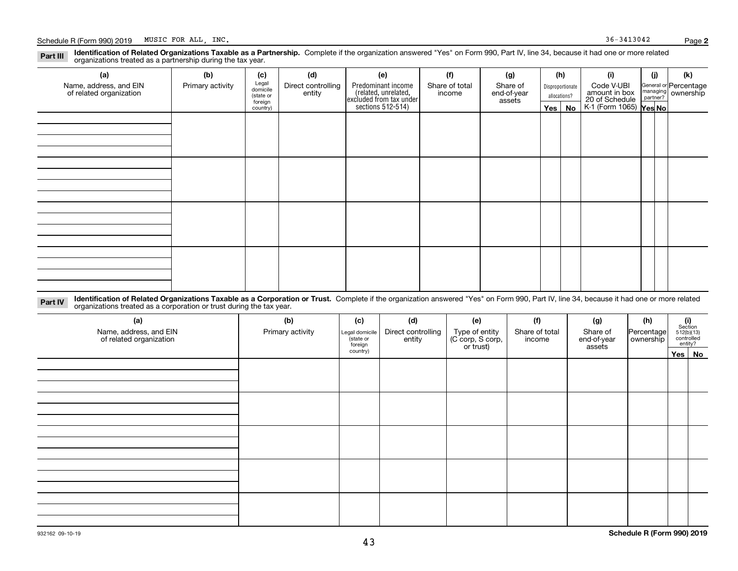Schedule R (Form 990) 2019 MUSIC FOR ALL, INC. 36-3413042

**Part III** **Identification of Related Organizations Taxable as a Partnership.** Complete if the organization answered "Yes" on Form 990, Part IV, line 34, because it had one or more related organizations treated as a partnership during the tax year.

| (a) Name, address, and EIN of related organization | (b) Primary activity | (c) Legal domicile (state or foreign country) | (d) Direct controlling entity | (e) Predominant income (related, unrelated, excluded from tax under sections 512-514) | (f) Share of total income | (g) Share of end-of-year assets | (h) Disproportionate allocations? | | (i) Code V-UBI amount in box 20 of Schedule K-1 (Form 1065) | (j) General or managing partner? | | (k) Percentage ownership |
|---|---|---|---|---|---|---|---|---|---|---|---|---|
| | | | | | | | Yes | No | | Yes | No | |
| | | | | | | | | | | | | |
| | | | | | | | | | | | | |
| | | | | | | | | | | | | |
| | | | | | | | | | | | | |

**Part IV** **Identification of Related Organizations Taxable as a Corporation or Trust.** Complete if the organization answered "Yes" on Form 990, Part IV, line 34, because it had one or more related organizations treated as a corporation or trust during the tax year.

| (a) Name, address, and EIN of related organization | (b) Primary activity | (c) Legal domicile (state or foreign country) | (d) Direct controlling entity | (e) Type of entity (C corp, S corp, or trust) | (f) Share of total income | (g) Share of end-of-year assets | (h) Percentage ownership | (i) Section 512(b)(13) controlled entity? | |
|---|---|---|---|---|---|---|---|---|---|
| | | | | | | | | Yes | No |
| | | | | | | | | | |
| | | | | | | | | | |
| | | | | | | | | | |
| | | | | | | | | | |
| | | | | | | | | | |

932162 09-10-19

**Schedule R (Form 990) 2019**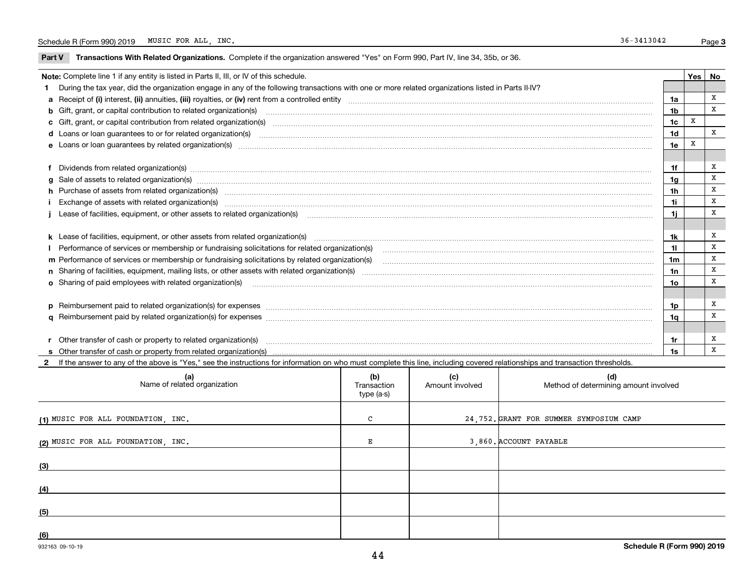Schedule R (Form 990) 2019 MUSIC FOR ALL, INC. 36-3413042 Page **3**

## Part V Transactions With Related Organizations. Complete if the organization answered "Yes" on Form 990, Part IV, line 34, 35b, or 36.

| Note: Complete line 1 if any entity is listed in Parts II, III, or IV of this schedule. | | Yes | No |
|---|---|---|---|
| **1** During the tax year, did the organization engage in any of the following transactions with one or more related organizations listed in Parts II-IV? | | | |
| **a** Receipt of **(i)** interest, **(ii)** annuities, **(iii)** royalties, or **(iv)** rent from a controlled entity | 1a | | X |
| **b** Gift, grant, or capital contribution to related organization(s) | 1b | | X |
| **c** Gift, grant, or capital contribution from related organization(s) | 1c | X | |
| **d** Loans or loan guarantees to or for related organization(s) | 1d | | X |
| **e** Loans or loan guarantees by related organization(s) | 1e | X | |
| **f** Dividends from related organization(s) | 1f | | X |
| **g** Sale of assets to related organization(s) | 1g | | X |
| **h** Purchase of assets from related organization(s) | 1h | | X |
| **i** Exchange of assets with related organization(s) | 1i | | X |
| **j** Lease of facilities, equipment, or other assets to related organization(s) | 1j | | X |
| **k** Lease of facilities, equipment, or other assets from related organization(s) | 1k | | X |
| **l** Performance of services or membership or fundraising solicitations for related organization(s) | 1l | | X |
| **m** Performance of services or membership or fundraising solicitations by related organization(s) | 1m | | X |
| **n** Sharing of facilities, equipment, mailing lists, or other assets with related organization(s) | 1n | | X |
| **o** Sharing of paid employees with related organization(s) | 1o | | X |
| **p** Reimbursement paid to related organization(s) for expenses | 1p | | X |
| **q** Reimbursement paid by related organization(s) for expenses | 1q | | X |
| **r** Other transfer of cash or property to related organization(s) | 1r | | X |
| **s** Other transfer of cash or property from related organization(s) | 1s | | X |

**2** If the answer to any of the above is "Yes," see the instructions for information on who must complete this line, including covered relationships and transaction thresholds.

| (a) Name of related organization | (b) Transaction type (a-s) | (c) Amount involved | (d) Method of determining amount involved |
|---|---|---|---|
| (1) MUSIC FOR ALL FOUNDATION, INC. | C | 24,752. | GRANT FOR SUMMER SYMPOSIUM CAMP |
| (2) MUSIC FOR ALL FOUNDATION, INC. | E | 3,860. | ACCOUNT PAYABLE |
| (3) | | | |
| (4) | | | |
| (5) | | | |
| (6) | | | |

932163 09-10-19 **Schedule R (Form 990) 2019**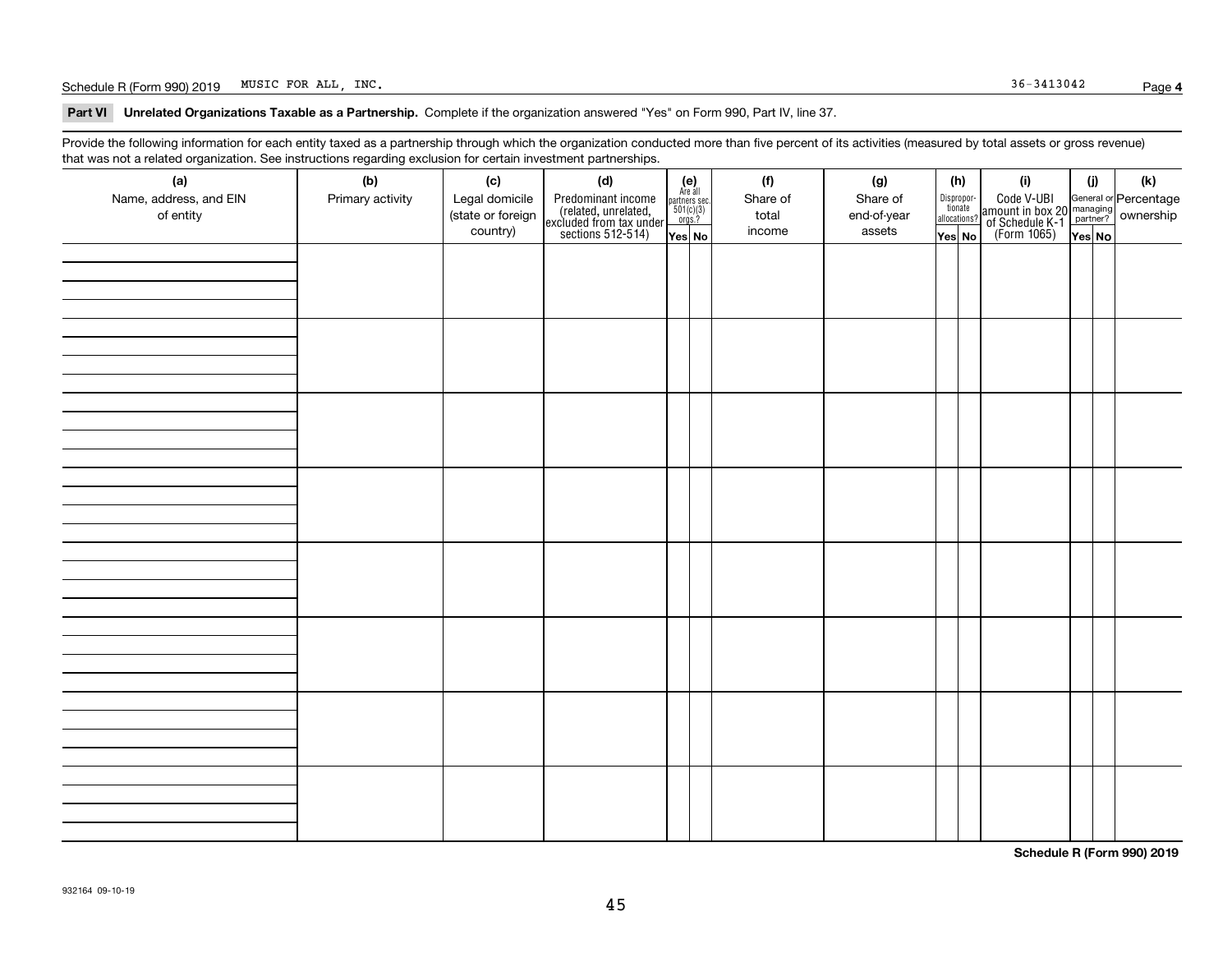Schedule R (Form 990) 2019 MUSIC FOR ALL, INC. 36-3413042

**Part VI Unrelated Organizations Taxable as a Partnership.** Complete if the organization answered "Yes" on Form 990, Part IV, line 37.

Provide the following information for each entity taxed as a partnership through which the organization conducted more than five percent of its activities (measured by total assets or gross revenue) that was not a related organization. See instructions regarding exclusion for certain investment partnerships.

| (a) Name, address, and EIN of entity | (b) Primary activity | (c) Legal domicile (state or foreign country) | (d) Predominant income (related, unrelated, excluded from tax under sections 512-514) | (e) Are all partners sec. 501(c)(3) orgs.? Yes | No | (f) Share of total income | (g) Share of end-of-year assets | (h) Disproportionate allocations? Yes | No | (i) Code V-UBI amount in box 20 of Schedule K-1 (Form 1065) | (j) General or managing partner? Yes | No | (k) Percentage ownership |
|---|---|---|---|---|---|---|---|---|---|---|---|---|---|
| | | | | | | | | | | | | | |
| | | | | | | | | | | | | | |
| | | | | | | | | | | | | | |
| | | | | | | | | | | | | | |
| | | | | | | | | | | | | | |
| | | | | | | | | | | | | | |
| | | | | | | | | | | | | | |
| | | | | | | | | | | | | | |

**Schedule R (Form 990) 2019**

932164 09-10-19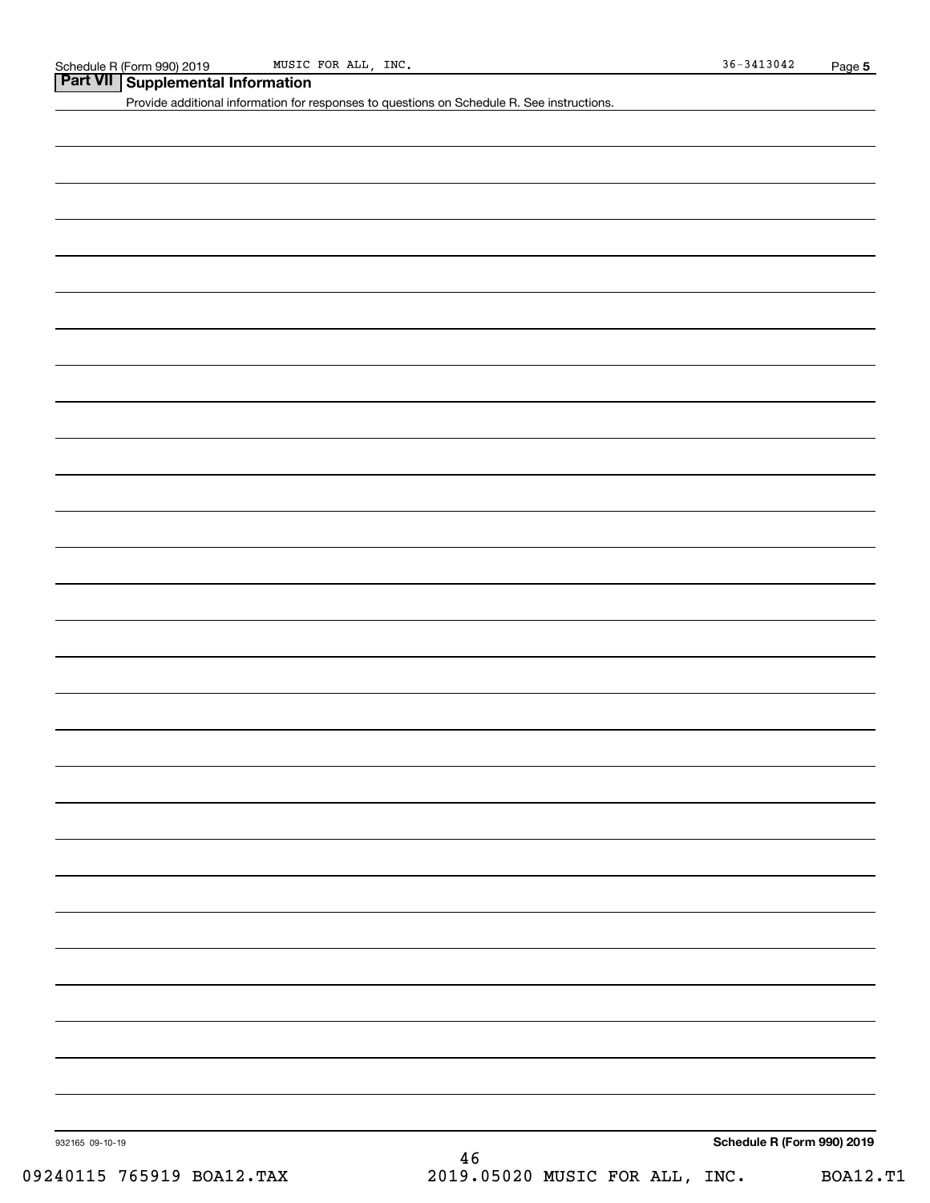## Part VII Supplemental Information

Provide additional information for responses to questions on Schedule R. See instructions.